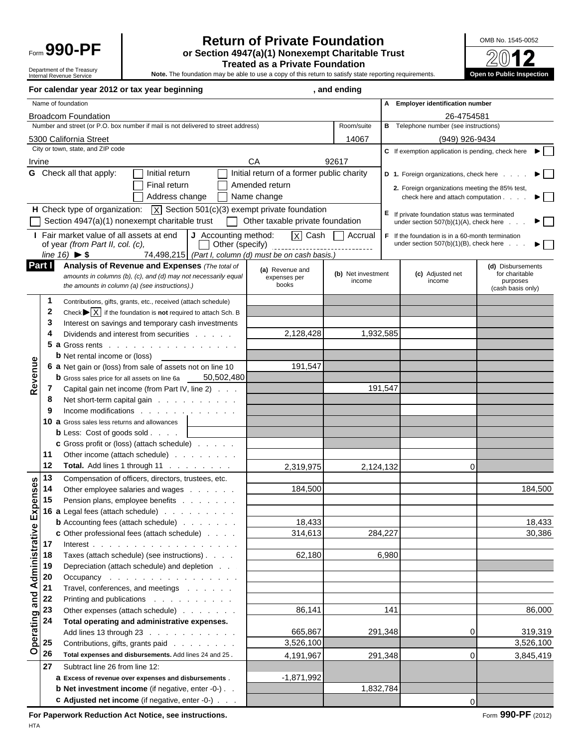# Form 990-PF

Department of the Treasury
Internal Revenue Service

## Return of Private Foundation
### or Section 4947(a)(1) Nonexempt Charitable Trust Treated as a Private Foundation

**Note.** The foundation may be able to use a copy of this return to satisfy state reporting requirements.

OMB No. 1545-0052

**2012**

**Open to Public Inspection**

**For calendar year 2012 or tax year beginning** , **and ending**

| Name of foundation | | | A Employer identification number |
|---|---|---|---|
| Broadcom Foundation | | | 26-4754581 |
| Number and street (or P.O. box number if mail is not delivered to street address) | | Room/suite | B Telephone number (see instructions) |
| 5300 California Street | | 14067 | (949) 926-9434 |
| City or town, state, and ZIP code | | | C If exemption application is pending, check here ► ☐ |
| Irvine | CA | 92617 | |

**G** Check all that apply: ☐ Initial return ☐ Initial return of a former public charity ☐ Final return ☐ Amended return ☐ Address change ☐ Name change

**D 1.** Foreign organizations, check here ► ☐
**2.** Foreign organizations meeting the 85% test, check here and attach computation ► ☐

**H** Check type of organization: ☒ Section 501(c)(3) exempt private foundation ☐ Section 4947(a)(1) nonexempt charitable trust ☐ Other taxable private foundation

**E** If private foundation status was terminated under section 507(b)(1)(A), check here ► ☐

**I** Fair market value of all assets at end of year *(from Part II, col. (c), line 16)* ► $ 74,498,215

**J** Accounting method: ☒ Cash ☐ Accrual ☐ Other (specify) *(Part I, column (d) must be on cash basis.)*

**F** If the foundation is in a 60-month termination under section 507(b)(1)(B), check here ► ☐

## Part I Analysis of Revenue and Expenses
*(The total of amounts in columns (b), (c), and (d) may not necessarily equal the amounts in column (a) (see instructions).)*

| | | (a) Revenue and expenses per books | (b) Net investment income | (c) Adjusted net income | (d) Disbursements for charitable purposes (cash basis only) |
|---|---|---|---|---|---|
| **Revenue** | 1 Contributions, gifts, grants, etc., received (attach schedule) | | | | |
| | 2 Check ► ☒ if the foundation is **not** required to attach Sch. B | | | | |
| | 3 Interest on savings and temporary cash investments | | | | |
| | 4 Dividends and interest from securities | 2,128,428 | 1,932,585 | | |
| | 5 a Gross rents | | | | |
| | b Net rental income or (loss) | | | | |
| | 6 a Net gain or (loss) from sale of assets not on line 10 | 191,547 | | | |
| | b Gross sales price for all assets on line 6a 50,502,480 | | | | |
| | 7 Capital gain net income (from Part IV, line 2) | | 191,547 | | |
| | 8 Net short-term capital gain | | | | |
| | 9 Income modifications | | | | |
| | 10 a Gross sales less returns and allowances | | | | |
| | b Less: Cost of goods sold | | | | |
| | c Gross profit or (loss) (attach schedule) | | | | |
| | 11 Other income (attach schedule) | | | | |
| | 12 **Total.** Add lines 1 through 11 | 2,319,975 | 2,124,132 | 0 | |
| **Operating and Administrative Expenses** | 13 Compensation of officers, directors, trustees, etc. | | | | |
| | 14 Other employee salaries and wages | 184,500 | | | 184,500 |
| | 15 Pension plans, employee benefits | | | | |
| | 16 a Legal fees (attach schedule) | | | | |
| | b Accounting fees (attach schedule) | 18,433 | | | 18,433 |
| | c Other professional fees (attach schedule) | 314,613 | 284,227 | | 30,386 |
| | 17 Interest | | | | |
| | 18 Taxes (attach schedule) (see instructions) | 62,180 | 6,980 | | |
| | 19 Depreciation (attach schedule) and depletion | | | | |
| | 20 Occupancy | | | | |
| | 21 Travel, conferences, and meetings | | | | |
| | 22 Printing and publications | | | | |
| | 23 Other expenses (attach schedule) | 86,141 | 141 | | 86,000 |
| | 24 **Total operating and administrative expenses.** Add lines 13 through 23 | 665,867 | 291,348 | 0 | 319,319 |
| | 25 Contributions, gifts, grants paid | 3,526,100 | | | 3,526,100 |
| | 26 **Total expenses and disbursements.** Add lines 24 and 25 | 4,191,967 | 291,348 | 0 | 3,845,419 |
| | 27 Subtract line 26 from line 12: | | | | |
| | a **Excess of revenue over expenses and disbursements** | -1,871,992 | | | |
| | b **Net investment income** (if negative, enter -0-) | | 1,832,784 | | |
| | c **Adjusted net income** (if negative, enter -0-) | | | 0 | |

**For Paperwork Reduction Act Notice, see instructions.**

Form **990-PF** (2012)

HTA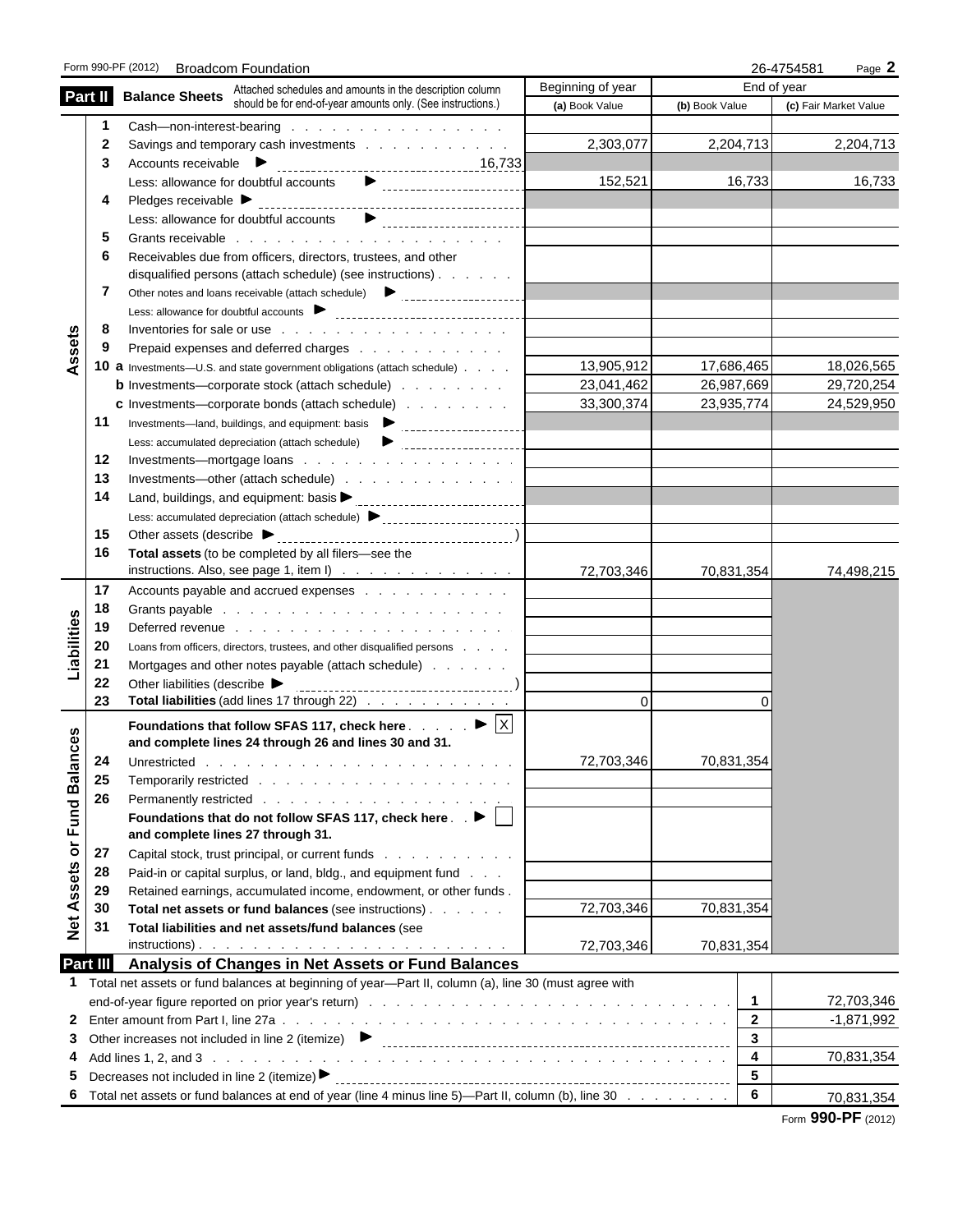Form 990-PF (2012) Broadcom Foundation 26-4754581 Page 2

## Part II Balance Sheets

Attached schedules and amounts in the description column should be for end-of-year amounts only. (See instructions.)

| | | | Beginning of year | End of year | |
|---|---|---|---|---|---|
| | | | (a) Book Value | (b) Book Value | (c) Fair Market Value |
| Assets | 1 | Cash—non-interest-bearing | | | |
| | 2 | Savings and temporary cash investments | 2,303,077 | 2,204,713 | 2,204,713 |
| | 3 | Accounts receivable ▶ 16,733 | | | |
| | | Less: allowance for doubtful accounts ▶ | 152,521 | 16,733 | 16,733 |
| | 4 | Pledges receivable ▶ | | | |
| | | Less: allowance for doubtful accounts ▶ | | | |
| | 5 | Grants receivable | | | |
| | 6 | Receivables due from officers, directors, trustees, and other disqualified persons (attach schedule) (see instructions) | | | |
| | 7 | Other notes and loans receivable (attach schedule) ▶ | | | |
| | | Less: allowance for doubtful accounts ▶ | | | |
| | 8 | Inventories for sale or use | | | |
| | 9 | Prepaid expenses and deferred charges | | | |
| | 10 a | Investments—U.S. and state government obligations (attach schedule) | 13,905,912 | 17,686,465 | 18,026,565 |
| | b | Investments—corporate stock (attach schedule) | 23,041,462 | 26,987,669 | 29,720,254 |
| | c | Investments—corporate bonds (attach schedule) | 33,300,374 | 23,935,774 | 24,529,950 |
| | 11 | Investments—land, buildings, and equipment: basis ▶ | | | |
| | | Less: accumulated depreciation (attach schedule) ▶ | | | |
| | 12 | Investments—mortgage loans | | | |
| | 13 | Investments—other (attach schedule) | | | |
| | 14 | Land, buildings, and equipment: basis ▶ | | | |
| | | Less: accumulated depreciation (attach schedule) ▶ | | | |
| | 15 | Other assets (describe ▶ ) | | | |
| | 16 | **Total assets** (to be completed by all filers—see the instructions. Also, see page 1, item I) | 72,703,346 | 70,831,354 | 74,498,215 |
| Liabilities | 17 | Accounts payable and accrued expenses | | | |
| | 18 | Grants payable | | | |
| | 19 | Deferred revenue | | | |
| | 20 | Loans from officers, directors, trustees, and other disqualified persons | | | |
| | 21 | Mortgages and other notes payable (attach schedule) | | | |
| | 22 | Other liabilities (describe ▶ ) | | | |
| | 23 | **Total liabilities** (add lines 17 through 22) | 0 | 0 | |
| Net Assets or Fund Balances | | **Foundations that follow SFAS 117, check here** ▶ [X] **and complete lines 24 through 26 and lines 30 and 31.** | | | |
| | 24 | Unrestricted | 72,703,346 | 70,831,354 | |
| | 25 | Temporarily restricted | | | |
| | 26 | Permanently restricted | | | |
| | | **Foundations that do not follow SFAS 117, check here** ▶ [ ] **and complete lines 27 through 31.** | | | |
| | 27 | Capital stock, trust principal, or current funds | | | |
| | 28 | Paid-in or capital surplus, or land, bldg., and equipment fund | | | |
| | 29 | Retained earnings, accumulated income, endowment, or other funds | | | |
| | 30 | **Total net assets or fund balances** (see instructions) | 72,703,346 | 70,831,354 | |
| | 31 | **Total liabilities and net assets/fund balances** (see instructions) | 72,703,346 | 70,831,354 | |

## Part III Analysis of Changes in Net Assets or Fund Balances

| | | | |
|---|---|---|---|
| 1 | Total net assets or fund balances at beginning of year—Part II, column (a), line 30 (must agree with end-of-year figure reported on prior year's return) | 1 | 72,703,346 |
| 2 | Enter amount from Part I, line 27a | 2 | -1,871,992 |
| 3 | Other increases not included in line 2 (itemize) ▶ | 3 | |
| 4 | Add lines 1, 2, and 3 | 4 | 70,831,354 |
| 5 | Decreases not included in line 2 (itemize) ▶ | 5 | |
| 6 | Total net assets or fund balances at end of year (line 4 minus line 5)—Part II, column (b), line 30 | 6 | 70,831,354 |

Form **990-PF** (2012)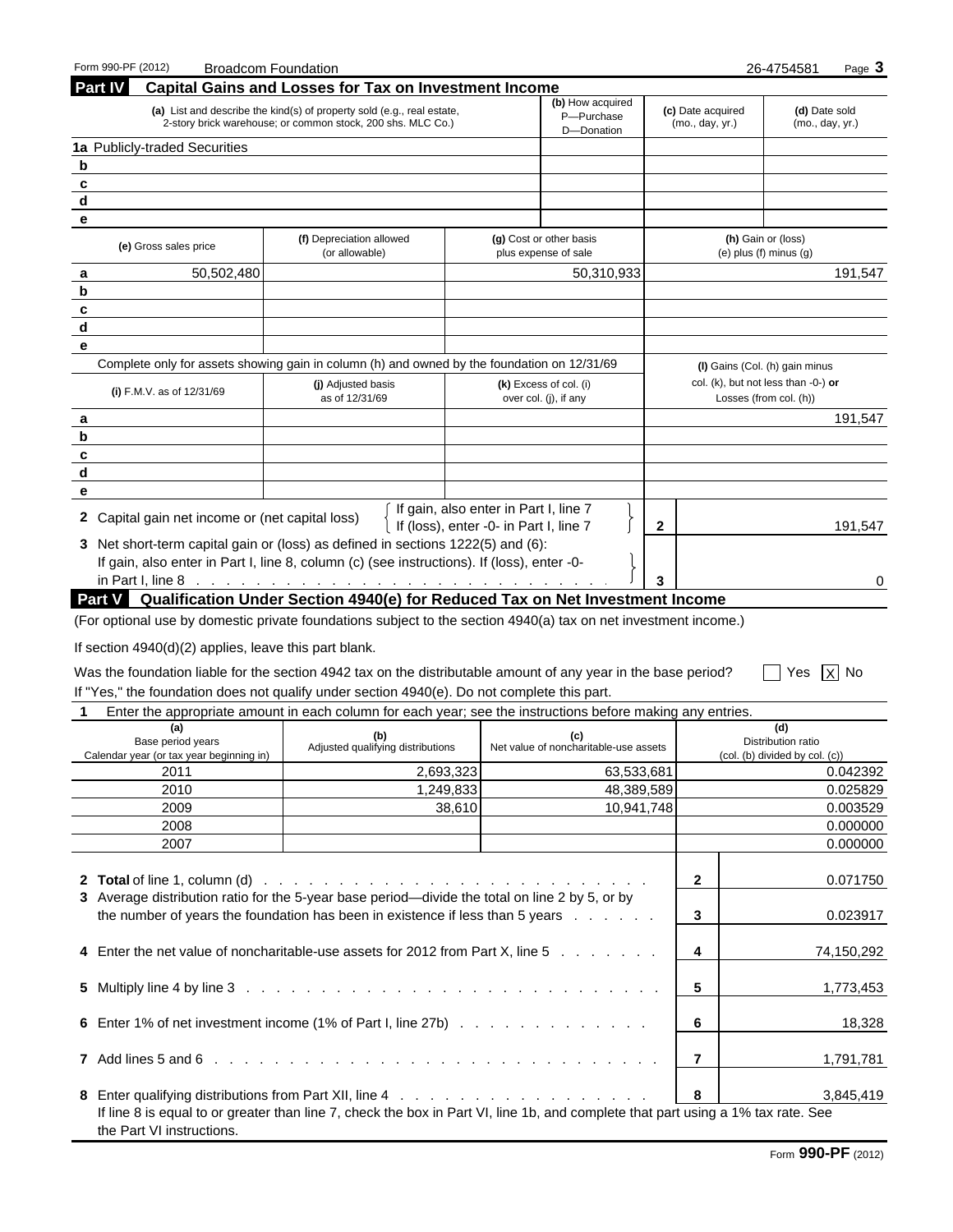Form 990-PF (2012) Broadcom Foundation 26-4754581

## Part IV Capital Gains and Losses for Tax on Investment Income

| | (a) List and describe the kind(s) of property sold (e.g., real estate, 2-story brick warehouse; or common stock, 200 shs. MLC Co.) | (b) How acquired P—Purchase D—Donation | (c) Date acquired (mo., day, yr.) | (d) Date sold (mo., day, yr.) |
|---|---|---|---|---|
| 1a | Publicly-traded Securities | | | |
| b | | | | |
| c | | | | |
| d | | | | |
| e | | | | |

| | (e) Gross sales price | (f) Depreciation allowed (or allowable) | (g) Cost or other basis plus expense of sale | (h) Gain or (loss) (e) plus (f) minus (g) |
|---|---|---|---|---|
| a | 50,502,480 | | 50,310,933 | 191,547 |
| b | | | | |
| c | | | | |
| d | | | | |
| e | | | | |

Complete only for assets showing gain in column (h) and owned by the foundation on 12/31/69

| | (i) F.M.V. as of 12/31/69 | (j) Adjusted basis as of 12/31/69 | (k) Excess of col. (i) over col. (j), if any | (l) Gains (Col. (h) gain minus col. (k), but not less than -0-) **or** Losses (from col. (h)) |
|---|---|---|---|---|
| a | | | | 191,547 |
| b | | | | |
| c | | | | |
| d | | | | |
| e | | | | |

**2** Capital gain net income or (net capital loss) { If gain, also enter in Part I, line 7; If (loss), enter -0- in Part I, line 7 } **2** 191,547

**3** Net short-term capital gain or (loss) as defined in sections 1222(5) and (6): If gain, also enter in Part I, line 8, column (c) (see instructions). If (loss), enter -0- in Part I, line 8 **3** 0

## Part V Qualification Under Section 4940(e) for Reduced Tax on Net Investment Income

(For optional use by domestic private foundations subject to the section 4940(a) tax on net investment income.)

If section 4940(d)(2) applies, leave this part blank.

Was the foundation liable for the section 4942 tax on the distributable amount of any year in the base period? ☐ Yes ☒ No

If "Yes," the foundation does not qualify under section 4940(e). Do not complete this part.

**1** Enter the appropriate amount in each column for each year; see the instructions before making any entries.

| (a) Base period years Calendar year (or tax year beginning in) | (b) Adjusted qualifying distributions | (c) Net value of noncharitable-use assets | (d) Distribution ratio (col. (b) divided by col. (c)) |
|---|---|---|---|
| 2011 | 2,693,323 | 63,533,681 | 0.042392 |
| 2010 | 1,249,833 | 48,389,589 | 0.025829 |
| 2009 | 38,610 | 10,941,748 | 0.003529 |
| 2008 | | | 0.000000 |
| 2007 | | | 0.000000 |

| | | | |
|---|---|---|---|
| **2** | **Total** of line 1, column (d) | 2 | 0.071750 |
| **3** | Average distribution ratio for the 5-year base period—divide the total on line 2 by 5, or by the number of years the foundation has been in existence if less than 5 years | 3 | 0.023917 |
| **4** | Enter the net value of noncharitable-use assets for 2012 from Part X, line 5 | 4 | 74,150,292 |
| **5** | Multiply line 4 by line 3 | 5 | 1,773,453 |
| **6** | Enter 1% of net investment income (1% of Part I, line 27b) | 6 | 18,328 |
| **7** | Add lines 5 and 6 | 7 | 1,791,781 |
| **8** | Enter qualifying distributions from Part XII, line 4 | 8 | 3,845,419 |

If line 8 is equal to or greater than line 7, check the box in Part VI, line 1b, and complete that part using a 1% tax rate. See the Part VI instructions.

Form **990-PF** (2012)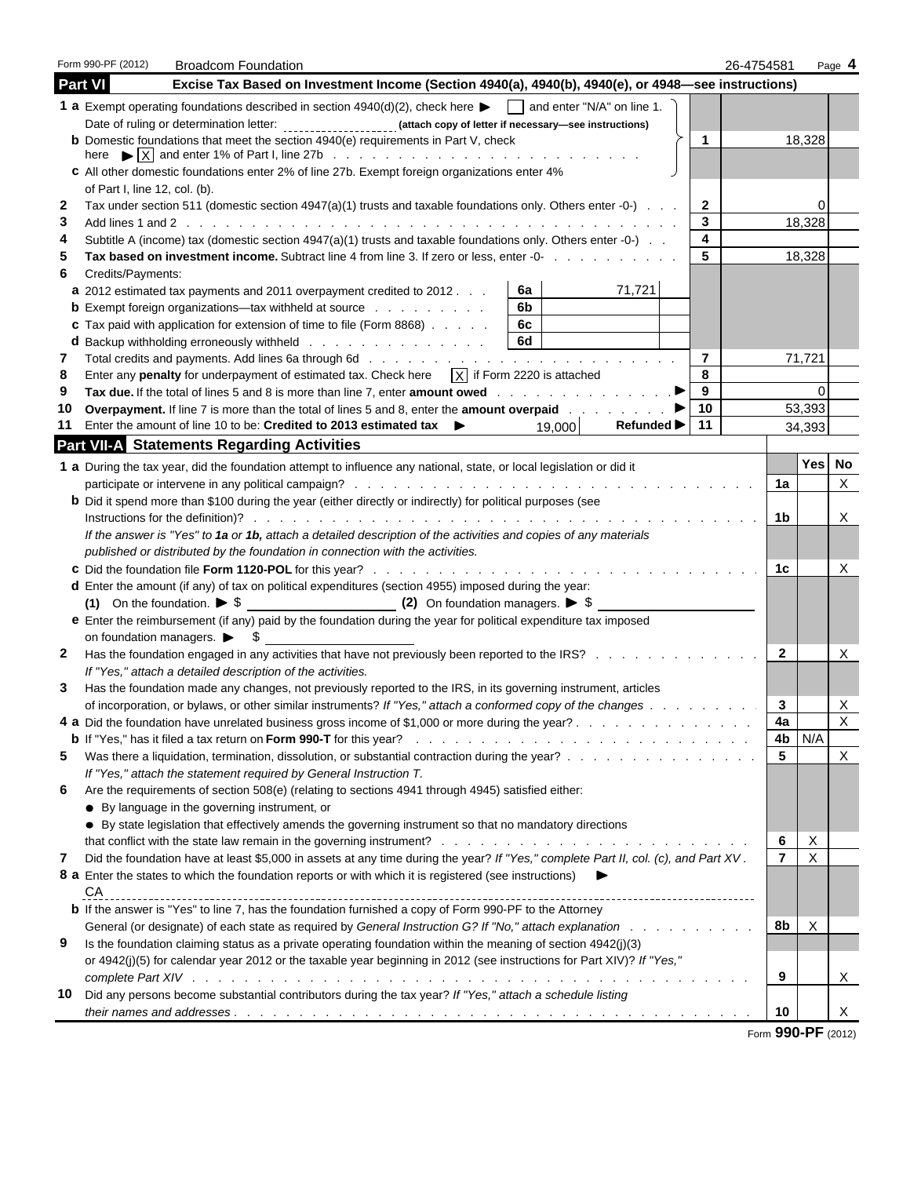Form 990-PF (2012) Broadcom Foundation 26-4754581 Page 4

## Part VI Excise Tax Based on Investment Income (Section 4940(a), 4940(b), 4940(e), or 4948—see instructions)

| | Description | | | Line | Amount |
|---|---|---|---|---|---|
| 1 a | Exempt operating foundations described in section 4940(d)(2), check here ▶ ☐ and enter "N/A" on line 1. Date of ruling or determination letter: (attach copy of letter if necessary—see instructions) | | | | |
| b | Domestic foundations that meet the section 4940(e) requirements in Part V, check here ▶ ☒ and enter 1% of Part I, line 27b | | | 1 | 18,328 |
| c | All other domestic foundations enter 2% of line 27b. Exempt foreign organizations enter 4% of Part I, line 12, col. (b). | | | | |
| 2 | Tax under section 511 (domestic section 4947(a)(1) trusts and taxable foundations only. Others enter -0-) | | | 2 | 0 |
| 3 | Add lines 1 and 2 | | | 3 | 18,328 |
| 4 | Subtitle A (income) tax (domestic section 4947(a)(1) trusts and taxable foundations only. Others enter -0-) | | | 4 | |
| 5 | **Tax based on investment income.** Subtract line 4 from line 3. If zero or less, enter -0- | | | 5 | 18,328 |
| 6 | Credits/Payments: | | | | |
| a | 2012 estimated tax payments and 2011 overpayment credited to 2012 | 6a | 71,721 | | |
| b | Exempt foreign organizations—tax withheld at source | 6b | | | |
| c | Tax paid with application for extension of time to file (Form 8868) | 6c | | | |
| d | Backup withholding erroneously withheld | 6d | | | |
| 7 | Total credits and payments. Add lines 6a through 6d | | | 7 | 71,721 |
| 8 | Enter any **penalty** for underpayment of estimated tax. Check here ☒ if Form 2220 is attached | | | 8 | |
| 9 | **Tax due.** If the total of lines 5 and 8 is more than line 7, enter **amount owed** ▶ | | | 9 | 0 |
| 10 | **Overpayment.** If line 7 is more than the total of lines 5 and 8, enter the **amount overpaid** ▶ | | | 10 | 53,393 |
| 11 | Enter the amount of line 10 to be: **Credited to 2013 estimated tax** ▶ 19,000 **Refunded** ▶ | | | 11 | 34,393 |

## Part VII-A Statements Regarding Activities

| | Question | Line | Yes | No |
|---|---|---|---|---|
| 1 a | During the tax year, did the foundation attempt to influence any national, state, or local legislation or did it participate or intervene in any political campaign? | 1a | | X |
| b | Did it spend more than $100 during the year (either directly or indirectly) for political purposes (see Instructions for the definition)? | 1b | | X |
| | *If the answer is "Yes" to **1a** or **1b**, attach a detailed description of the activities and copies of any materials published or distributed by the foundation in connection with the activities.* | | | |
| c | Did the foundation file **Form 1120-POL** for this year? | 1c | | X |
| d | Enter the amount (if any) of tax on political expenditures (section 4955) imposed during the year: (1) On the foundation. ▶ $ (2) On foundation managers. ▶ $ | | | |
| e | Enter the reimbursement (if any) paid by the foundation during the year for political expenditure tax imposed on foundation managers. ▶ $ | | | |
| 2 | Has the foundation engaged in any activities that have not previously been reported to the IRS? *If "Yes," attach a detailed description of the activities.* | 2 | | X |
| 3 | Has the foundation made any changes, not previously reported to the IRS, in its governing instrument, articles of incorporation, or bylaws, or other similar instruments? *If "Yes," attach a conformed copy of the changes* | 3 | | X |
| 4 a | Did the foundation have unrelated business gross income of $1,000 or more during the year? | 4a | | X |
| b | If "Yes," has it filed a tax return on **Form 990-T** for this year? | 4b | N/A | |
| 5 | Was there a liquidation, termination, dissolution, or substantial contraction during the year? *If "Yes," attach the statement required by General Instruction T.* | 5 | | X |
| 6 | Are the requirements of section 508(e) (relating to sections 4941 through 4945) satisfied either: ● By language in the governing instrument, or ● By state legislation that effectively amends the governing instrument so that no mandatory directions that conflict with the state law remain in the governing instrument? | 6 | X | |
| 7 | Did the foundation have at least $5,000 in assets at any time during the year? *If "Yes," complete Part II, col. (c), and Part XV.* | 7 | X | |
| 8 a | Enter the states to which the foundation reports or with which it is registered (see instructions) ▶ CA | | | |
| b | If the answer is "Yes" to line 7, has the foundation furnished a copy of Form 990-PF to the Attorney General (or designate) of each state as required by *General Instruction G? If "No," attach explanation* | 8b | X | |
| 9 | Is the foundation claiming status as a private operating foundation within the meaning of section 4942(j)(3) or 4942(j)(5) for calendar year 2012 or the taxable year beginning in 2012 (see instructions for Part XIV)? *If "Yes," complete Part XIV* | 9 | | X |
| 10 | Did any persons become substantial contributors during the tax year? *If "Yes," attach a schedule listing their names and addresses* | 10 | | X |

Form **990-PF** (2012)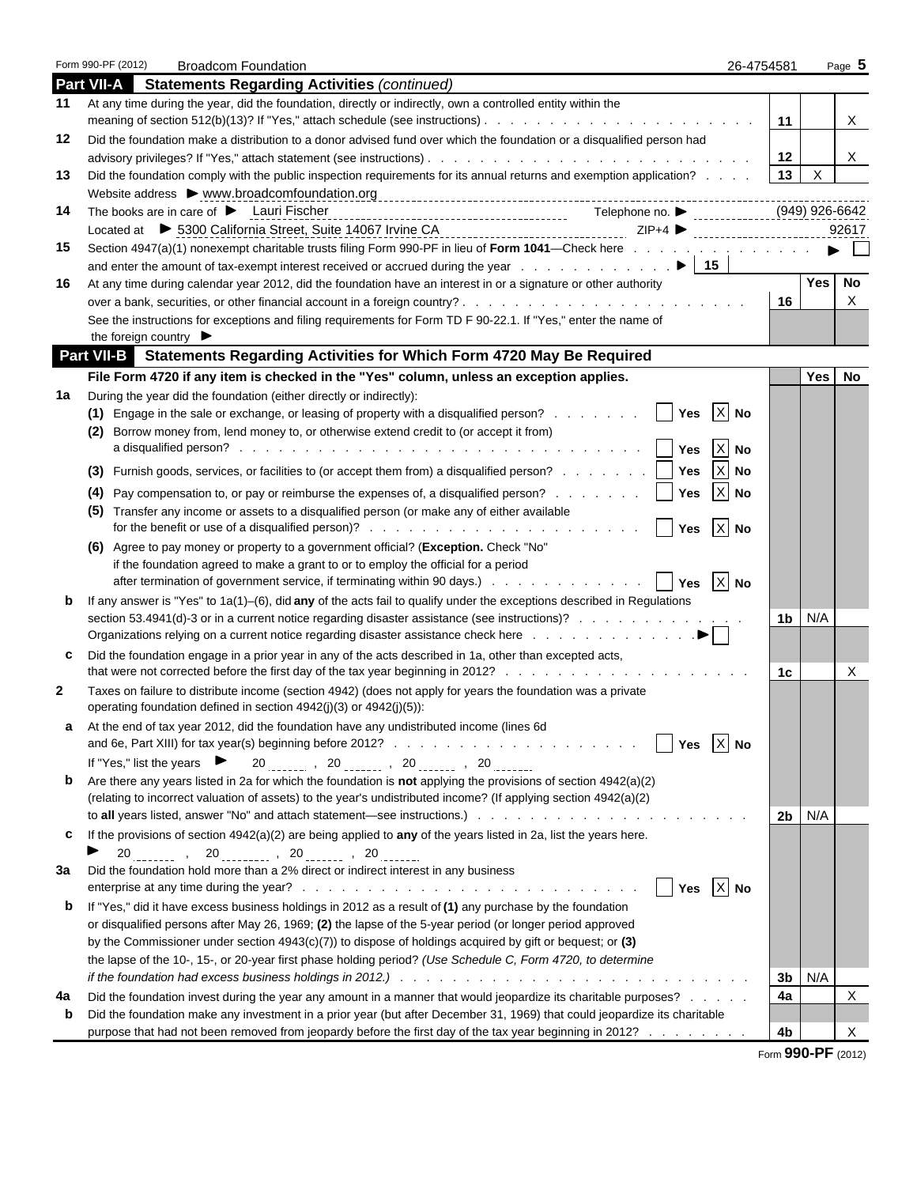Form 990-PF (2012) Broadcom Foundation 26-4754581

## Part VII-A Statements Regarding Activities *(continued)*

| | | | Yes | No |
|---|---|---|---|---|
| **11** | At any time during the year, did the foundation, directly or indirectly, own a controlled entity within the meaning of section 512(b)(13)? If "Yes," attach schedule (see instructions) | 11 | | X |
| **12** | Did the foundation make a distribution to a donor advised fund over which the foundation or a disqualified person had advisory privileges? If "Yes," attach statement (see instructions) | 12 | | X |
| **13** | Did the foundation comply with the public inspection requirements for its annual returns and exemption application? | 13 | X | |

Website address ▶ www.broadcomfoundation.org

**14** The books are in care of ▶ Lauri Fischer Telephone no. ▶ (949) 926-6642

Located at ▶ 5300 California Street, Suite 14067 Irvine CA ZIP+4 ▶ 92617

**15** Section 4947(a)(1) nonexempt charitable trusts filing Form 990-PF in lieu of **Form 1041**—Check here ▶ ☐

and enter the amount of tax-exempt interest received or accrued during the year ▶ 15

| | | | Yes | No |
|---|---|---|---|---|
| **16** | At any time during calendar year 2012, did the foundation have an interest in or a signature or other authority over a bank, securities, or other financial account in a foreign country? See the instructions for exceptions and filing requirements for Form TD F 90-22.1. If "Yes," enter the name of the foreign country ▶ | 16 | | X |

## Part VII-B Statements Regarding Activities for Which Form 4720 May Be Required

**File Form 4720 if any item is checked in the "Yes" column, unless an exception applies.**

| | | | | Yes | No |
|---|---|---|---|---|---|
| **1a** | During the year did the foundation (either directly or indirectly): | | | | |
| | **(1)** Engage in the sale or exchange, or leasing of property with a disqualified person? | ☐ Yes ☒ No | | | |
| | **(2)** Borrow money from, lend money to, or otherwise extend credit to (or accept it from) a disqualified person? | ☐ Yes ☒ No | | | |
| | **(3)** Furnish goods, services, or facilities to (or accept them from) a disqualified person? | ☐ Yes ☒ No | | | |
| | **(4)** Pay compensation to, or pay or reimburse the expenses of, a disqualified person? | ☐ Yes ☒ No | | | |
| | **(5)** Transfer any income or assets to a disqualified person (or make any of either available for the benefit or use of a disqualified person)? | ☐ Yes ☒ No | | | |
| | **(6)** Agree to pay money or property to a government official? (**Exception.** Check "No" if the foundation agreed to make a grant to or to employ the official for a period after termination of government service, if terminating within 90 days.) | ☐ Yes ☒ No | | | |
| **b** | If any answer is "Yes" to 1a(1)–(6), did **any** of the acts fail to qualify under the exceptions described in Regulations section 53.4941(d)-3 or in a current notice regarding disaster assistance (see instructions)? | | 1b | N/A | |
| | Organizations relying on a current notice regarding disaster assistance check here ▶ ☐ | | | | |
| **c** | Did the foundation engage in a prior year in any of the acts described in 1a, other than excepted acts, that were not corrected before the first day of the tax year beginning in 2012? | | 1c | | X |
| **2** | Taxes on failure to distribute income (section 4942) (does not apply for years the foundation was a private operating foundation defined in section 4942(j)(3) or 4942(j)(5)): | | | | |
| **a** | At the end of tax year 2012, did the foundation have any undistributed income (lines 6d and 6e, Part XIII) for tax year(s) beginning before 2012? | ☐ Yes ☒ No | | | |
| | If "Yes," list the years ▶ 20 \_\_\_ , 20 \_\_\_ , 20 \_\_\_ , 20 \_\_\_ | | | | |
| **b** | Are there any years listed in 2a for which the foundation is **not** applying the provisions of section 4942(a)(2) (relating to incorrect valuation of assets) to the year's undistributed income? (If applying section 4942(a)(2) to **all** years listed, answer "No" and attach statement—see instructions.) | | 2b | N/A | |
| **c** | If the provisions of section 4942(a)(2) are being applied to **any** of the years listed in 2a, list the years here. ▶ 20 \_\_\_ , 20 \_\_\_ , 20 \_\_\_ , 20 \_\_\_ | | | | |
| **3a** | Did the foundation hold more than a 2% direct or indirect interest in any business enterprise at any time during the year? | ☐ Yes ☒ No | | | |
| **b** | If "Yes," did it have excess business holdings in 2012 as a result of **(1)** any purchase by the foundation or disqualified persons after May 26, 1969; **(2)** the lapse of the 5-year period (or longer period approved by the Commissioner under section 4943(c)(7)) to dispose of holdings acquired by gift or bequest; or **(3)** the lapse of the 10-, 15-, or 20-year first phase holding period? *(Use Schedule C, Form 4720, to determine if the foundation had excess business holdings in 2012.)* | | 3b | N/A | |
| **4a** | Did the foundation invest during the year any amount in a manner that would jeopardize its charitable purposes? | | 4a | | X |
| **b** | Did the foundation make any investment in a prior year (but after December 31, 1969) that could jeopardize its charitable purpose that had not been removed from jeopardy before the first day of the tax year beginning in 2012? | | 4b | | X |

Form **990-PF** (2012)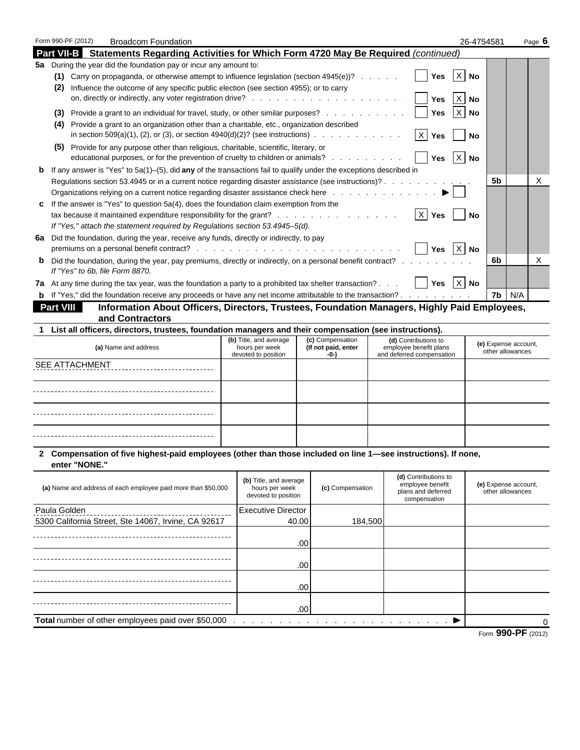Form 990-PF (2012) Broadcom Foundation 26-4754581

## Part VII-B Statements Regarding Activities for Which Form 4720 May Be Required *(continued)*

**5a** During the year did the foundation pay or incur any amount to:

(1) Carry on propaganda, or otherwise attempt to influence legislation (section 4945(e))? ☐ Yes ☒ No

(2) Influence the outcome of any specific public election (see section 4955); or to carry on, directly or indirectly, any voter registration drive? ☐ Yes ☒ No

(3) Provide a grant to an individual for travel, study, or other similar purposes? ☐ Yes ☒ No

(4) Provide a grant to an organization other than a charitable, etc., organization described in section 509(a)(1), (2), or (3), or section 4940(d)(2)? (see instructions) ☒ Yes ☐ No

(5) Provide for any purpose other than religious, charitable, scientific, literary, or educational purposes, or for the prevention of cruelty to children or animals? ☐ Yes ☒ No

**b** If any answer is "Yes" to 5a(1)–(5), did **any** of the transactions fail to qualify under the exceptions described in Regulations section 53.4945 or in a current notice regarding disaster assistance (see instructions)? **5b** No: X

Organizations relying on a current notice regarding disaster assistance check here ▶ ☐

**c** If the answer is "Yes" to question 5a(4), does the foundation claim exemption from the tax because it maintained expenditure responsibility for the grant? ☒ Yes ☐ No

*If "Yes," attach the statement required by Regulations section 53.4945–5(d).*

**6a** Did the foundation, during the year, receive any funds, directly or indirectly, to pay premiums on a personal benefit contract? ☐ Yes ☒ No

**b** Did the foundation, during the year, pay premiums, directly or indirectly, on a personal benefit contract? **6b** No: X

*If "Yes" to 6b, file Form 8870.*

**7a** At any time during the tax year, was the foundation a party to a prohibited tax shelter transaction? ☐ Yes ☒ No

**b** If "Yes," did the foundation receive any proceeds or have any net income attributable to the transaction? **7b** N/A

## Part VIII Information About Officers, Directors, Trustees, Foundation Managers, Highly Paid Employees, and Contractors

**1 List all officers, directors, trustees, foundation managers and their compensation (see instructions).**

| (a) Name and address | (b) Title, and average hours per week devoted to position | (c) Compensation (If not paid, enter -0-) | (d) Contributions to employee benefit plans and deferred compensation | (e) Expense account, other allowances |
|---|---|---|---|---|
| SEE ATTACHMENT | | | | |
| | | | | |
| | | | | |
| | | | | |

**2 Compensation of five highest-paid employees (other than those included on line 1—see instructions). If none, enter "NONE."**

| (a) Name and address of each employee paid more than $50,000 | (b) Title, and average hours per week devoted to position | (c) Compensation | (d) Contributions to employee benefit plans and deferred compensation | (e) Expense account, other allowances |
|---|---|---|---|---|
| Paula Golden<br>5300 California Street, Ste 14067, Irvine, CA 92617 | Executive Director<br>40.00 | 184,500 | | |
| | .00 | | | |
| | .00 | | | |
| | .00 | | | |
| | .00 | | | |
| **Total** number of other employees paid over $50,000 ▶ | | | | 0 |

Form **990-PF** (2012)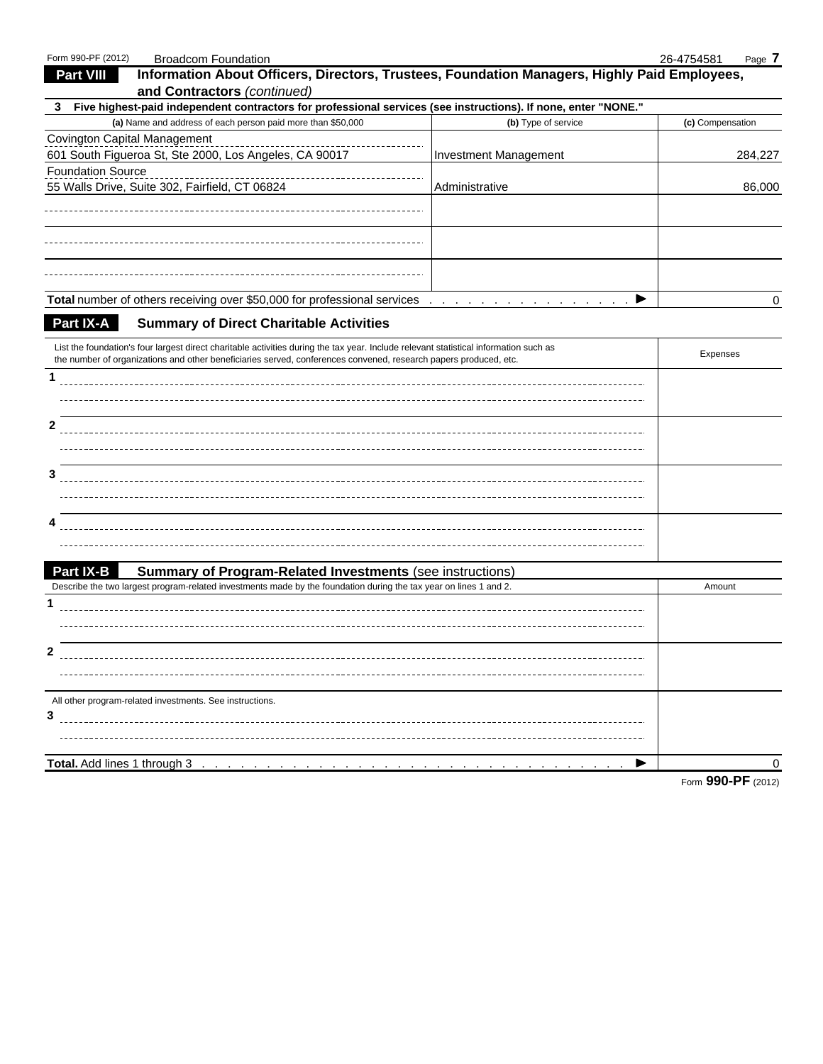## Part VIII — Information About Officers, Directors, Trustees, Foundation Managers, Highly Paid Employees, and Contractors *(continued)*

**3 Five highest-paid independent contractors for professional services (see instructions). If none, enter "NONE."**

| (a) Name and address of each person paid more than $50,000 | (b) Type of service | (c) Compensation |
|---|---|---|
| Covington Capital Management<br>601 South Figueroa St, Ste 2000, Los Angeles, CA 90017 | Investment Management | 284,227 |
| Foundation Source<br>55 Walls Drive, Suite 302, Fairfield, CT 06824 | Administrative | 86,000 |
| | | |
| | | |
| | | |
| **Total** number of others receiving over $50,000 for professional services ▶ | | 0 |

## Part IX-A — Summary of Direct Charitable Activities

| List the foundation's four largest direct charitable activities during the tax year. Include relevant statistical information such as the number of organizations and other beneficiaries served, conferences convened, research papers produced, etc. | Expenses |
|---|---|
| 1 | |
| 2 | |
| 3 | |
| 4 | |

## Part IX-B — Summary of Program-Related Investments (see instructions)

| Describe the two largest program-related investments made by the foundation during the tax year on lines 1 and 2. | Amount |
|---|---|
| 1 | |
| 2 | |
| All other program-related investments. See instructions.<br>3 | |
| **Total.** Add lines 1 through 3 ▶ | 0 |

Form **990-PF** (2012)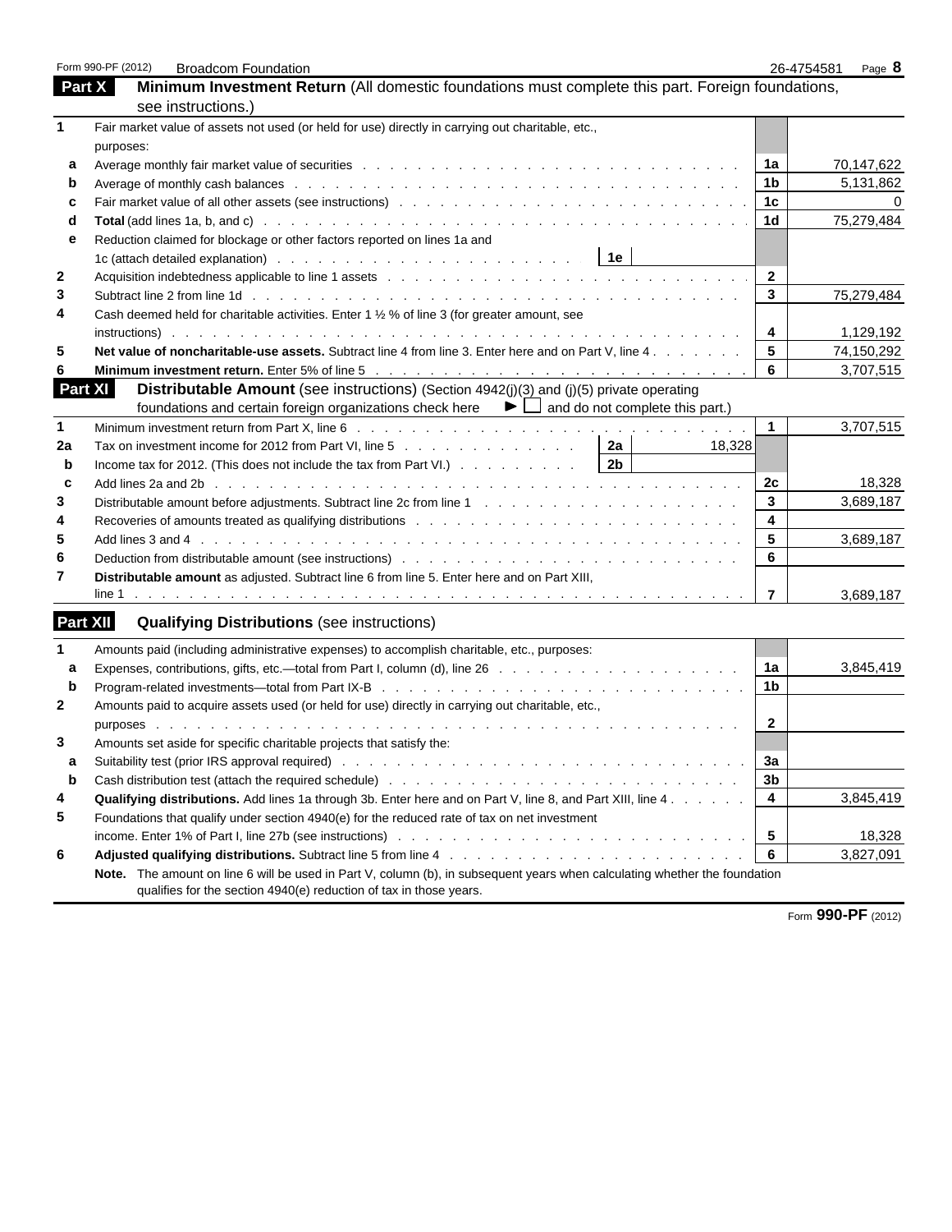Form 990-PF (2012) Broadcom Foundation 26-4754581

## Part X Minimum Investment Return (All domestic foundations must complete this part. Foreign foundations, see instructions.)

| | | | |
|---|---|---|---|
| 1 | Fair market value of assets not used (or held for use) directly in carrying out charitable, etc., purposes: | | |
| a | Average monthly fair market value of securities | 1a | 70,147,622 |
| b | Average of monthly cash balances | 1b | 5,131,862 |
| c | Fair market value of all other assets (see instructions) | 1c | 0 |
| d | **Total** (add lines 1a, b, and c) | 1d | 75,279,484 |
| e | Reduction claimed for blockage or other factors reported on lines 1a and 1c (attach detailed explanation) — 1e | | |
| 2 | Acquisition indebtedness applicable to line 1 assets | 2 | |
| 3 | Subtract line 2 from line 1d | 3 | 75,279,484 |
| 4 | Cash deemed held for charitable activities. Enter 1 ½ % of line 3 (for greater amount, see instructions) | 4 | 1,129,192 |
| 5 | **Net value of noncharitable-use assets.** Subtract line 4 from line 3. Enter here and on Part V, line 4 | 5 | 74,150,292 |
| 6 | **Minimum investment return.** Enter 5% of line 5 | 6 | 3,707,515 |

## Part XI Distributable Amount (see instructions) (Section 4942(j)(3) and (j)(5) private operating foundations and certain foreign organizations check here ► ☐ and do not complete this part.)

| | | | | | |
|---|---|---|---|---|---|
| 1 | Minimum investment return from Part X, line 6 | | | 1 | 3,707,515 |
| 2a | Tax on investment income for 2012 from Part VI, line 5 | 2a | 18,328 | | |
| b | Income tax for 2012. (This does not include the tax from Part VI.) | 2b | | | |
| c | Add lines 2a and 2b | | | 2c | 18,328 |
| 3 | Distributable amount before adjustments. Subtract line 2c from line 1 | | | 3 | 3,689,187 |
| 4 | Recoveries of amounts treated as qualifying distributions | | | 4 | |
| 5 | Add lines 3 and 4 | | | 5 | 3,689,187 |
| 6 | Deduction from distributable amount (see instructions) | | | 6 | |
| 7 | **Distributable amount** as adjusted. Subtract line 6 from line 5. Enter here and on Part XIII, line 1 | | | 7 | 3,689,187 |

## Part XII Qualifying Distributions (see instructions)

| | | | |
|---|---|---|---|
| 1 | Amounts paid (including administrative expenses) to accomplish charitable, etc., purposes: | | |
| a | Expenses, contributions, gifts, etc.—total from Part I, column (d), line 26 | 1a | 3,845,419 |
| b | Program-related investments—total from Part IX-B | 1b | |
| 2 | Amounts paid to acquire assets used (or held for use) directly in carrying out charitable, etc., purposes | 2 | |
| 3 | Amounts set aside for specific charitable projects that satisfy the: | | |
| a | Suitability test (prior IRS approval required) | 3a | |
| b | Cash distribution test (attach the required schedule) | 3b | |
| 4 | **Qualifying distributions.** Add lines 1a through 3b. Enter here and on Part V, line 8, and Part XIII, line 4 | 4 | 3,845,419 |
| 5 | Foundations that qualify under section 4940(e) for the reduced rate of tax on net investment income. Enter 1% of Part I, line 27b (see instructions) | 5 | 18,328 |
| 6 | **Adjusted qualifying distributions.** Subtract line 5 from line 4 | 6 | 3,827,091 |

**Note.** The amount on line 6 will be used in Part V, column (b), in subsequent years when calculating whether the foundation qualifies for the section 4940(e) reduction of tax in those years.

Form **990-PF** (2012)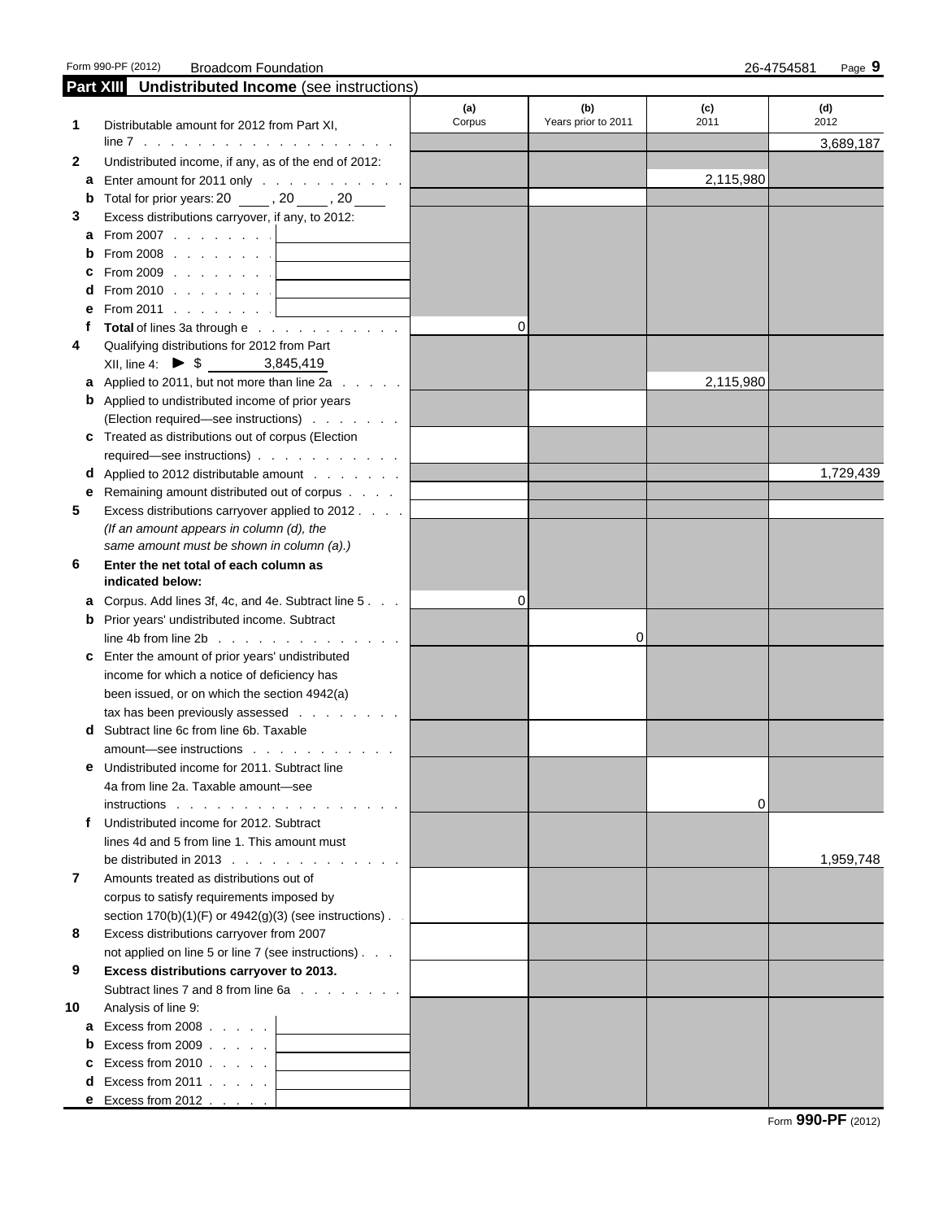Form 990-PF (2012) Broadcom Foundation 26-4754581

## Part XIII Undistributed Income (see instructions)

| | | (a) Corpus | (b) Years prior to 2011 | (c) 2011 | (d) 2012 |
|---|---|---|---|---|---|
| 1 | Distributable amount for 2012 from Part XI, line 7 | | | | 3,689,187 |
| 2 | Undistributed income, if any, as of the end of 2012: | | | | |
| a | Enter amount for 2011 only | | | 2,115,980 | |
| b | Total for prior years: 20 ____ , 20 ____ , 20 ____ | | | | |
| 3 | Excess distributions carryover, if any, to 2012: | | | | |
| a | From 2007 | | | | |
| b | From 2008 | | | | |
| c | From 2009 | | | | |
| d | From 2010 | | | | |
| e | From 2011 | | | | |
| f | **Total** of lines 3a through e | 0 | | | |
| 4 | Qualifying distributions for 2012 from Part XII, line 4: ► $ 3,845,419 | | | | |
| a | Applied to 2011, but not more than line 2a | | | 2,115,980 | |
| b | Applied to undistributed income of prior years (Election required—see instructions) | | | | |
| c | Treated as distributions out of corpus (Election required—see instructions) | | | | |
| d | Applied to 2012 distributable amount | | | | 1,729,439 |
| e | Remaining amount distributed out of corpus | | | | |
| 5 | Excess distributions carryover applied to 2012 *(If an amount appears in column (d), the same amount must be shown in column (a).)* | | | | |
| 6 | **Enter the net total of each column as indicated below:** | | | | |
| a | Corpus. Add lines 3f, 4c, and 4e. Subtract line 5 | 0 | | | |
| b | Prior years' undistributed income. Subtract line 4b from line 2b | | 0 | | |
| c | Enter the amount of prior years' undistributed income for which a notice of deficiency has been issued, or on which the section 4942(a) tax has been previously assessed | | | | |
| d | Subtract line 6c from line 6b. Taxable amount—see instructions | | | | |
| e | Undistributed income for 2011. Subtract line 4a from line 2a. Taxable amount—see instructions | | | 0 | |
| f | Undistributed income for 2012. Subtract lines 4d and 5 from line 1. This amount must be distributed in 2013 | | | | 1,959,748 |
| 7 | Amounts treated as distributions out of corpus to satisfy requirements imposed by section 170(b)(1)(F) or 4942(g)(3) (see instructions) | | | | |
| 8 | Excess distributions carryover from 2007 not applied on line 5 or line 7 (see instructions) | | | | |
| 9 | **Excess distributions carryover to 2013.** Subtract lines 7 and 8 from line 6a | | | | |
| 10 | Analysis of line 9: | | | | |
| a | Excess from 2008 | | | | |
| b | Excess from 2009 | | | | |
| c | Excess from 2010 | | | | |
| d | Excess from 2011 | | | | |
| e | Excess from 2012 | | | | |

Form **990-PF** (2012)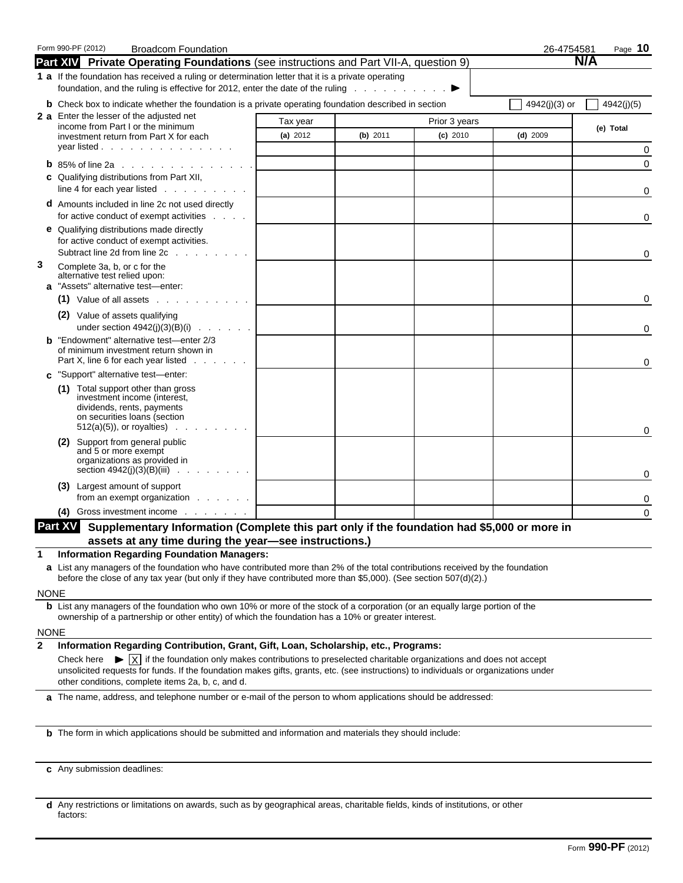Form 990-PF (2012) Broadcom Foundation 26-4754581

## Part XIV Private Operating Foundations (see instructions and Part VII-A, question 9) N/A

**1 a** If the foundation has received a ruling or determination letter that it is a private operating foundation, and the ruling is effective for 2012, enter the date of the ruling . . . . . . . . . . ▶

**b** Check box to indicate whether the foundation is a private operating foundation described in section ☐ 4942(j)(3) or ☐ 4942(j)(5)

| | Tax year | Prior 3 years | | | |
|---|---|---|---|---|---|
| | (a) 2012 | (b) 2011 | (c) 2010 | (d) 2009 | (e) Total |
| **2 a** Enter the lesser of the adjusted net income from Part I or the minimum investment return from Part X for each year listed | | | | | 0 |
| **b** 85% of line 2a | | | | | 0 |
| **c** Qualifying distributions from Part XII, line 4 for each year listed | | | | | 0 |
| **d** Amounts included in line 2c not used directly for active conduct of exempt activities | | | | | 0 |
| **e** Qualifying distributions made directly for active conduct of exempt activities. Subtract line 2d from line 2c | | | | | 0 |
| **3** Complete 3a, b, or c for the alternative test relied upon: | | | | | |
| **a** "Assets" alternative test—enter: | | | | | |
| (1) Value of all assets | | | | | 0 |
| (2) Value of assets qualifying under section 4942(j)(3)(B)(i) | | | | | 0 |
| **b** "Endowment" alternative test—enter 2/3 of minimum investment return shown in Part X, line 6 for each year listed | | | | | 0 |
| **c** "Support" alternative test—enter: | | | | | |
| (1) Total support other than gross investment income (interest, dividends, rents, payments on securities loans (section 512(a)(5)), or royalties) | | | | | 0 |
| (2) Support from general public and 5 or more exempt organizations as provided in section 4942(j)(3)(B)(iii) | | | | | 0 |
| (3) Largest amount of support from an exempt organization | | | | | 0 |
| (4) Gross investment income | | | | | 0 |

## Part XV Supplementary Information (Complete this part only if the foundation had $5,000 or more in assets at any time during the year—see instructions.)

**1 Information Regarding Foundation Managers:**

**a** List any managers of the foundation who have contributed more than 2% of the total contributions received by the foundation before the close of any tax year (but only if they have contributed more than $5,000). (See section 507(d)(2).)

NONE

**b** List any managers of the foundation who own 10% or more of the stock of a corporation (or an equally large portion of the ownership of a partnership or other entity) of which the foundation has a 10% or greater interest.

NONE

**2 Information Regarding Contribution, Grant, Gift, Loan, Scholarship, etc., Programs:**

Check here ▶ ☒ if the foundation only makes contributions to preselected charitable organizations and does not accept unsolicited requests for funds. If the foundation makes gifts, grants, etc. (see instructions) to individuals or organizations under other conditions, complete items 2a, b, c, and d.

**a** The name, address, and telephone number or e-mail of the person to whom applications should be addressed:

**b** The form in which applications should be submitted and information and materials they should include:

**c** Any submission deadlines:

**d** Any restrictions or limitations on awards, such as by geographical areas, charitable fields, kinds of institutions, or other factors:

Form **990-PF** (2012)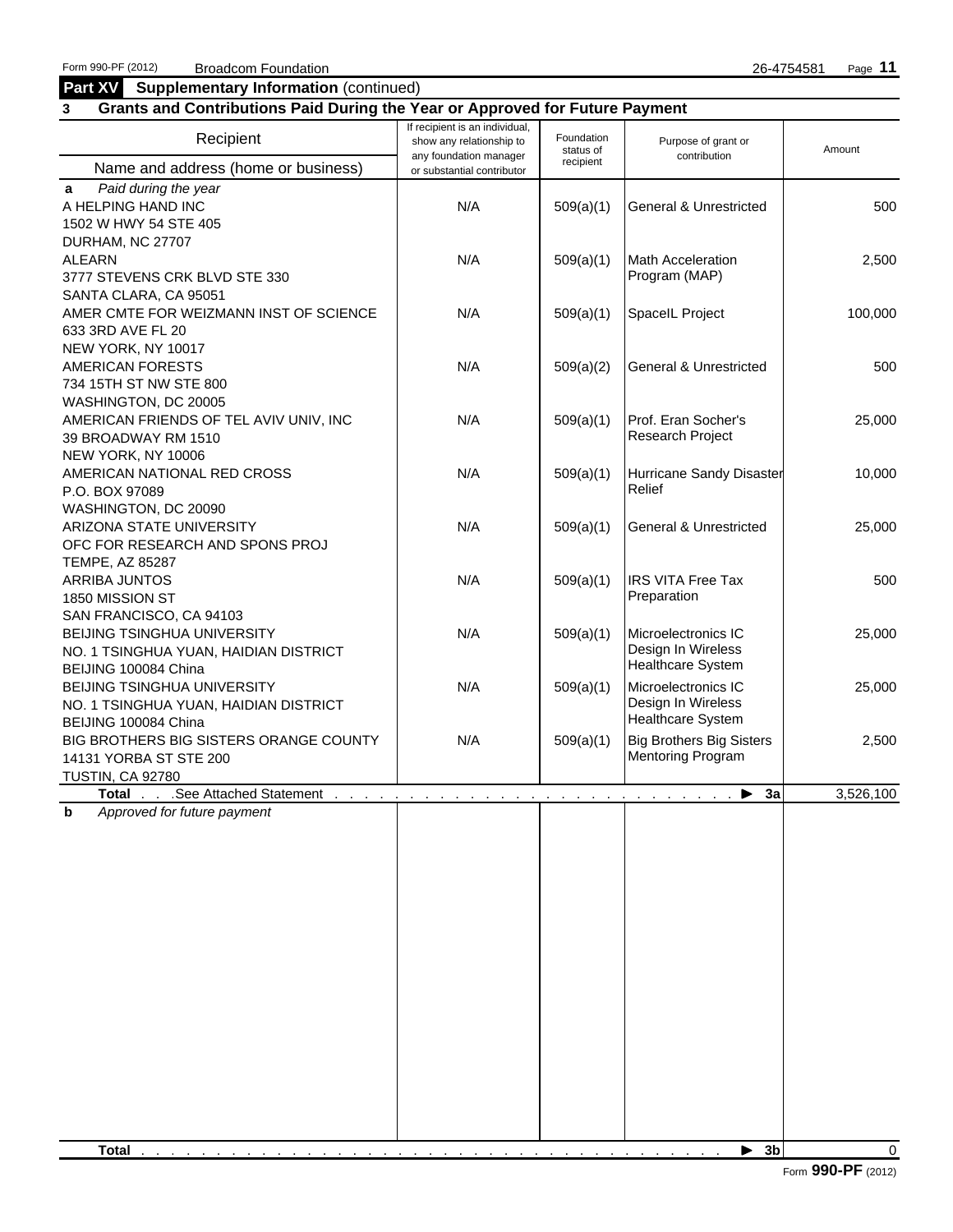Form 990-PF (2012) Broadcom Foundation 26-4754581

**Part XV Supplementary Information** (continued)

**3 Grants and Contributions Paid During the Year or Approved for Future Payment**

| Recipient<br>Name and address (home or business) | If recipient is an individual, show any relationship to any foundation manager or substantial contributor | Foundation status of recipient | Purpose of grant or contribution | Amount |
|---|---|---|---|---|
| **a** *Paid during the year* | | | | |
| A HELPING HAND INC<br>1502 W HWY 54 STE 405<br>DURHAM, NC 27707 | N/A | 509(a)(1) | General & Unrestricted | 500 |
| ALEARN<br>3777 STEVENS CRK BLVD STE 330<br>SANTA CLARA, CA 95051 | N/A | 509(a)(1) | Math Acceleration Program (MAP) | 2,500 |
| AMER CMTE FOR WEIZMANN INST OF SCIENCE<br>633 3RD AVE FL 20<br>NEW YORK, NY 10017 | N/A | 509(a)(1) | SpaceIL Project | 100,000 |
| AMERICAN FORESTS<br>734 15TH ST NW STE 800<br>WASHINGTON, DC 20005 | N/A | 509(a)(2) | General & Unrestricted | 500 |
| AMERICAN FRIENDS OF TEL AVIV UNIV, INC<br>39 BROADWAY RM 1510<br>NEW YORK, NY 10006 | N/A | 509(a)(1) | Prof. Eran Socher's Research Project | 25,000 |
| AMERICAN NATIONAL RED CROSS<br>P.O. BOX 97089<br>WASHINGTON, DC 20090 | N/A | 509(a)(1) | Hurricane Sandy Disaster Relief | 10,000 |
| ARIZONA STATE UNIVERSITY<br>OFC FOR RESEARCH AND SPONS PROJ<br>TEMPE, AZ 85287 | N/A | 509(a)(1) | General & Unrestricted | 25,000 |
| ARRIBA JUNTOS<br>1850 MISSION ST<br>SAN FRANCISCO, CA 94103 | N/A | 509(a)(1) | IRS VITA Free Tax Preparation | 500 |
| BEIJING TSINGHUA UNIVERSITY<br>NO. 1 TSINGHUA YUAN, HAIDIAN DISTRICT<br>BEIJING 100084 China | N/A | 509(a)(1) | Microelectronics IC Design In Wireless Healthcare System | 25,000 |
| BEIJING TSINGHUA UNIVERSITY<br>NO. 1 TSINGHUA YUAN, HAIDIAN DISTRICT<br>BEIJING 100084 China | N/A | 509(a)(1) | Microelectronics IC Design In Wireless Healthcare System | 25,000 |
| BIG BROTHERS BIG SISTERS ORANGE COUNTY<br>14131 YORBA ST STE 200<br>TUSTIN, CA 92780 | N/A | 509(a)(1) | Big Brothers Big Sisters Mentoring Program | 2,500 |
| **Total** . . . .See Attached Statement . . . ► **3a** | | | | 3,526,100 |
| **b** *Approved for future payment* | | | | |
| **Total** . . . ► **3b** | | | | 0 |

Form **990-PF** (2012)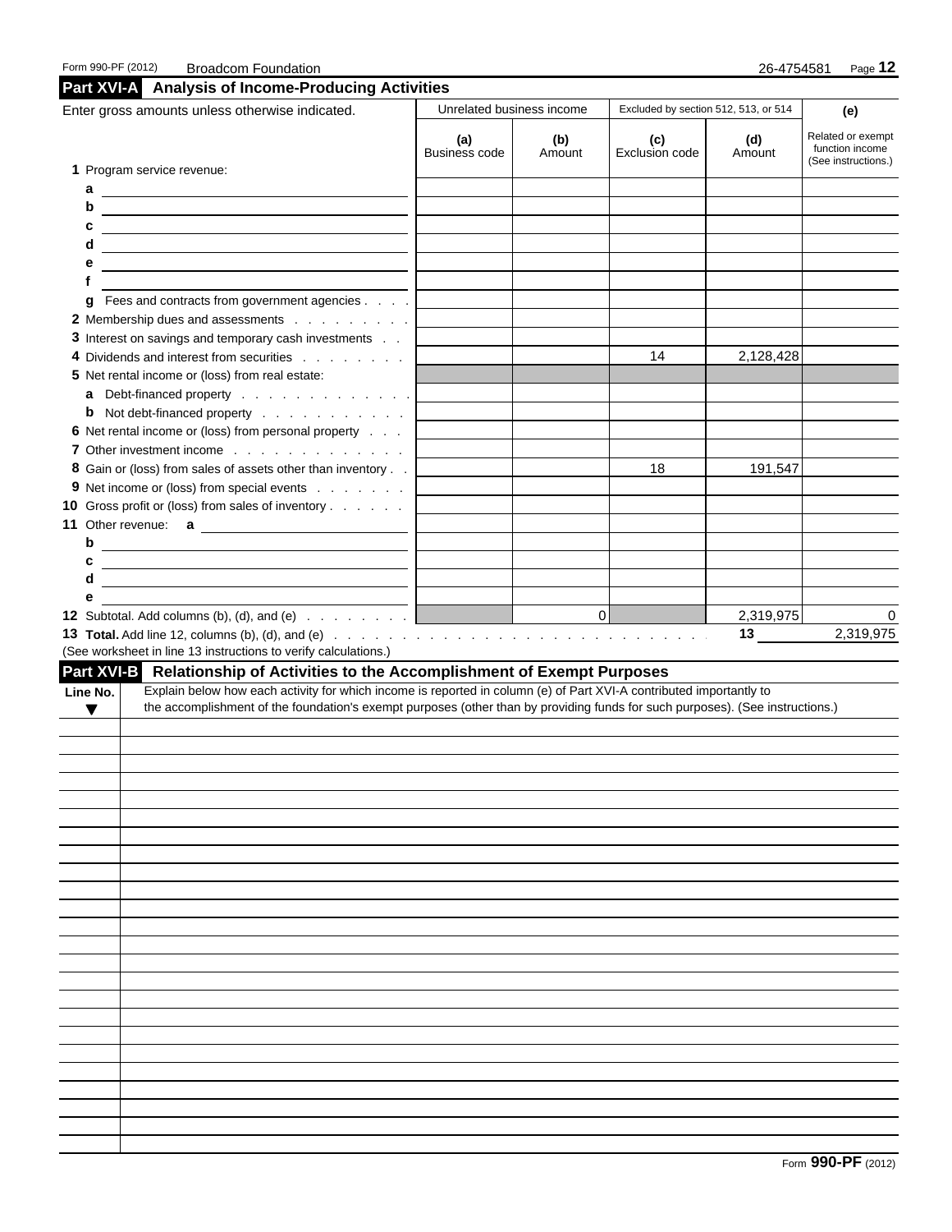Form 990-PF (2012) Broadcom Foundation 26-4754581

## Part XVI-A Analysis of Income-Producing Activities

| Enter gross amounts unless otherwise indicated. | Unrelated business income | | Excluded by section 512, 513, or 514 | | (e) |
|---|---|---|---|---|---|
| | (a) Business code | (b) Amount | (c) Exclusion code | (d) Amount | Related or exempt function income (See instructions.) |
| 1 Program service revenue: | | | | | |
| a | | | | | |
| b | | | | | |
| c | | | | | |
| d | | | | | |
| e | | | | | |
| f | | | | | |
| g Fees and contracts from government agencies | | | | | |
| 2 Membership dues and assessments | | | | | |
| 3 Interest on savings and temporary cash investments | | | | | |
| 4 Dividends and interest from securities | | | 14 | 2,128,428 | |
| 5 Net rental income or (loss) from real estate: | | | | | |
| a Debt-financed property | | | | | |
| b Not debt-financed property | | | | | |
| 6 Net rental income or (loss) from personal property | | | | | |
| 7 Other investment income | | | | | |
| 8 Gain or (loss) from sales of assets other than inventory | | | 18 | 191,547 | |
| 9 Net income or (loss) from special events | | | | | |
| 10 Gross profit or (loss) from sales of inventory | | | | | |
| 11 Other revenue: a | | | | | |
| b | | | | | |
| c | | | | | |
| d | | | | | |
| e | | | | | |
| 12 Subtotal. Add columns (b), (d), and (e) | | 0 | | 2,319,975 | 0 |

**13 Total.** Add line 12, columns (b), (d), and (e) .......... 13 2,319,975

(See worksheet in line 13 instructions to verify calculations.)

## Part XVI-B Relationship of Activities to the Accomplishment of Exempt Purposes

| Line No. ▼ | Explain below how each activity for which income is reported in column (e) of Part XVI-A contributed importantly to the accomplishment of the foundation's exempt purposes (other than by providing funds for such purposes). (See instructions.) |
|---|---|
| | |

Form **990-PF** (2012)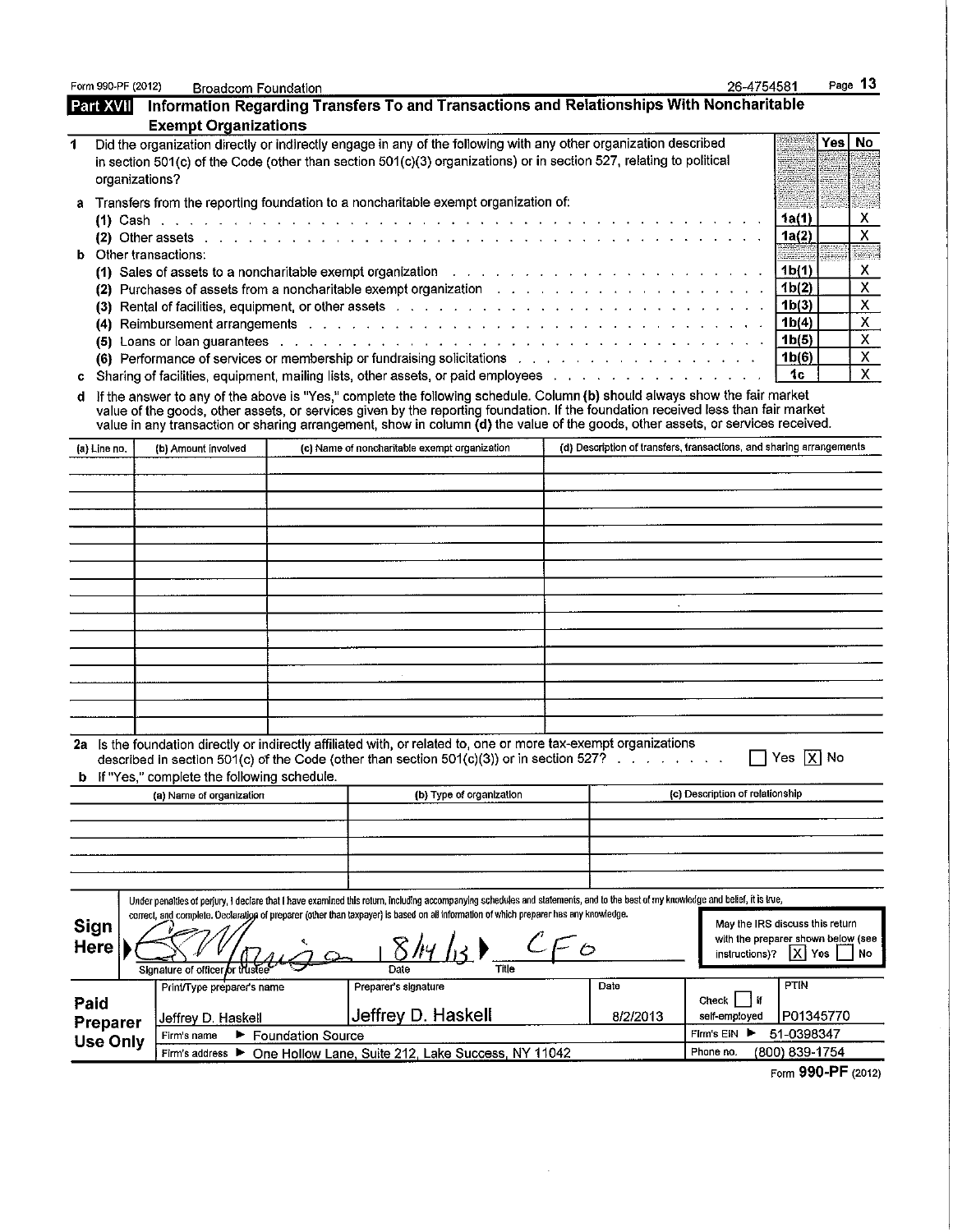Form 990-PF (2012) Broadcom Foundation 26-4754581

## Part XVII Information Regarding Transfers To and Transactions and Relationships With Noncharitable Exempt Organizations

| | | | Yes | No |
|---|---|---|---|---|
| **1** | Did the organization directly or indirectly engage in any of the following with any other organization described in section 501(c) of the Code (other than section 501(c)(3) organizations) or in section 527, relating to political organizations? | | | |
| **a** | Transfers from the reporting foundation to a noncharitable exempt organization of: | | | |
| | (1) Cash | 1a(1) | | X |
| | (2) Other assets | 1a(2) | | X |
| **b** | Other transactions: | | | |
| | (1) Sales of assets to a noncharitable exempt organization | 1b(1) | | X |
| | (2) Purchases of assets from a noncharitable exempt organization | 1b(2) | | X |
| | (3) Rental of facilities, equipment, or other assets | 1b(3) | | X |
| | (4) Reimbursement arrangements | 1b(4) | | X |
| | (5) Loans or loan guarantees | 1b(5) | | X |
| | (6) Performance of services or membership or fundraising solicitations | 1b(6) | | X |
| **c** | Sharing of facilities, equipment, mailing lists, other assets, or paid employees | 1c | | X |

**d** If the answer to any of the above is "Yes," complete the following schedule. Column **(b)** should always show the fair market value of the goods, other assets, or services given by the reporting foundation. If the foundation received less than fair market value in any transaction or sharing arrangement, show in column **(d)** the value of the goods, other assets, or services received.

| (a) Line no. | (b) Amount involved | (c) Name of noncharitable exempt organization | (d) Description of transfers, transactions, and sharing arrangements |
|---|---|---|---|
| | | | |

**2a** Is the foundation directly or indirectly affiliated with, or related to, one or more tax-exempt organizations described in section 501(c) of the Code (other than section 501(c)(3)) or in section 527? ☐ Yes ☒ No

**b** If "Yes," complete the following schedule.

| (a) Name of organization | (b) Type of organization | (c) Description of relationship |
|---|---|---|
| | | |

**Sign Here**

Under penalties of perjury, I declare that I have examined this return, including accompanying schedules and statements, and to the best of my knowledge and belief, it is true, correct, and complete. Declaration of preparer (other than taxpayer) is based on all information of which preparer has any knowledge.

Signature of officer or trustee: [signature] Date: 8/14/13 Title: CFO

May the IRS discuss this return with the preparer shown below (see instructions)? ☒ Yes ☐ No

**Paid Preparer Use Only**

| Print/Type preparer's name | Preparer's signature | Date | Check ☐ if self-employed | PTIN |
|---|---|---|---|---|
| Jeffrey D. Haskell | Jeffrey D. Haskell | 8/2/2013 | | P01345770 |
| Firm's name ▶ Foundation Source | | | Firm's EIN ▶ 51-0398347 | |
| Firm's address ▶ One Hollow Lane, Suite 212, Lake Success, NY 11042 | | | Phone no. (800) 839-1754 | |

Form **990-PF** (2012)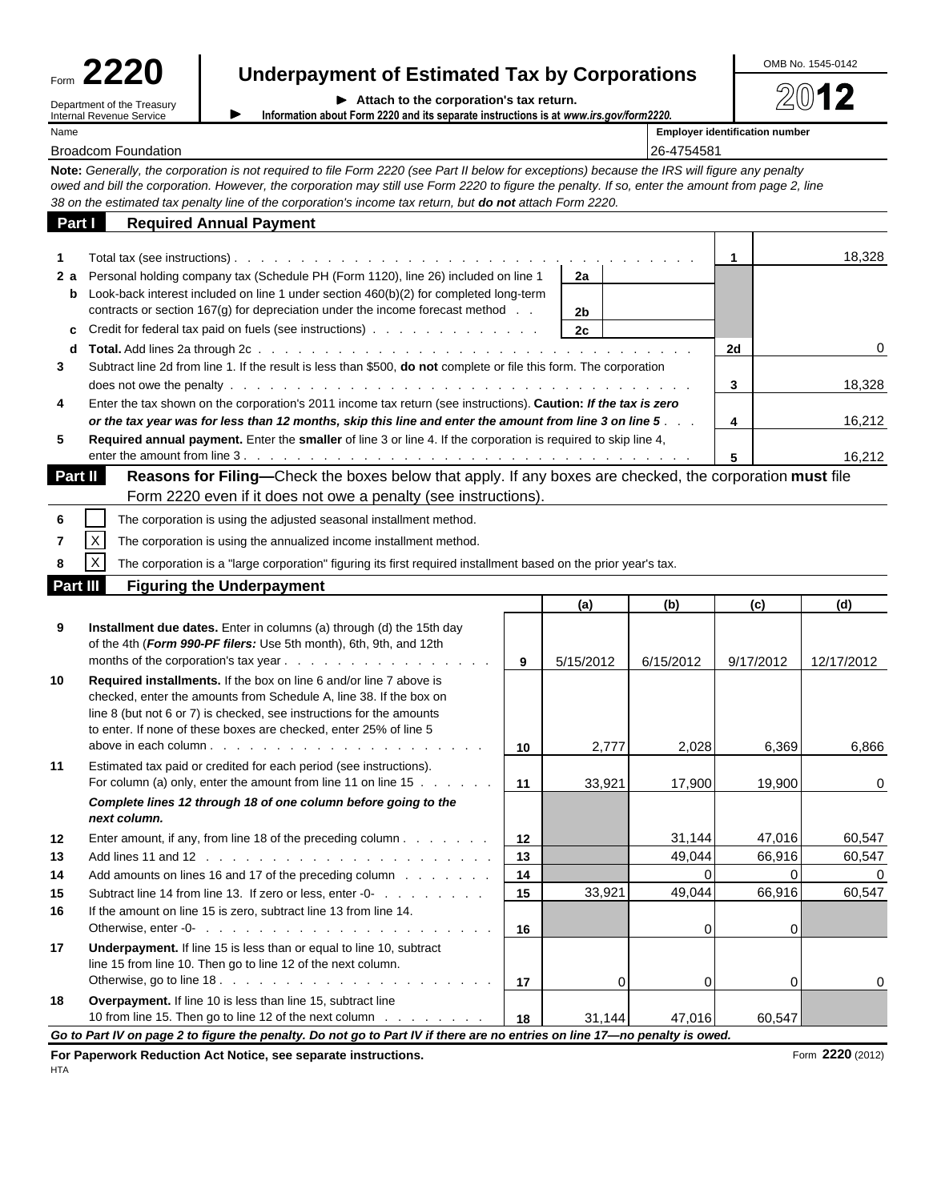Form **2220**

Department of the Treasury
Internal Revenue Service

# Underpayment of Estimated Tax by Corporations

► Attach to the corporation's tax return.

► Information about Form 2220 and its separate instructions is at *www.irs.gov/form2220.*

OMB No. 1545-0142

**2012**

| Name | Employer identification number |
|---|---|
| Broadcom Foundation | 26-4754581 |

**Note:** *Generally, the corporation is not required to file Form 2220 (see Part II below for exceptions) because the IRS will figure any penalty owed and bill the corporation. However, the corporation may still use Form 2220 to figure the penalty. If so, enter the amount from page 2, line 38 on the estimated tax penalty line of the corporation's income tax return, but* ***do not*** *attach Form 2220.*

## Part I Required Annual Payment

| | | | | | |
|---|---|---|---|---|---|
| 1 | Total tax (see instructions) | | | 1 | 18,328 |
| 2 a | Personal holding company tax (Schedule PH (Form 1120), line 26) included on line 1 | 2a | | | |
| b | Look-back interest included on line 1 under section 460(b)(2) for completed long-term contracts or section 167(g) for depreciation under the income forecast method | 2b | | | |
| c | Credit for federal tax paid on fuels (see instructions) | 2c | | | |
| d | **Total.** Add lines 2a through 2c | | | 2d | 0 |
| 3 | Subtract line 2d from line 1. If the result is less than $500, **do not** complete or file this form. The corporation does not owe the penalty | | | 3 | 18,328 |
| 4 | Enter the tax shown on the corporation's 2011 income tax return (see instructions). **Caution:** ***If the tax is zero or the tax year was for less than 12 months, skip this line and enter the amount from line 3 on line 5*** | | | 4 | 16,212 |
| 5 | **Required annual payment.** Enter the **smaller** of line 3 or line 4. If the corporation is required to skip line 4, enter the amount from line 3 | | | 5 | 16,212 |

## Part II Reasons for Filing—Check the boxes below that apply. If any boxes are checked, the corporation **must** file Form 2220 even if it does not owe a penalty (see instructions).

- 6 ☐ The corporation is using the adjusted seasonal installment method.
- 7 ☒ The corporation is using the annualized income installment method.
- 8 ☒ The corporation is a "large corporation" figuring its first required installment based on the prior year's tax.

## Part III Figuring the Underpayment

| | | | (a) | (b) | (c) | (d) |
|---|---|---|---|---|---|---|
| 9 | **Installment due dates.** Enter in columns (a) through (d) the 15th day of the 4th (***Form 990-PF filers:*** Use 5th month), 6th, 9th, and 12th months of the corporation's tax year | 9 | 5/15/2012 | 6/15/2012 | 9/17/2012 | 12/17/2012 |
| 10 | **Required installments.** If the box on line 6 and/or line 7 above is checked, enter the amounts from Schedule A, line 38. If the box on line 8 (but not 6 or 7) is checked, see instructions for the amounts to enter. If none of these boxes are checked, enter 25% of line 5 above in each column | 10 | 2,777 | 2,028 | 6,369 | 6,866 |
| 11 | Estimated tax paid or credited for each period (see instructions). For column (a) only, enter the amount from line 11 on line 15 | 11 | 33,921 | 17,900 | 19,900 | 0 |
| | ***Complete lines 12 through 18 of one column before going to the next column.*** | | | | | |
| 12 | Enter amount, if any, from line 18 of the preceding column | 12 | | 31,144 | 47,016 | 60,547 |
| 13 | Add lines 11 and 12 | 13 | | 49,044 | 66,916 | 60,547 |
| 14 | Add amounts on lines 16 and 17 of the preceding column | 14 | | 0 | 0 | 0 |
| 15 | Subtract line 14 from line 13. If zero or less, enter -0- | 15 | 33,921 | 49,044 | 66,916 | 60,547 |
| 16 | If the amount on line 15 is zero, subtract line 13 from line 14. Otherwise, enter -0- | 16 | | 0 | 0 | |
| 17 | **Underpayment.** If line 15 is less than or equal to line 10, subtract line 15 from line 10. Then go to line 12 of the next column. Otherwise, go to line 18 | 17 | 0 | 0 | 0 | 0 |
| 18 | **Overpayment.** If line 10 is less than line 15, subtract line 10 from line 15. Then go to line 12 of the next column | 18 | 31,144 | 47,016 | 60,547 | |

***Go to Part IV on page 2 to figure the penalty. Do not go to Part IV if there are no entries on line 17—no penalty is owed.***

**For Paperwork Reduction Act Notice, see separate instructions.**

HTA

Form **2220** (2012)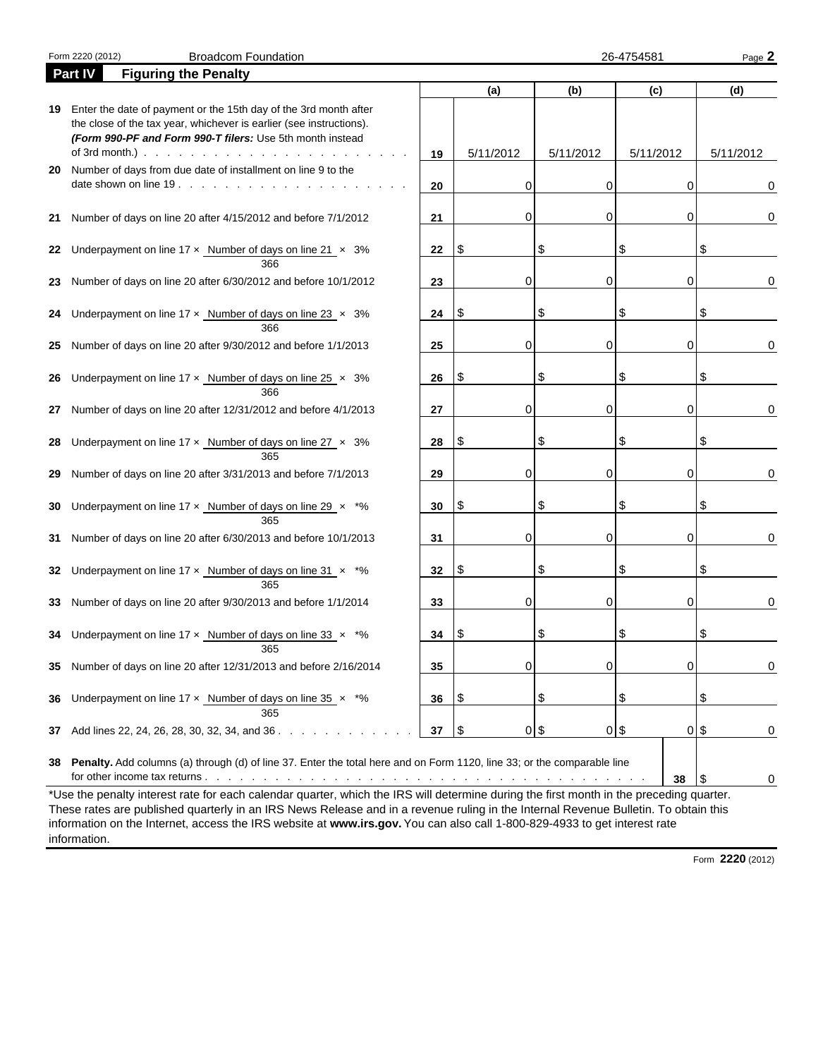Form 2220 (2012) Broadcom Foundation 26-4754581 Page **2**

## Part IV Figuring the Penalty

| | | | (a) | (b) | (c) | (d) |
|---|---|---|---|---|---|---|
| **19** | Enter the date of payment or the 15th day of the 3rd month after the close of the tax year, whichever is earlier (see instructions). ***(Form 990-PF and Form 990-T filers:** Use 5th month instead of 3rd month.)* | **19** | 5/11/2012 | 5/11/2012 | 5/11/2012 | 5/11/2012 |
| **20** | Number of days from due date of installment on line 9 to the date shown on line 19 | **20** | 0 | 0 | 0 | 0 |
| **21** | Number of days on line 20 after 4/15/2012 and before 7/1/2012 | **21** | 0 | 0 | 0 | 0 |
| **22** | Underpayment on line 17 × Number of days on line 21 / 366 × 3% | **22** | $ | $ | $ | $ |
| **23** | Number of days on line 20 after 6/30/2012 and before 10/1/2012 | **23** | 0 | 0 | 0 | 0 |
| **24** | Underpayment on line 17 × Number of days on line 23 / 366 × 3% | **24** | $ | $ | $ | $ |
| **25** | Number of days on line 20 after 9/30/2012 and before 1/1/2013 | **25** | 0 | 0 | 0 | 0 |
| **26** | Underpayment on line 17 × Number of days on line 25 / 366 × 3% | **26** | $ | $ | $ | $ |
| **27** | Number of days on line 20 after 12/31/2012 and before 4/1/2013 | **27** | 0 | 0 | 0 | 0 |
| **28** | Underpayment on line 17 × Number of days on line 27 / 365 × 3% | **28** | $ | $ | $ | $ |
| **29** | Number of days on line 20 after 3/31/2013 and before 7/1/2013 | **29** | 0 | 0 | 0 | 0 |
| **30** | Underpayment on line 17 × Number of days on line 29 / 365 × *% | **30** | $ | $ | $ | $ |
| **31** | Number of days on line 20 after 6/30/2013 and before 10/1/2013 | **31** | 0 | 0 | 0 | 0 |
| **32** | Underpayment on line 17 × Number of days on line 31 / 365 × *% | **32** | $ | $ | $ | $ |
| **33** | Number of days on line 20 after 9/30/2013 and before 1/1/2014 | **33** | 0 | 0 | 0 | 0 |
| **34** | Underpayment on line 17 × Number of days on line 33 / 365 × *% | **34** | $ | $ | $ | $ |
| **35** | Number of days on line 20 after 12/31/2013 and before 2/16/2014 | **35** | 0 | 0 | 0 | 0 |
| **36** | Underpayment on line 17 × Number of days on line 35 / 365 × *% | **36** | $ | $ | $ | $ |
| **37** | Add lines 22, 24, 26, 28, 30, 32, 34, and 36 | **37** | $ 0 | $ 0 | $ 0 | $ 0 |

**38** **Penalty.** Add columns (a) through (d) of line 37. Enter the total here and on Form 1120, line 33; or the comparable line for other income tax returns . . . **38** $ 0

*Use the penalty interest rate for each calendar quarter, which the IRS will determine during the first month in the preceding quarter. These rates are published quarterly in an IRS News Release and in a revenue ruling in the Internal Revenue Bulletin. To obtain this information on the Internet, access the IRS website at **www.irs.gov.** You can also call 1-800-829-4933 to get interest rate information.

Form **2220** (2012)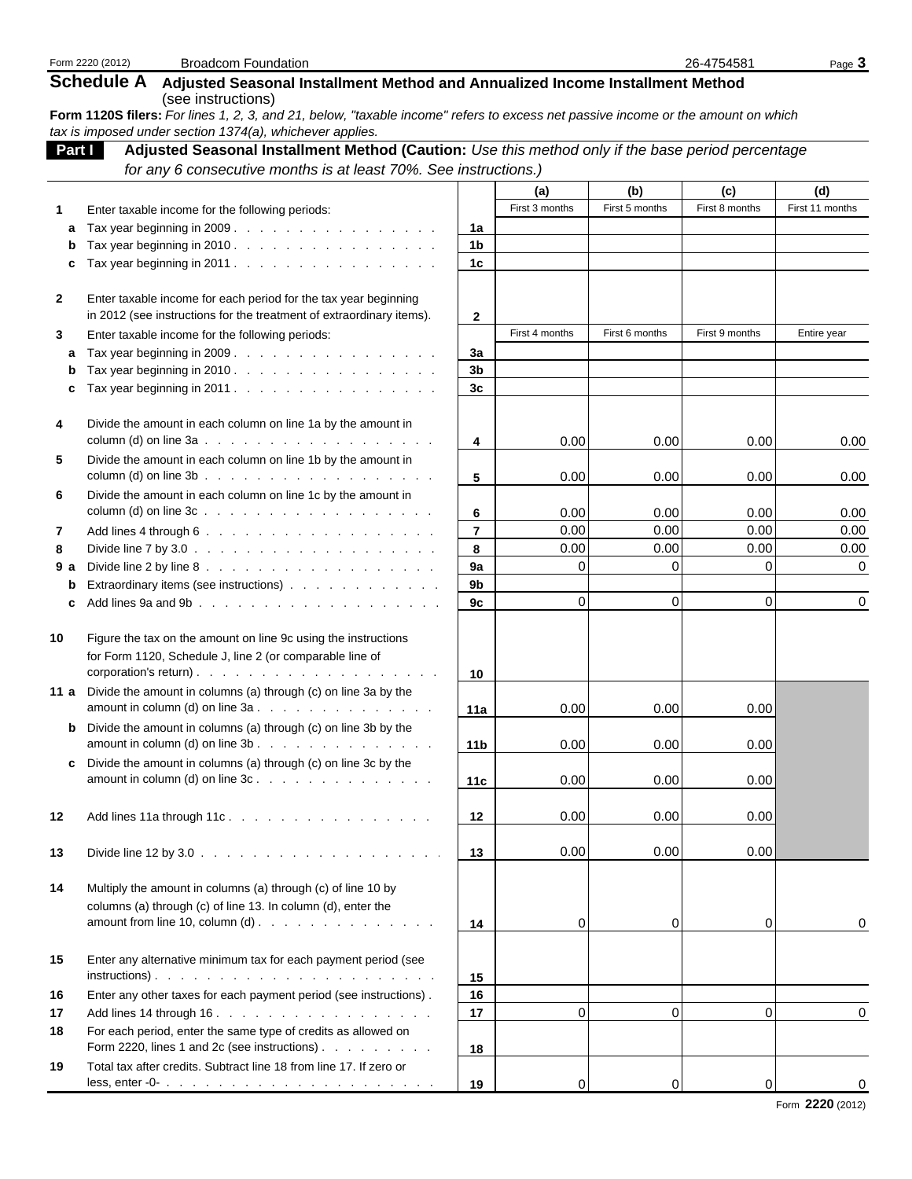Form 2220 (2012) Broadcom Foundation 26-4754581

## Schedule A Adjusted Seasonal Installment Method and Annualized Income Installment Method

(see instructions)

**Form 1120S filers:** *For lines 1, 2, 3, and 21, below, "taxable income" refers to excess net passive income or the amount on which tax is imposed under section 1374(a), whichever applies.*

### Part I Adjusted Seasonal Installment Method (Caution: *Use this method only if the base period percentage for any 6 consecutive months is at least 70%. See instructions.)*

| | | | (a) | (b) | (c) | (d) |
|---|---|---|---|---|---|---|
| **1** | Enter taxable income for the following periods: | | First 3 months | First 5 months | First 8 months | First 11 months |
| **a** | Tax year beginning in 2009 | 1a | | | | |
| **b** | Tax year beginning in 2010 | 1b | | | | |
| **c** | Tax year beginning in 2011 | 1c | | | | |
| **2** | Enter taxable income for each period for the tax year beginning in 2012 (see instructions for the treatment of extraordinary items). | 2 | | | | |
| **3** | Enter taxable income for the following periods: | | First 4 months | First 6 months | First 9 months | Entire year |
| **a** | Tax year beginning in 2009 | 3a | | | | |
| **b** | Tax year beginning in 2010 | 3b | | | | |
| **c** | Tax year beginning in 2011 | 3c | | | | |
| **4** | Divide the amount in each column on line 1a by the amount in column (d) on line 3a | 4 | 0.00 | 0.00 | 0.00 | 0.00 |
| **5** | Divide the amount in each column on line 1b by the amount in column (d) on line 3b | 5 | 0.00 | 0.00 | 0.00 | 0.00 |
| **6** | Divide the amount in each column on line 1c by the amount in column (d) on line 3c | 6 | 0.00 | 0.00 | 0.00 | 0.00 |
| **7** | Add lines 4 through 6 | 7 | 0.00 | 0.00 | 0.00 | 0.00 |
| **8** | Divide line 7 by 3.0 | 8 | 0.00 | 0.00 | 0.00 | 0.00 |
| **9 a** | Divide line 2 by line 8 | 9a | 0 | 0 | 0 | 0 |
| **b** | Extraordinary items (see instructions) | 9b | | | | |
| **c** | Add lines 9a and 9b | 9c | 0 | 0 | 0 | 0 |
| **10** | Figure the tax on the amount on line 9c using the instructions for Form 1120, Schedule J, line 2 (or comparable line of corporation's return) | 10 | | | | |
| **11 a** | Divide the amount in columns (a) through (c) on line 3a by the amount in column (d) on line 3a | 11a | 0.00 | 0.00 | 0.00 | |
| **b** | Divide the amount in columns (a) through (c) on line 3b by the amount in column (d) on line 3b | 11b | 0.00 | 0.00 | 0.00 | |
| **c** | Divide the amount in columns (a) through (c) on line 3c by the amount in column (d) on line 3c | 11c | 0.00 | 0.00 | 0.00 | |
| **12** | Add lines 11a through 11c | 12 | 0.00 | 0.00 | 0.00 | |
| **13** | Divide line 12 by 3.0 | 13 | 0.00 | 0.00 | 0.00 | |
| **14** | Multiply the amount in columns (a) through (c) of line 10 by columns (a) through (c) of line 13. In column (d), enter the amount from line 10, column (d) | 14 | 0 | 0 | 0 | 0 |
| **15** | Enter any alternative minimum tax for each payment period (see instructions) | 15 | | | | |
| **16** | Enter any other taxes for each payment period (see instructions) | 16 | | | | |
| **17** | Add lines 14 through 16 | 17 | 0 | 0 | 0 | 0 |
| **18** | For each period, enter the same type of credits as allowed on Form 2220, lines 1 and 2c (see instructions) | 18 | | | | |
| **19** | Total tax after credits. Subtract line 18 from line 17. If zero or less, enter -0- | 19 | 0 | 0 | 0 | 0 |

Form **2220** (2012)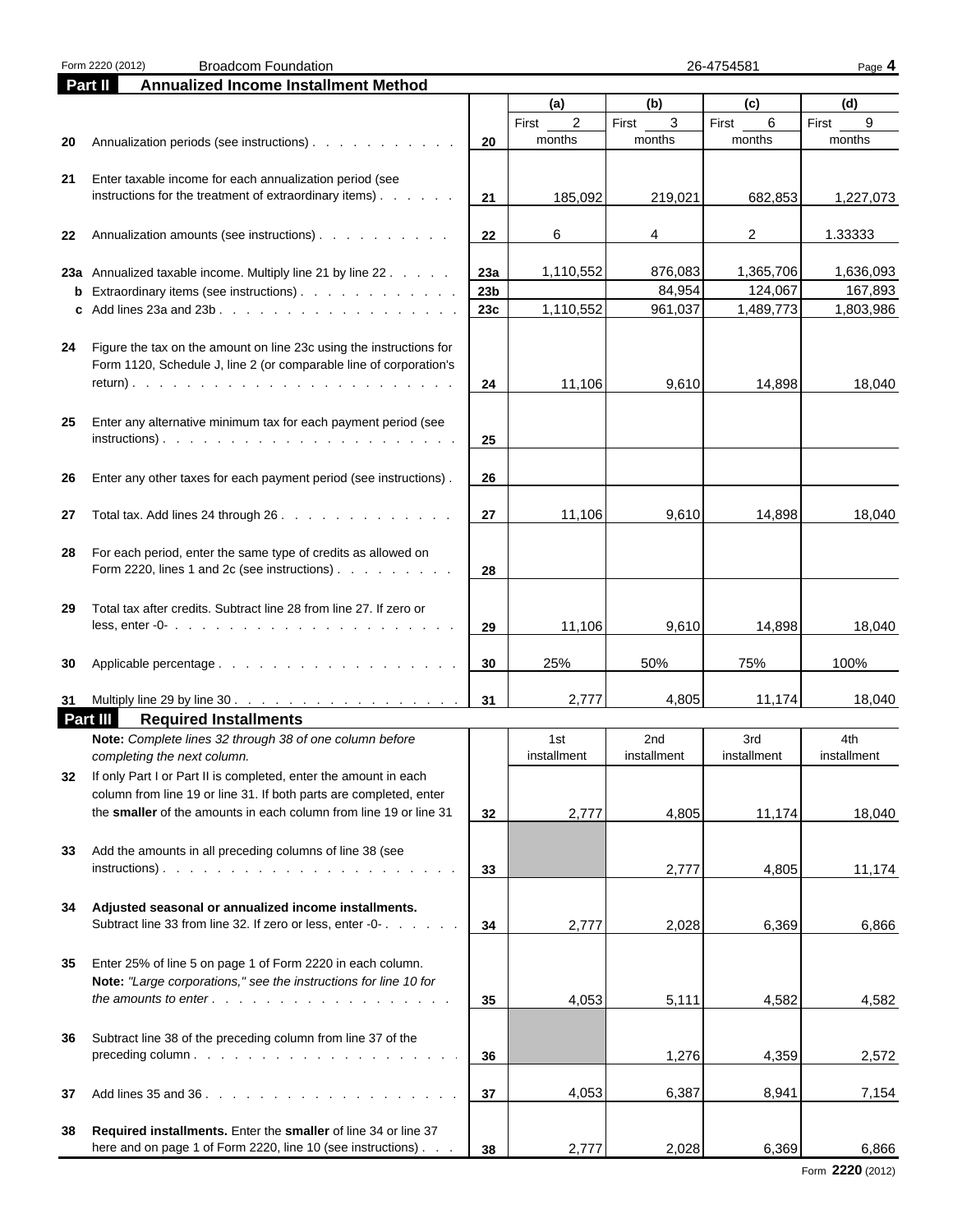Form 2220 (2012) Broadcom Foundation 26-4754581

## Part II Annualized Income Installment Method

| | | | (a) | (b) | (c) | (d) |
|---|---|---|---|---|---|---|
| 20 | Annualization periods (see instructions) | 20 | First 2 months | First 3 months | First 6 months | First 9 months |
| 21 | Enter taxable income for each annualization period (see instructions for the treatment of extraordinary items) | 21 | 185,092 | 219,021 | 682,853 | 1,227,073 |
| 22 | Annualization amounts (see instructions) | 22 | 6 | 4 | 2 | 1.33333 |
| 23a | Annualized taxable income. Multiply line 21 by line 22 | 23a | 1,110,552 | 876,083 | 1,365,706 | 1,636,093 |
| b | Extraordinary items (see instructions) | 23b | | 84,954 | 124,067 | 167,893 |
| c | Add lines 23a and 23b | 23c | 1,110,552 | 961,037 | 1,489,773 | 1,803,986 |
| 24 | Figure the tax on the amount on line 23c using the instructions for Form 1120, Schedule J, line 2 (or comparable line of corporation's return) | 24 | 11,106 | 9,610 | 14,898 | 18,040 |
| 25 | Enter any alternative minimum tax for each payment period (see instructions) | 25 | | | | |
| 26 | Enter any other taxes for each payment period (see instructions) | 26 | | | | |
| 27 | Total tax. Add lines 24 through 26 | 27 | 11,106 | 9,610 | 14,898 | 18,040 |
| 28 | For each period, enter the same type of credits as allowed on Form 2220, lines 1 and 2c (see instructions) | 28 | | | | |
| 29 | Total tax after credits. Subtract line 28 from line 27. If zero or less, enter -0- | 29 | 11,106 | 9,610 | 14,898 | 18,040 |
| 30 | Applicable percentage | 30 | 25% | 50% | 75% | 100% |
| 31 | Multiply line 29 by line 30 | 31 | 2,777 | 4,805 | 11,174 | 18,040 |

## Part III Required Installments

| | **Note:** *Complete lines 32 through 38 of one column before completing the next column.* | | 1st installment | 2nd installment | 3rd installment | 4th installment |
|---|---|---|---|---|---|---|
| 32 | If only Part I or Part II is completed, enter the amount in each column from line 19 or line 31. If both parts are completed, enter the **smaller** of the amounts in each column from line 19 or line 31 | 32 | 2,777 | 4,805 | 11,174 | 18,040 |
| 33 | Add the amounts in all preceding columns of line 38 (see instructions) | 33 | | 2,777 | 4,805 | 11,174 |
| 34 | **Adjusted seasonal or annualized income installments.** Subtract line 33 from line 32. If zero or less, enter -0- | 34 | 2,777 | 2,028 | 6,369 | 6,866 |
| 35 | Enter 25% of line 5 on page 1 of Form 2220 in each column. **Note:** *"Large corporations," see the instructions for line 10 for the amounts to enter* | 35 | 4,053 | 5,111 | 4,582 | 4,582 |
| 36 | Subtract line 38 of the preceding column from line 37 of the preceding column | 36 | | 1,276 | 4,359 | 2,572 |
| 37 | Add lines 35 and 36 | 37 | 4,053 | 6,387 | 8,941 | 7,154 |
| 38 | **Required installments.** Enter the **smaller** of line 34 or line 37 here and on page 1 of Form 2220, line 10 (see instructions) | 38 | 2,777 | 2,028 | 6,369 | 6,866 |

Form **2220** (2012)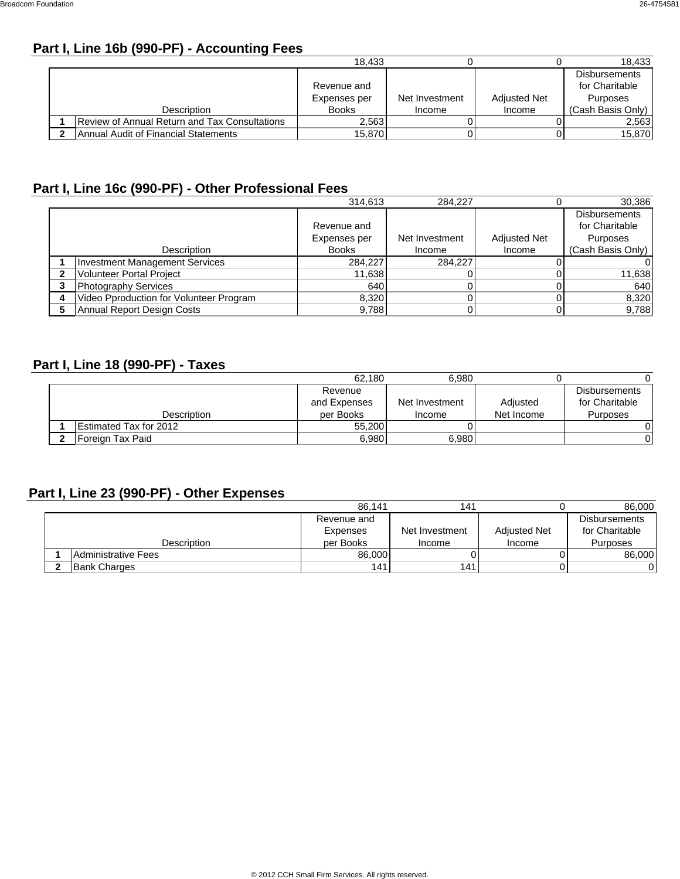## Part I, Line 16b (990-PF) - Accounting Fees

| | Description | Revenue and Expenses per Books | Net Investment Income | Adjusted Net Income | Disbursements for Charitable Purposes (Cash Basis Only) |
|---|---|---|---|---|---|
| | | 18,433 | 0 | 0 | 18,433 |
| 1 | Review of Annual Return and Tax Consultations | 2,563 | 0 | 0 | 2,563 |
| 2 | Annual Audit of Financial Statements | 15,870 | 0 | 0 | 15,870 |

## Part I, Line 16c (990-PF) - Other Professional Fees

| | Description | Revenue and Expenses per Books | Net Investment Income | Adjusted Net Income | Disbursements for Charitable Purposes (Cash Basis Only) |
|---|---|---|---|---|---|
| | | 314,613 | 284,227 | 0 | 30,386 |
| 1 | Investment Management Services | 284,227 | 284,227 | 0 | 0 |
| 2 | Volunteer Portal Project | 11,638 | 0 | 0 | 11,638 |
| 3 | Photography Services | 640 | 0 | 0 | 640 |
| 4 | Video Pproduction for Volunteer Program | 8,320 | 0 | 0 | 8,320 |
| 5 | Annual Report Design Costs | 9,788 | 0 | 0 | 9,788 |

## Part I, Line 18 (990-PF) - Taxes

| | Description | Revenue and Expenses per Books | Net Investment Income | Adjusted Net Income | Disbursements for Charitable Purposes |
|---|---|---|---|---|---|
| | | 62,180 | 6,980 | 0 | 0 |
| 1 | Estimated Tax for 2012 | 55,200 | 0 | | 0 |
| 2 | Foreign Tax Paid | 6,980 | 6,980 | | 0 |

## Part I, Line 23 (990-PF) - Other Expenses

| | Description | Revenue and Expenses per Books | Net Investment Income | Adjusted Net Income | Disbursements for Charitable Purposes |
|---|---|---|---|---|---|
| | | 86,141 | 141 | 0 | 86,000 |
| 1 | Administrative Fees | 86,000 | 0 | 0 | 86,000 |
| 2 | Bank Charges | 141 | 141 | 0 | 0 |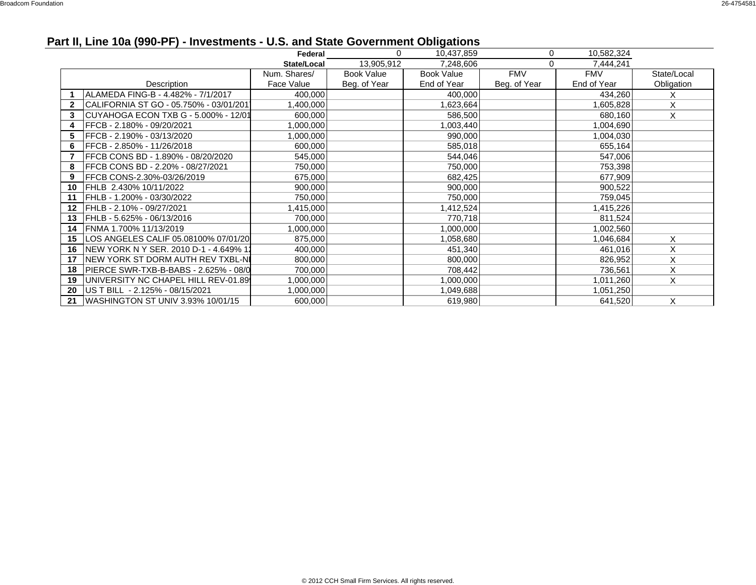## Part II, Line 10a (990-PF) - Investments - U.S. and State Government Obligations

| | Book Value Beg. of Year | Book Value End of Year | FMV Beg. of Year | FMV End of Year |
|---|---|---|---|---|
| Federal | 0 | 10,437,859 | 0 | 10,582,324 |
| State/Local | 13,905,912 | 7,248,606 | 0 | 7,444,241 |

| | Description | Num. Shares/ Face Value | Book Value Beg. of Year | Book Value End of Year | FMV Beg. of Year | FMV End of Year | State/Local Obligation |
|---|---|---|---|---|---|---|---|
| 1 | ALAMEDA FING-B - 4.482% - 7/1/2017 | 400,000 | | 400,000 | | 434,260 | X |
| 2 | CALIFORNIA ST GO - 05.750% - 03/01/201 | 1,400,000 | | 1,623,664 | | 1,605,828 | X |
| 3 | CUYAHOGA ECON TXB G - 5.000% - 12/01 | 600,000 | | 586,500 | | 680,160 | X |
| 4 | FFCB - 2.180% - 09/20/2021 | 1,000,000 | | 1,003,440 | | 1,004,690 | |
| 5 | FFCB - 2.190% - 03/13/2020 | 1,000,000 | | 990,000 | | 1,004,030 | |
| 6 | FFCB - 2.850% - 11/26/2018 | 600,000 | | 585,018 | | 655,164 | |
| 7 | FFCB CONS BD - 1.890% - 08/20/2020 | 545,000 | | 544,046 | | 547,006 | |
| 8 | FFCB CONS BD - 2.20% - 08/27/2021 | 750,000 | | 750,000 | | 753,398 | |
| 9 | FFCB CONS-2.30%-03/26/2019 | 675,000 | | 682,425 | | 677,909 | |
| 10 | FHLB 2.430% 10/11/2022 | 900,000 | | 900,000 | | 900,522 | |
| 11 | FHLB - 1.200% - 03/30/2022 | 750,000 | | 750,000 | | 759,045 | |
| 12 | FHLB - 2.10% - 09/27/2021 | 1,415,000 | | 1,412,524 | | 1,415,226 | |
| 13 | FHLB - 5.625% - 06/13/2016 | 700,000 | | 770,718 | | 811,524 | |
| 14 | FNMA 1.700% 11/13/2019 | 1,000,000 | | 1,000,000 | | 1,002,560 | |
| 15 | LOS ANGELES CALIF 05.08100% 07/01/20 | 875,000 | | 1,058,680 | | 1,046,684 | X |
| 16 | NEW YORK N Y SER. 2010 D-1 - 4.649% 1 | 400,000 | | 451,340 | | 461,016 | X |
| 17 | NEW YORK ST DORM AUTH REV TXBL-N | 800,000 | | 800,000 | | 826,952 | X |
| 18 | PIERCE SWR-TXB-B-BABS - 2.625% - 08/0 | 700,000 | | 708,442 | | 736,561 | X |
| 19 | UNIVERSITY NC CHAPEL HILL REV-01.89 | 1,000,000 | | 1,000,000 | | 1,011,260 | X |
| 20 | US T BILL - 2.125% - 08/15/2021 | 1,000,000 | | 1,049,688 | | 1,051,250 | |
| 21 | WASHINGTON ST UNIV 3.93% 10/01/15 | 600,000 | | 619,980 | | 641,520 | X |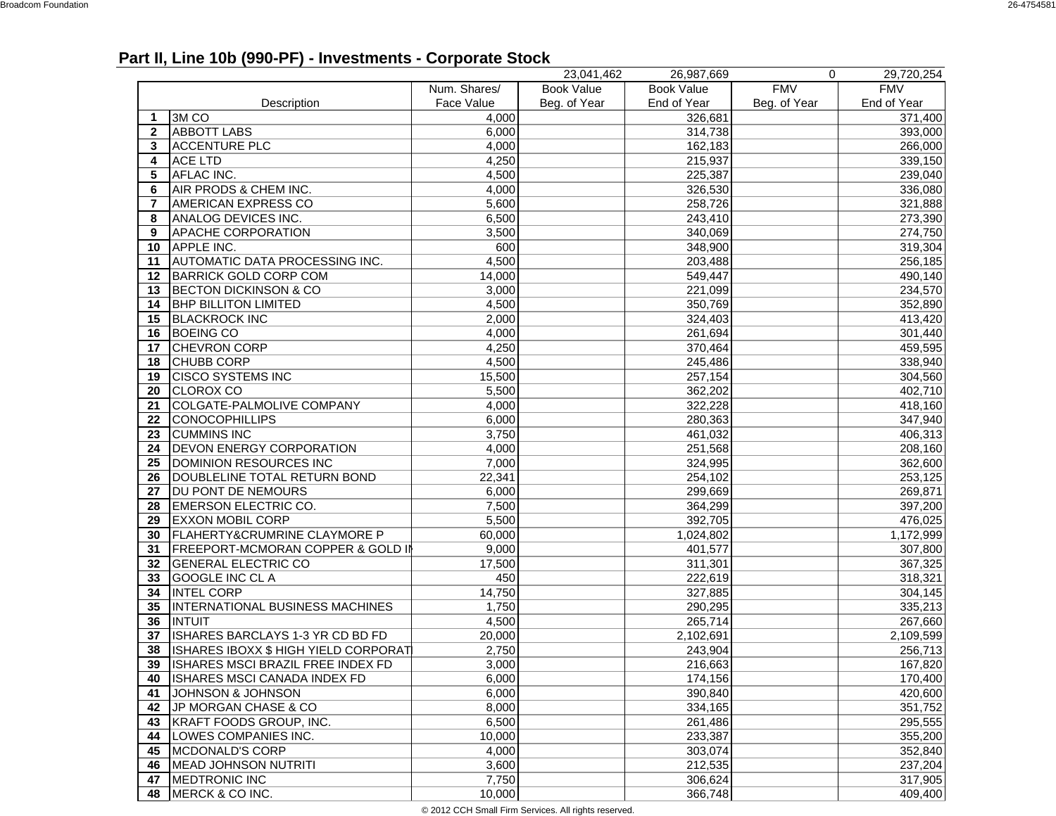## Part II, Line 10b (990-PF) - Investments - Corporate Stock

| | | | 23,041,462 | 26,987,669 | 0 | 29,720,254 |
|---|---|---|---|---|---|---|
| | Description | Num. Shares/ Face Value | Book Value Beg. of Year | Book Value End of Year | FMV Beg. of Year | FMV End of Year |
| 1 | 3M CO | 4,000 | | 326,681 | | 371,400 |
| 2 | ABBOTT LABS | 6,000 | | 314,738 | | 393,000 |
| 3 | ACCENTURE PLC | 4,000 | | 162,183 | | 266,000 |
| 4 | ACE LTD | 4,250 | | 215,937 | | 339,150 |
| 5 | AFLAC INC. | 4,500 | | 225,387 | | 239,040 |
| 6 | AIR PRODS & CHEM INC. | 4,000 | | 326,530 | | 336,080 |
| 7 | AMERICAN EXPRESS CO | 5,600 | | 258,726 | | 321,888 |
| 8 | ANALOG DEVICES INC. | 6,500 | | 243,410 | | 273,390 |
| 9 | APACHE CORPORATION | 3,500 | | 340,069 | | 274,750 |
| 10 | APPLE INC. | 600 | | 348,900 | | 319,304 |
| 11 | AUTOMATIC DATA PROCESSING INC. | 4,500 | | 203,488 | | 256,185 |
| 12 | BARRICK GOLD CORP COM | 14,000 | | 549,447 | | 490,140 |
| 13 | BECTON DICKINSON & CO | 3,000 | | 221,099 | | 234,570 |
| 14 | BHP BILLITON LIMITED | 4,500 | | 350,769 | | 352,890 |
| 15 | BLACKROCK INC | 2,000 | | 324,403 | | 413,420 |
| 16 | BOEING CO | 4,000 | | 261,694 | | 301,440 |
| 17 | CHEVRON CORP | 4,250 | | 370,464 | | 459,595 |
| 18 | CHUBB CORP | 4,500 | | 245,486 | | 338,940 |
| 19 | CISCO SYSTEMS INC | 15,500 | | 257,154 | | 304,560 |
| 20 | CLOROX CO | 5,500 | | 362,202 | | 402,710 |
| 21 | COLGATE-PALMOLIVE COMPANY | 4,000 | | 322,228 | | 418,160 |
| 22 | CONOCOPHILLIPS | 6,000 | | 280,363 | | 347,940 |
| 23 | CUMMINS INC | 3,750 | | 461,032 | | 406,313 |
| 24 | DEVON ENERGY CORPORATION | 4,000 | | 251,568 | | 208,160 |
| 25 | DOMINION RESOURCES INC | 7,000 | | 324,995 | | 362,600 |
| 26 | DOUBLELINE TOTAL RETURN BOND | 22,341 | | 254,102 | | 253,125 |
| 27 | DU PONT DE NEMOURS | 6,000 | | 299,669 | | 269,871 |
| 28 | EMERSON ELECTRIC CO. | 7,500 | | 364,299 | | 397,200 |
| 29 | EXXON MOBIL CORP | 5,500 | | 392,705 | | 476,025 |
| 30 | FLAHERTY&CRUMRINE CLAYMORE P | 60,000 | | 1,024,802 | | 1,172,999 |
| 31 | FREEPORT-MCMORAN COPPER & GOLD IN | 9,000 | | 401,577 | | 307,800 |
| 32 | GENERAL ELECTRIC CO | 17,500 | | 311,301 | | 367,325 |
| 33 | GOOGLE INC CL A | 450 | | 222,619 | | 318,321 |
| 34 | INTEL CORP | 14,750 | | 327,885 | | 304,145 |
| 35 | INTERNATIONAL BUSINESS MACHINES | 1,750 | | 290,295 | | 335,213 |
| 36 | INTUIT | 4,500 | | 265,714 | | 267,660 |
| 37 | ISHARES BARCLAYS 1-3 YR CD BD FD | 20,000 | | 2,102,691 | | 2,109,599 |
| 38 | ISHARES IBOXX $ HIGH YIELD CORPORATI | 2,750 | | 243,904 | | 256,713 |
| 39 | ISHARES MSCI BRAZIL FREE INDEX FD | 3,000 | | 216,663 | | 167,820 |
| 40 | ISHARES MSCI CANADA INDEX FD | 6,000 | | 174,156 | | 170,400 |
| 41 | JOHNSON & JOHNSON | 6,000 | | 390,840 | | 420,600 |
| 42 | JP MORGAN CHASE & CO | 8,000 | | 334,165 | | 351,752 |
| 43 | KRAFT FOODS GROUP, INC. | 6,500 | | 261,486 | | 295,555 |
| 44 | LOWES COMPANIES INC. | 10,000 | | 233,387 | | 355,200 |
| 45 | MCDONALD'S CORP | 4,000 | | 303,074 | | 352,840 |
| 46 | MEAD JOHNSON NUTRITI | 3,600 | | 212,535 | | 237,204 |
| 47 | MEDTRONIC INC | 7,750 | | 306,624 | | 317,905 |
| 48 | MERCK & CO INC. | 10,000 | | 366,748 | | 409,400 |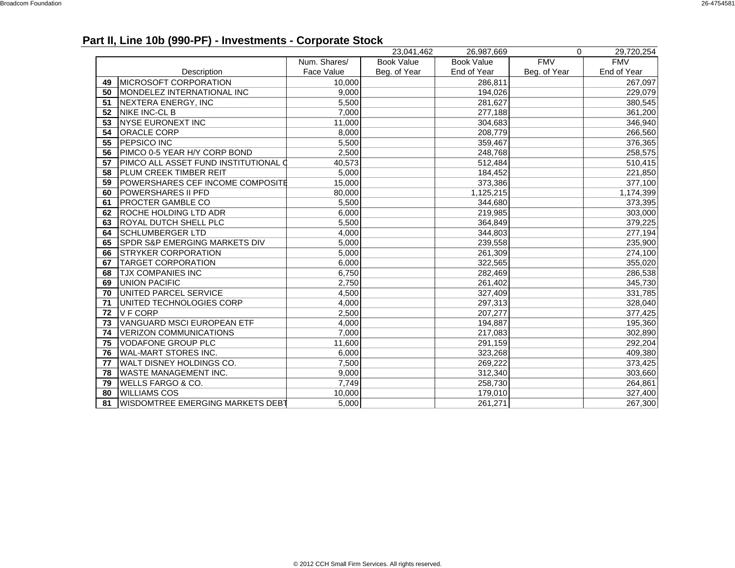## Part II, Line 10b (990-PF) - Investments - Corporate Stock

| | Description | Num. Shares/ Face Value | Book Value Beg. of Year | Book Value End of Year | FMV Beg. of Year | FMV End of Year |
|---|---|---|---|---|---|---|
| | | | 23,041,462 | 26,987,669 | 0 | 29,720,254 |
| 49 | MICROSOFT CORPORATION | 10,000 | | 286,811 | | 267,097 |
| 50 | MONDELEZ INTERNATIONAL INC | 9,000 | | 194,026 | | 229,079 |
| 51 | NEXTERA ENERGY, INC | 5,500 | | 281,627 | | 380,545 |
| 52 | NIKE INC-CL B | 7,000 | | 277,188 | | 361,200 |
| 53 | NYSE EURONEXT INC | 11,000 | | 304,683 | | 346,940 |
| 54 | ORACLE CORP | 8,000 | | 208,779 | | 266,560 |
| 55 | PEPSICO INC | 5,500 | | 359,467 | | 376,365 |
| 56 | PIMCO 0-5 YEAR H/Y CORP BOND | 2,500 | | 248,768 | | 258,575 |
| 57 | PIMCO ALL ASSET FUND INSTITUTIONAL C | 40,573 | | 512,484 | | 510,415 |
| 58 | PLUM CREEK TIMBER REIT | 5,000 | | 184,452 | | 221,850 |
| 59 | POWERSHARES CEF INCOME COMPOSITE | 15,000 | | 373,386 | | 377,100 |
| 60 | POWERSHARES II PFD | 80,000 | | 1,125,215 | | 1,174,399 |
| 61 | PROCTER GAMBLE CO | 5,500 | | 344,680 | | 373,395 |
| 62 | ROCHE HOLDING LTD ADR | 6,000 | | 219,985 | | 303,000 |
| 63 | ROYAL DUTCH SHELL PLC | 5,500 | | 364,849 | | 379,225 |
| 64 | SCHLUMBERGER LTD | 4,000 | | 344,803 | | 277,194 |
| 65 | SPDR S&P EMERGING MARKETS DIV | 5,000 | | 239,558 | | 235,900 |
| 66 | STRYKER CORPORATION | 5,000 | | 261,309 | | 274,100 |
| 67 | TARGET CORPORATION | 6,000 | | 322,565 | | 355,020 |
| 68 | TJX COMPANIES INC | 6,750 | | 282,469 | | 286,538 |
| 69 | UNION PACIFIC | 2,750 | | 261,402 | | 345,730 |
| 70 | UNITED PARCEL SERVICE | 4,500 | | 327,409 | | 331,785 |
| 71 | UNITED TECHNOLOGIES CORP | 4,000 | | 297,313 | | 328,040 |
| 72 | V F CORP | 2,500 | | 207,277 | | 377,425 |
| 73 | VANGUARD MSCI EUROPEAN ETF | 4,000 | | 194,887 | | 195,360 |
| 74 | VERIZON COMMUNICATIONS | 7,000 | | 217,083 | | 302,890 |
| 75 | VODAFONE GROUP PLC | 11,600 | | 291,159 | | 292,204 |
| 76 | WAL-MART STORES INC. | 6,000 | | 323,268 | | 409,380 |
| 77 | WALT DISNEY HOLDINGS CO. | 7,500 | | 269,222 | | 373,425 |
| 78 | WASTE MANAGEMENT INC. | 9,000 | | 312,340 | | 303,660 |
| 79 | WELLS FARGO & CO. | 7,749 | | 258,730 | | 264,861 |
| 80 | WILLIAMS COS | 10,000 | | 179,010 | | 327,400 |
| 81 | WISDOMTREE EMERGING MARKETS DEBT | 5,000 | | 261,271 | | 267,300 |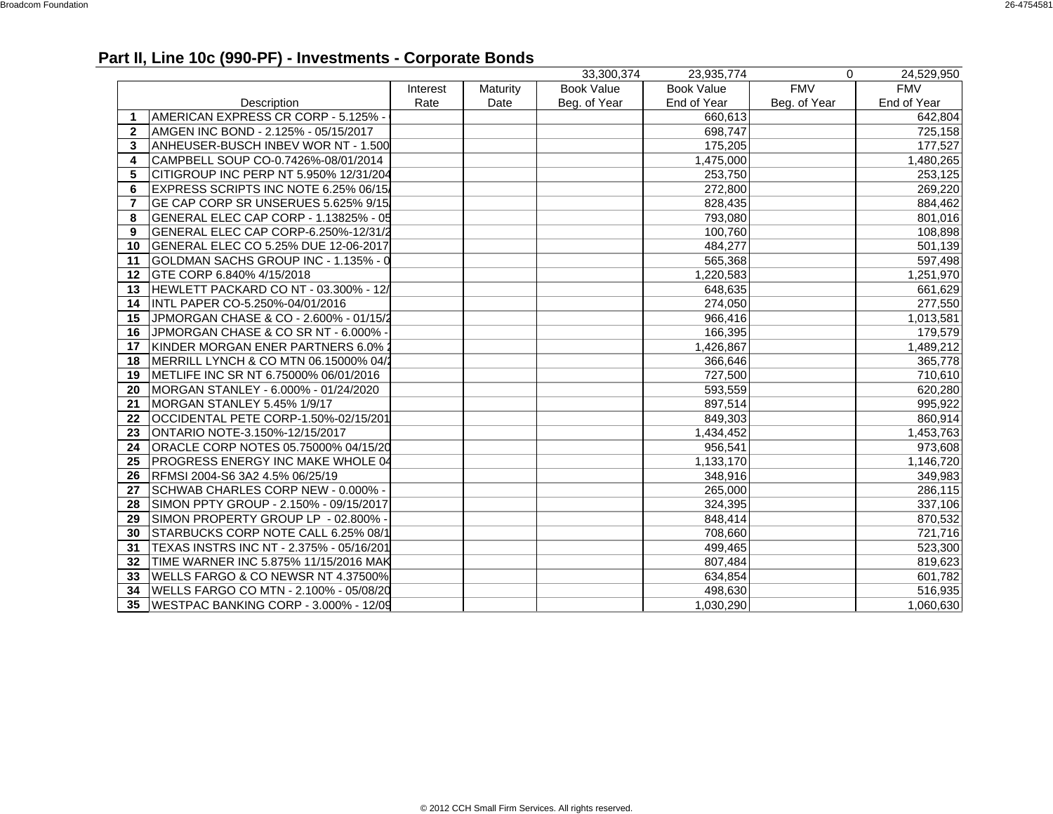## Part II, Line 10c (990-PF) - Investments - Corporate Bonds

| | Description | Interest Rate | Maturity Date | Book Value Beg. of Year | Book Value End of Year | FMV Beg. of Year | FMV End of Year |
|---|---|---|---|---|---|---|---|
| | | | | 33,300,374 | 23,935,774 | 0 | 24,529,950 |
| 1 | AMERICAN EXPRESS CR CORP - 5.125% - ( | | | | 660,613 | | 642,804 |
| 2 | AMGEN INC BOND - 2.125% - 05/15/2017 | | | | 698,747 | | 725,158 |
| 3 | ANHEUSER-BUSCH INBEV WOR NT - 1.500 | | | | 175,205 | | 177,527 |
| 4 | CAMPBELL SOUP CO-0.7426%-08/01/2014 | | | | 1,475,000 | | 1,480,265 |
| 5 | CITIGROUP INC PERP NT 5.950% 12/31/204 | | | | 253,750 | | 253,125 |
| 6 | EXPRESS SCRIPTS INC NOTE 6.25% 06/15/ | | | | 272,800 | | 269,220 |
| 7 | GE CAP CORP SR UNSERUES 5.625% 9/15/ | | | | 828,435 | | 884,462 |
| 8 | GENERAL ELEC CAP CORP - 1.13825% - 05 | | | | 793,080 | | 801,016 |
| 9 | GENERAL ELEC CAP CORP-6.250%-12/31/2 | | | | 100,760 | | 108,898 |
| 10 | GENERAL ELEC CO 5.25% DUE 12-06-2017 | | | | 484,277 | | 501,139 |
| 11 | GOLDMAN SACHS GROUP INC - 1.135% - 0 | | | | 565,368 | | 597,498 |
| 12 | GTE CORP 6.840% 4/15/2018 | | | | 1,220,583 | | 1,251,970 |
| 13 | HEWLETT PACKARD CO NT - 03.300% - 12/ | | | | 648,635 | | 661,629 |
| 14 | INTL PAPER CO-5.250%-04/01/2016 | | | | 274,050 | | 277,550 |
| 15 | JPMORGAN CHASE & CO - 2.600% - 01/15/2 | | | | 966,416 | | 1,013,581 |
| 16 | JPMORGAN CHASE & CO SR NT - 6.000% - | | | | 166,395 | | 179,579 |
| 17 | KINDER MORGAN ENER PARTNERS 6.0% 2 | | | | 1,426,867 | | 1,489,212 |
| 18 | MERRILL LYNCH & CO MTN 06.15000% 04/2 | | | | 366,646 | | 365,778 |
| 19 | METLIFE INC SR NT 6.75000% 06/01/2016 | | | | 727,500 | | 710,610 |
| 20 | MORGAN STANLEY - 6.000% - 01/24/2020 | | | | 593,559 | | 620,280 |
| 21 | MORGAN STANLEY 5.45% 1/9/17 | | | | 897,514 | | 995,922 |
| 22 | OCCIDENTAL PETE CORP-1.50%-02/15/201 | | | | 849,303 | | 860,914 |
| 23 | ONTARIO NOTE-3.150%-12/15/2017 | | | | 1,434,452 | | 1,453,763 |
| 24 | ORACLE CORP NOTES 05.75000% 04/15/20 | | | | 956,541 | | 973,608 |
| 25 | PROGRESS ENERGY INC MAKE WHOLE 04 | | | | 1,133,170 | | 1,146,720 |
| 26 | RFMSI 2004-S6 3A2 4.5% 06/25/19 | | | | 348,916 | | 349,983 |
| 27 | SCHWAB CHARLES CORP NEW - 0.000% - | | | | 265,000 | | 286,115 |
| 28 | SIMON PPTY GROUP - 2.150% - 09/15/2017 | | | | 324,395 | | 337,106 |
| 29 | SIMON PROPERTY GROUP LP - 02.800% - | | | | 848,414 | | 870,532 |
| 30 | STARBUCKS CORP NOTE CALL 6.25% 08/1 | | | | 708,660 | | 721,716 |
| 31 | TEXAS INSTRS INC NT - 2.375% - 05/16/201 | | | | 499,465 | | 523,300 |
| 32 | TIME WARNER INC 5.875% 11/15/2016 MAK | | | | 807,484 | | 819,623 |
| 33 | WELLS FARGO & CO NEWSR NT 4.37500% | | | | 634,854 | | 601,782 |
| 34 | WELLS FARGO CO MTN - 2.100% - 05/08/20 | | | | 498,630 | | 516,935 |
| 35 | WESTPAC BANKING CORP - 3.000% - 12/09 | | | | 1,030,290 | | 1,060,630 |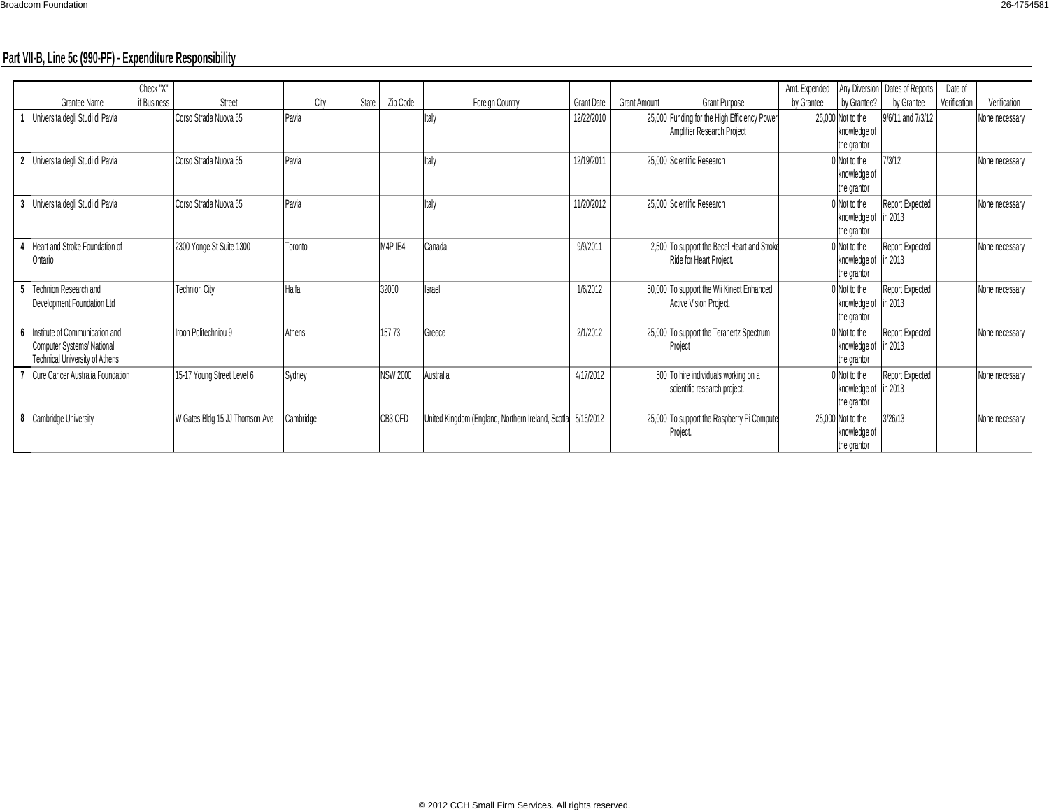## Part VII-B, Line 5c (990-PF) - Expenditure Responsibility

| | Grantee Name | Check "X" if Business | Street | City | State | Zip Code | Foreign Country | Grant Date | Grant Amount | Grant Purpose | Amt. Expended by Grantee | Any Diversion by Grantee? | Dates of Reports by Grantee | Date of Verification | Verification |
|---|---|---|---|---|---|---|---|---|---|---|---|---|---|---|---|
| 1 | Universita degli Studi di Pavia | | Corso Strada Nuova 65 | Pavia | | | Italy | 12/22/2010 | 25,000 | Funding for the High Efficiency Power Amplifier Research Project | 25,000 | Not to the knowledge of the grantor | 9/6/11 and 7/3/12 | | None necessary |
| 2 | Universita degli Studi di Pavia | | Corso Strada Nuova 65 | Pavia | | | Italy | 12/19/2011 | 25,000 | Scientific Research | 0 | Not to the knowledge of the grantor | 7/3/12 | | None necessary |
| 3 | Universita degli Studi di Pavia | | Corso Strada Nuova 65 | Pavia | | | Italy | 11/20/2012 | 25,000 | Scientific Research | 0 | Not to the knowledge of the grantor | Report Expected in 2013 | | None necessary |
| 4 | Heart and Stroke Foundation of Ontario | | 2300 Yonge St Suite 1300 | Toronto | | M4P IE4 | Canada | 9/9/2011 | 2,500 | To support the Becel Heart and Stroke Ride for Heart Project. | 0 | Not to the knowledge of the grantor | Report Expected in 2013 | | None necessary |
| 5 | Technion Research and Development Foundation Ltd | | Technion City | Haifa | | 32000 | Israel | 1/6/2012 | 50,000 | To support the Wii Kinect Enhanced Active Vision Project. | 0 | Not to the knowledge of the grantor | Report Expected in 2013 | | None necessary |
| 6 | Institute of Communication and Computer Systems/ National Technical University of Athens | | Iroon Politechniou 9 | Athens | | 157 73 | Greece | 2/1/2012 | 25,000 | To support the Terahertz Spectrum Project | 0 | Not to the knowledge of the grantor | Report Expected in 2013 | | None necessary |
| 7 | Cure Cancer Australia Foundation | | 15-17 Young Street Level 6 | Sydney | | NSW 2000 | Australia | 4/17/2012 | 500 | To hire individuals working on a scientific research project. | 0 | Not to the knowledge of the grantor | Report Expected in 2013 | | None necessary |
| 8 | Cambridge University | | W Gates Bldg 15 JJ Thomson Ave | Cambridge | | CB3 OFD | United Kingdom (England, Northern Ireland, Scotla | 5/16/2012 | 25,000 | To support the Raspberry Pi Compute Project. | 25,000 | Not to the knowledge of the grantor | 3/26/13 | | None necessary |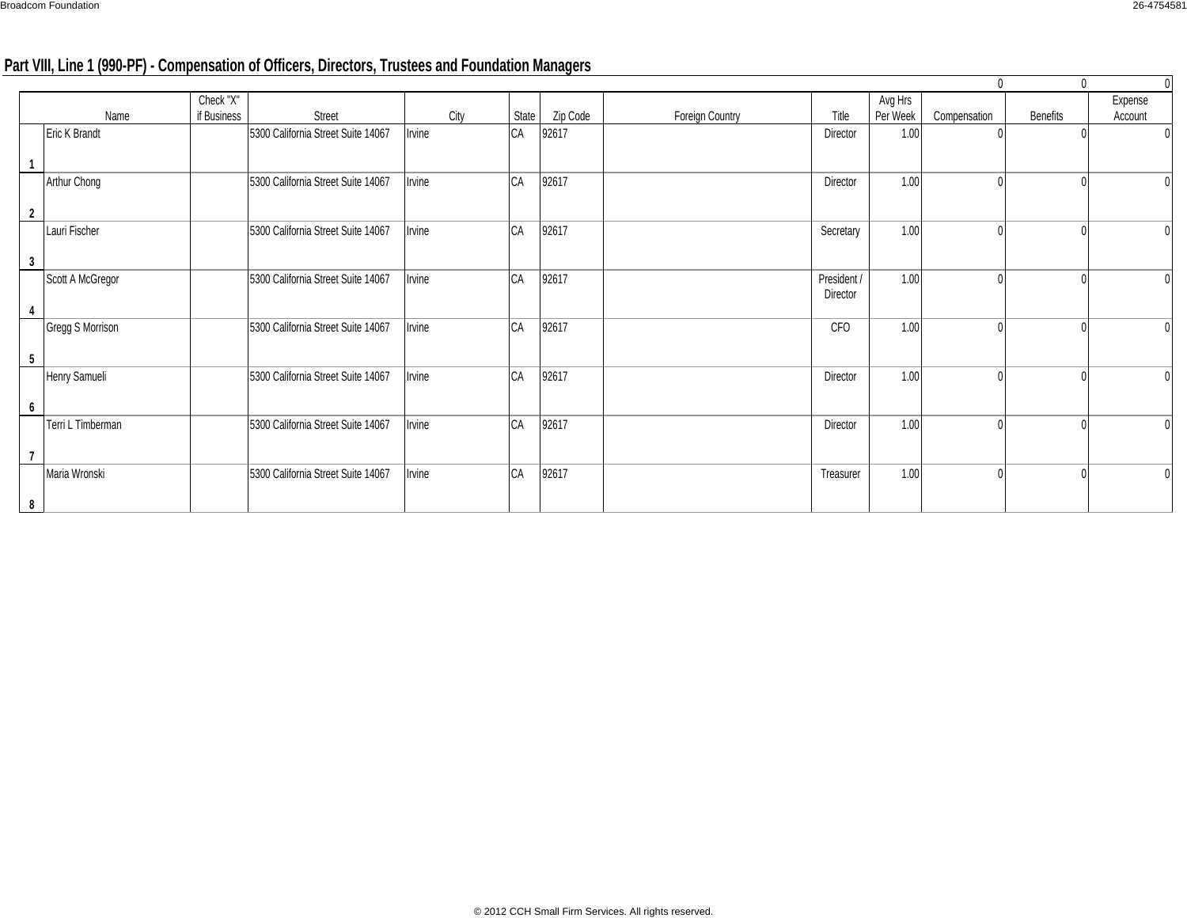## Part VIII, Line 1 (990-PF) - Compensation of Officers, Directors, Trustees and Foundation Managers

| | | | | | | | | | | 0 | 0 | 0 |
|---|---|---|---|---|---|---|---|---|---|---|---|---|
| | Name | Check "X" if Business | Street | City | State | Zip Code | Foreign Country | Title | Avg Hrs Per Week | Compensation | Benefits | Expense Account |
| 1 | Eric K Brandt | | 5300 California Street Suite 14067 | Irvine | CA | 92617 | | Director | 1.00 | 0 | 0 | 0 |
| 2 | Arthur Chong | | 5300 California Street Suite 14067 | Irvine | CA | 92617 | | Director | 1.00 | 0 | 0 | 0 |
| 3 | Lauri Fischer | | 5300 California Street Suite 14067 | Irvine | CA | 92617 | | Secretary | 1.00 | 0 | 0 | 0 |
| 4 | Scott A McGregor | | 5300 California Street Suite 14067 | Irvine | CA | 92617 | | President / Director | 1.00 | 0 | 0 | 0 |
| 5 | Gregg S Morrison | | 5300 California Street Suite 14067 | Irvine | CA | 92617 | | CFO | 1.00 | 0 | 0 | 0 |
| 6 | Henry Samueli | | 5300 California Street Suite 14067 | Irvine | CA | 92617 | | Director | 1.00 | 0 | 0 | 0 |
| 7 | Terri L Timberman | | 5300 California Street Suite 14067 | Irvine | CA | 92617 | | Director | 1.00 | 0 | 0 | 0 |
| 8 | Maria Wronski | | 5300 California Street Suite 14067 | Irvine | CA | 92617 | | Treasurer | 1.00 | 0 | 0 | 0 |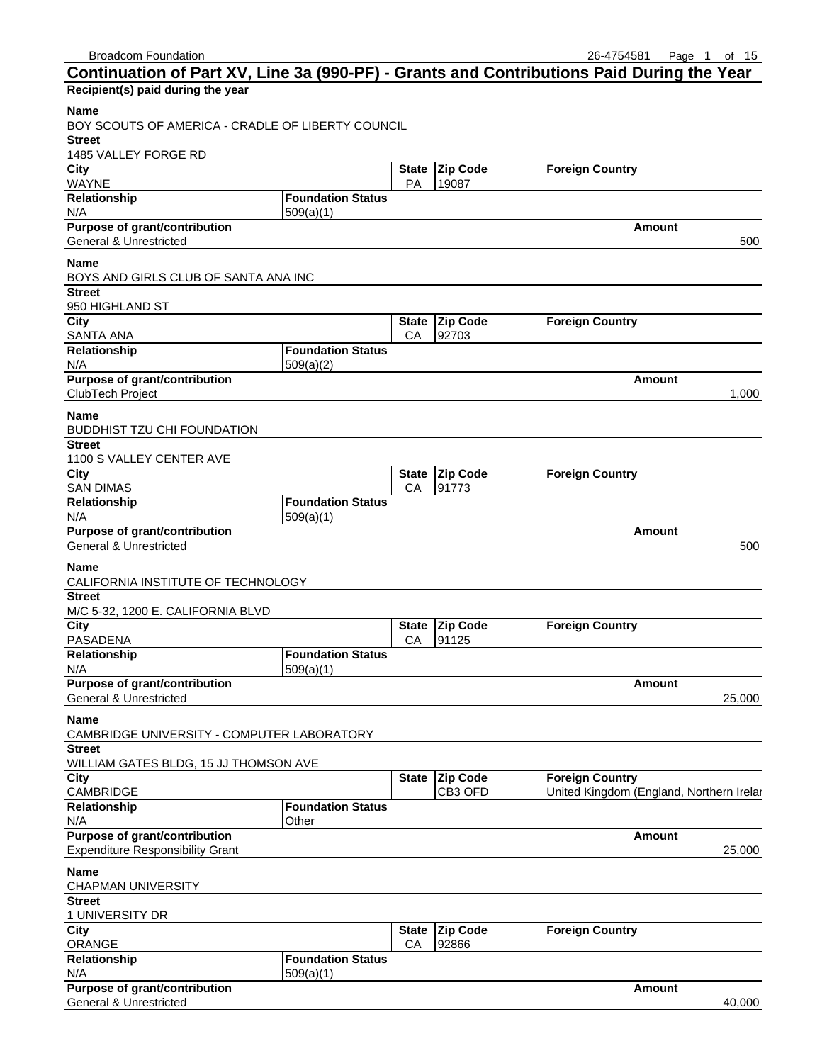## Continuation of Part XV, Line 3a (990-PF) - Grants and Contributions Paid During the Year

**Recipient(s) paid during the year**

| Name | | | | | |
|---|---|---|---|---|---|
| BOY SCOUTS OF AMERICA - CRADLE OF LIBERTY COUNCIL | | | | | |
| **Street** | | | | | |
| 1485 VALLEY FORGE RD | | | | | |
| **City** | | **State** | **Zip Code** | **Foreign Country** | |
| WAYNE | | PA | 19087 | | |
| **Relationship** | **Foundation Status** | | | | |
| N/A | 509(a)(1) | | | | |
| **Purpose of grant/contribution** | | | | | **Amount** |
| General & Unrestricted | | | | | 500 |

| Name | | | | | |
|---|---|---|---|---|---|
| BOYS AND GIRLS CLUB OF SANTA ANA INC | | | | | |
| **Street** | | | | | |
| 950 HIGHLAND ST | | | | | |
| **City** | | **State** | **Zip Code** | **Foreign Country** | |
| SANTA ANA | | CA | 92703 | | |
| **Relationship** | **Foundation Status** | | | | |
| N/A | 509(a)(2) | | | | |
| **Purpose of grant/contribution** | | | | | **Amount** |
| ClubTech Project | | | | | 1,000 |

| Name | | | | | |
|---|---|---|---|---|---|
| BUDDHIST TZU CHI FOUNDATION | | | | | |
| **Street** | | | | | |
| 1100 S VALLEY CENTER AVE | | | | | |
| **City** | | **State** | **Zip Code** | **Foreign Country** | |
| SAN DIMAS | | CA | 91773 | | |
| **Relationship** | **Foundation Status** | | | | |
| N/A | 509(a)(1) | | | | |
| **Purpose of grant/contribution** | | | | | **Amount** |
| General & Unrestricted | | | | | 500 |

| Name | | | | | |
|---|---|---|---|---|---|
| CALIFORNIA INSTITUTE OF TECHNOLOGY | | | | | |
| **Street** | | | | | |
| M/C 5-32, 1200 E. CALIFORNIA BLVD | | | | | |
| **City** | | **State** | **Zip Code** | **Foreign Country** | |
| PASADENA | | CA | 91125 | | |
| **Relationship** | **Foundation Status** | | | | |
| N/A | 509(a)(1) | | | | |
| **Purpose of grant/contribution** | | | | | **Amount** |
| General & Unrestricted | | | | | 25,000 |

| Name | | | | | |
|---|---|---|---|---|---|
| CAMBRIDGE UNIVERSITY - COMPUTER LABORATORY | | | | | |
| **Street** | | | | | |
| WILLIAM GATES BLDG, 15 JJ THOMSON AVE | | | | | |
| **City** | | **State** | **Zip Code** | **Foreign Country** | |
| CAMBRIDGE | | | CB3 OFD | United Kingdom (England, Northern Irelar | |
| **Relationship** | **Foundation Status** | | | | |
| N/A | Other | | | | |
| **Purpose of grant/contribution** | | | | | **Amount** |
| Expenditure Responsibility Grant | | | | | 25,000 |

| Name | | | | | |
|---|---|---|---|---|---|
| CHAPMAN UNIVERSITY | | | | | |
| **Street** | | | | | |
| 1 UNIVERSITY DR | | | | | |
| **City** | | **State** | **Zip Code** | **Foreign Country** | |
| ORANGE | | CA | 92866 | | |
| **Relationship** | **Foundation Status** | | | | |
| N/A | 509(a)(1) | | | | |
| **Purpose of grant/contribution** | | | | | **Amount** |
| General & Unrestricted | | | | | 40,000 |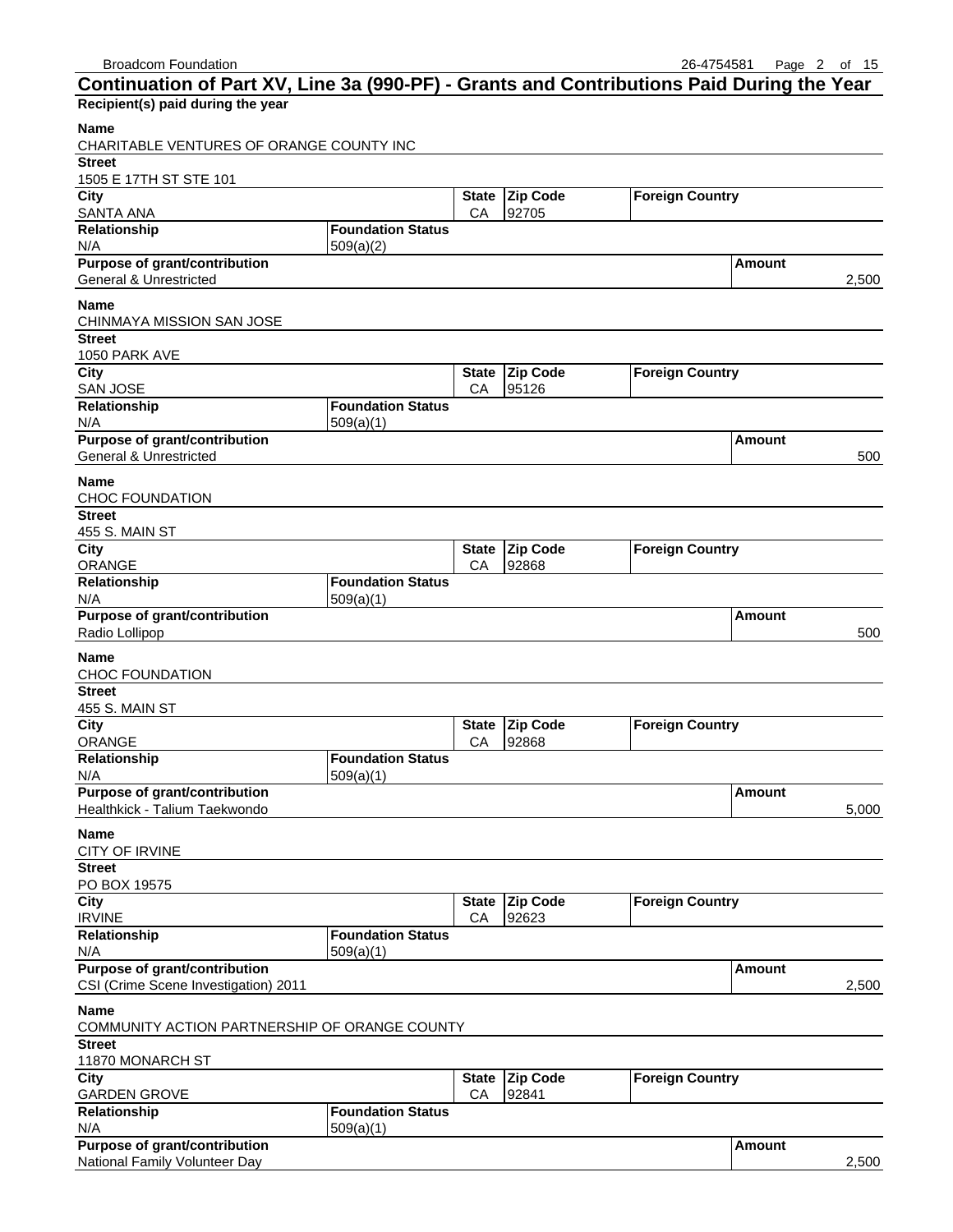## Continuation of Part XV, Line 3a (990-PF) - Grants and Contributions Paid During the Year

**Recipient(s) paid during the year**

| Name | | | | | |
|---|---|---|---|---|---|
| CHARITABLE VENTURES OF ORANGE COUNTY INC | | | | | |
| **Street** | | | | | |
| 1505 E 17TH ST STE 101 | | | | | |
| **City** | | **State** | **Zip Code** | **Foreign Country** | |
| SANTA ANA | | CA | 92705 | | |
| **Relationship** | **Foundation Status** | | | | |
| N/A | 509(a)(2) | | | | |
| **Purpose of grant/contribution** | | | | | **Amount** |
| General & Unrestricted | | | | | 2,500 |

| Name | | | | | |
|---|---|---|---|---|---|
| CHINMAYA MISSION SAN JOSE | | | | | |
| **Street** | | | | | |
| 1050 PARK AVE | | | | | |
| **City** | | **State** | **Zip Code** | **Foreign Country** | |
| SAN JOSE | | CA | 95126 | | |
| **Relationship** | **Foundation Status** | | | | |
| N/A | 509(a)(1) | | | | |
| **Purpose of grant/contribution** | | | | | **Amount** |
| General & Unrestricted | | | | | 500 |

| Name | | | | | |
|---|---|---|---|---|---|
| CHOC FOUNDATION | | | | | |
| **Street** | | | | | |
| 455 S. MAIN ST | | | | | |
| **City** | | **State** | **Zip Code** | **Foreign Country** | |
| ORANGE | | CA | 92868 | | |
| **Relationship** | **Foundation Status** | | | | |
| N/A | 509(a)(1) | | | | |
| **Purpose of grant/contribution** | | | | | **Amount** |
| Radio Lollipop | | | | | 500 |

| Name | | | | | |
|---|---|---|---|---|---|
| CHOC FOUNDATION | | | | | |
| **Street** | | | | | |
| 455 S. MAIN ST | | | | | |
| **City** | | **State** | **Zip Code** | **Foreign Country** | |
| ORANGE | | CA | 92868 | | |
| **Relationship** | **Foundation Status** | | | | |
| N/A | 509(a)(1) | | | | |
| **Purpose of grant/contribution** | | | | | **Amount** |
| Healthkick - Talium Taekwondo | | | | | 5,000 |

| Name | | | | | |
|---|---|---|---|---|---|
| CITY OF IRVINE | | | | | |
| **Street** | | | | | |
| PO BOX 19575 | | | | | |
| **City** | | **State** | **Zip Code** | **Foreign Country** | |
| IRVINE | | CA | 92623 | | |
| **Relationship** | **Foundation Status** | | | | |
| N/A | 509(a)(1) | | | | |
| **Purpose of grant/contribution** | | | | | **Amount** |
| CSI (Crime Scene Investigation) 2011 | | | | | 2,500 |

| Name | | | | | |
|---|---|---|---|---|---|
| COMMUNITY ACTION PARTNERSHIP OF ORANGE COUNTY | | | | | |
| **Street** | | | | | |
| 11870 MONARCH ST | | | | | |
| **City** | | **State** | **Zip Code** | **Foreign Country** | |
| GARDEN GROVE | | CA | 92841 | | |
| **Relationship** | **Foundation Status** | | | | |
| N/A | 509(a)(1) | | | | |
| **Purpose of grant/contribution** | | | | | **Amount** |
| National Family Volunteer Day | | | | | 2,500 |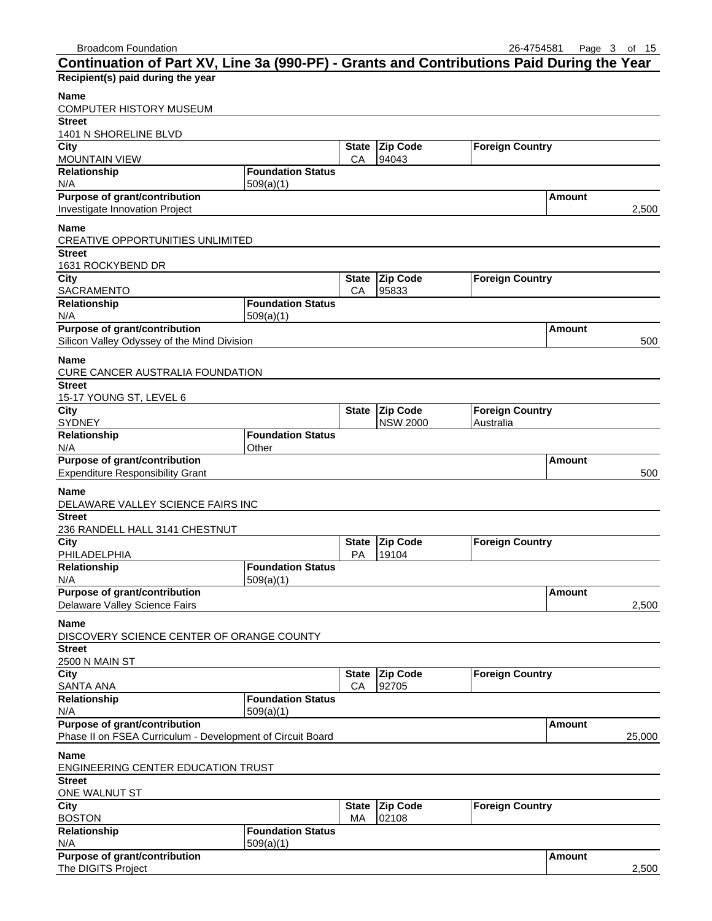## Continuation of Part XV, Line 3a (990-PF) - Grants and Contributions Paid During the Year

**Recipient(s) paid during the year**

| Name | | | | | |
|---|---|---|---|---|---|
| COMPUTER HISTORY MUSEUM | | | | | |
| **Street** | | | | | |
| 1401 N SHORELINE BLVD | | | | | |
| **City** | | **State** | **Zip Code** | **Foreign Country** | |
| MOUNTAIN VIEW | | CA | 94043 | | |
| **Relationship** | **Foundation Status** | | | | |
| N/A | 509(a)(1) | | | | |
| **Purpose of grant/contribution** | | | | | **Amount** |
| Investigate Innovation Project | | | | | 2,500 |

| Name | | | | | |
|---|---|---|---|---|---|
| CREATIVE OPPORTUNITIES UNLIMITED | | | | | |
| **Street** | | | | | |
| 1631 ROCKYBEND DR | | | | | |
| **City** | | **State** | **Zip Code** | **Foreign Country** | |
| SACRAMENTO | | CA | 95833 | | |
| **Relationship** | **Foundation Status** | | | | |
| N/A | 509(a)(1) | | | | |
| **Purpose of grant/contribution** | | | | | **Amount** |
| Silicon Valley Odyssey of the Mind Division | | | | | 500 |

| Name | | | | | |
|---|---|---|---|---|---|
| CURE CANCER AUSTRALIA FOUNDATION | | | | | |
| **Street** | | | | | |
| 15-17 YOUNG ST, LEVEL 6 | | | | | |
| **City** | | **State** | **Zip Code** | **Foreign Country** | |
| SYDNEY | | | NSW 2000 | Australia | |
| **Relationship** | **Foundation Status** | | | | |
| N/A | Other | | | | |
| **Purpose of grant/contribution** | | | | | **Amount** |
| Expenditure Responsibility Grant | | | | | 500 |

| Name | | | | | |
|---|---|---|---|---|---|
| DELAWARE VALLEY SCIENCE FAIRS INC | | | | | |
| **Street** | | | | | |
| 236 RANDELL HALL 3141 CHESTNUT | | | | | |
| **City** | | **State** | **Zip Code** | **Foreign Country** | |
| PHILADELPHIA | | PA | 19104 | | |
| **Relationship** | **Foundation Status** | | | | |
| N/A | 509(a)(1) | | | | |
| **Purpose of grant/contribution** | | | | | **Amount** |
| Delaware Valley Science Fairs | | | | | 2,500 |

| Name | | | | | |
|---|---|---|---|---|---|
| DISCOVERY SCIENCE CENTER OF ORANGE COUNTY | | | | | |
| **Street** | | | | | |
| 2500 N MAIN ST | | | | | |
| **City** | | **State** | **Zip Code** | **Foreign Country** | |
| SANTA ANA | | CA | 92705 | | |
| **Relationship** | **Foundation Status** | | | | |
| N/A | 509(a)(1) | | | | |
| **Purpose of grant/contribution** | | | | | **Amount** |
| Phase II on FSEA Curriculum - Development of Circuit Board | | | | | 25,000 |

| Name | | | | | |
|---|---|---|---|---|---|
| ENGINEERING CENTER EDUCATION TRUST | | | | | |
| **Street** | | | | | |
| ONE WALNUT ST | | | | | |
| **City** | | **State** | **Zip Code** | **Foreign Country** | |
| BOSTON | | MA | 02108 | | |
| **Relationship** | **Foundation Status** | | | | |
| N/A | 509(a)(1) | | | | |
| **Purpose of grant/contribution** | | | | | **Amount** |
| The DIGITS Project | | | | | 2,500 |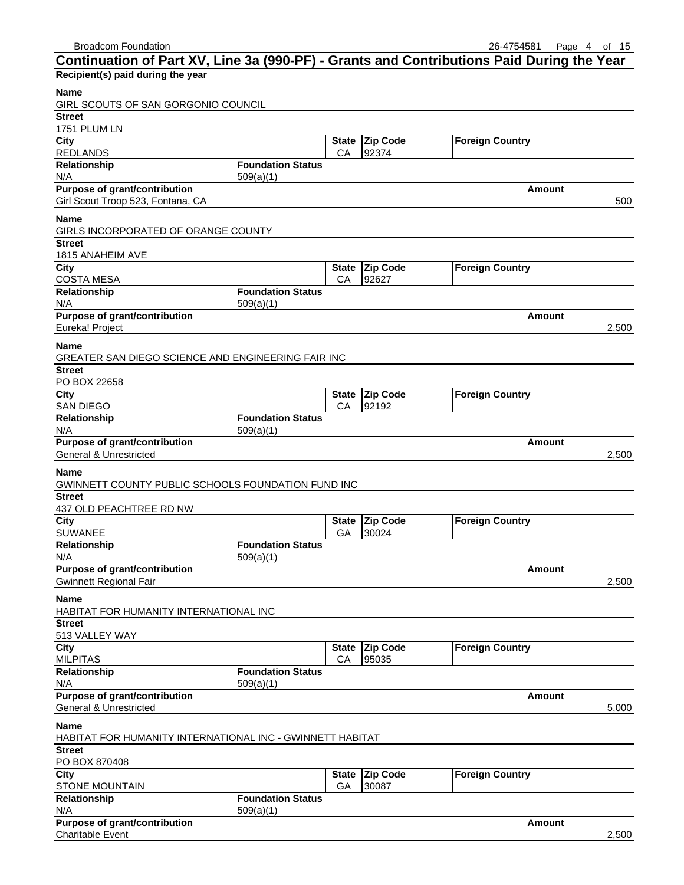## Continuation of Part XV, Line 3a (990-PF) - Grants and Contributions Paid During the Year

**Recipient(s) paid during the year**

**Name**
GIRL SCOUTS OF SAN GORGONIO COUNCIL

| Street | | | | | |
|---|---|---|---|---|---|
| 1751 PLUM LN | | | | | |
| **City** | | **State** | **Zip Code** | **Foreign Country** | |
| REDLANDS | | CA | 92374 | | |
| **Relationship** | **Foundation Status** | | | | |
| N/A | 509(a)(1) | | | | |
| **Purpose of grant/contribution** | | | | | **Amount** |
| Girl Scout Troop 523, Fontana, CA | | | | | 500 |

**Name**
GIRLS INCORPORATED OF ORANGE COUNTY

| Street | | | | | |
|---|---|---|---|---|---|
| 1815 ANAHEIM AVE | | | | | |
| **City** | | **State** | **Zip Code** | **Foreign Country** | |
| COSTA MESA | | CA | 92627 | | |
| **Relationship** | **Foundation Status** | | | | |
| N/A | 509(a)(1) | | | | |
| **Purpose of grant/contribution** | | | | | **Amount** |
| Eureka! Project | | | | | 2,500 |

**Name**
GREATER SAN DIEGO SCIENCE AND ENGINEERING FAIR INC

| Street | | | | | |
|---|---|---|---|---|---|
| PO BOX 22658 | | | | | |
| **City** | | **State** | **Zip Code** | **Foreign Country** | |
| SAN DIEGO | | CA | 92192 | | |
| **Relationship** | **Foundation Status** | | | | |
| N/A | 509(a)(1) | | | | |
| **Purpose of grant/contribution** | | | | | **Amount** |
| General & Unrestricted | | | | | 2,500 |

**Name**
GWINNETT COUNTY PUBLIC SCHOOLS FOUNDATION FUND INC

| Street | | | | | |
|---|---|---|---|---|---|
| 437 OLD PEACHTREE RD NW | | | | | |
| **City** | | **State** | **Zip Code** | **Foreign Country** | |
| SUWANEE | | GA | 30024 | | |
| **Relationship** | **Foundation Status** | | | | |
| N/A | 509(a)(1) | | | | |
| **Purpose of grant/contribution** | | | | | **Amount** |
| Gwinnett Regional Fair | | | | | 2,500 |

**Name**
HABITAT FOR HUMANITY INTERNATIONAL INC

| Street | | | | | |
|---|---|---|---|---|---|
| 513 VALLEY WAY | | | | | |
| **City** | | **State** | **Zip Code** | **Foreign Country** | |
| MILPITAS | | CA | 95035 | | |
| **Relationship** | **Foundation Status** | | | | |
| N/A | 509(a)(1) | | | | |
| **Purpose of grant/contribution** | | | | | **Amount** |
| General & Unrestricted | | | | | 5,000 |

**Name**
HABITAT FOR HUMANITY INTERNATIONAL INC - GWINNETT HABITAT

| Street | | | | | |
|---|---|---|---|---|---|
| PO BOX 870408 | | | | | |
| **City** | | **State** | **Zip Code** | **Foreign Country** | |
| STONE MOUNTAIN | | GA | 30087 | | |
| **Relationship** | **Foundation Status** | | | | |
| N/A | 509(a)(1) | | | | |
| **Purpose of grant/contribution** | | | | | **Amount** |
| Charitable Event | | | | | 2,500 |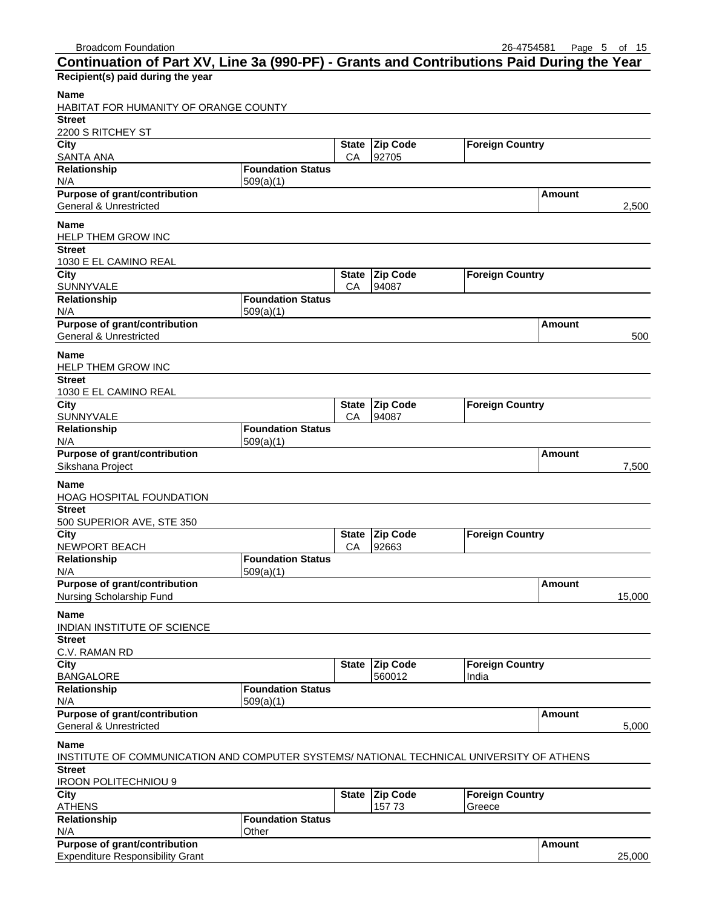## Continuation of Part XV, Line 3a (990-PF) - Grants and Contributions Paid During the Year

**Recipient(s) paid during the year**

| Name | | | | | |
|---|---|---|---|---|---|
| HABITAT FOR HUMANITY OF ORANGE COUNTY | | | | | |
| **Street** | | | | | |
| 2200 S RITCHEY ST | | | | | |
| **City** | | **State** | **Zip Code** | **Foreign Country** | |
| SANTA ANA | | CA | 92705 | | |
| **Relationship** | **Foundation Status** | | | | |
| N/A | 509(a)(1) | | | | |
| **Purpose of grant/contribution** | | | | | **Amount** |
| General & Unrestricted | | | | | 2,500 |

| Name | | | | | |
|---|---|---|---|---|---|
| HELP THEM GROW INC | | | | | |
| **Street** | | | | | |
| 1030 E EL CAMINO REAL | | | | | |
| **City** | | **State** | **Zip Code** | **Foreign Country** | |
| SUNNYVALE | | CA | 94087 | | |
| **Relationship** | **Foundation Status** | | | | |
| N/A | 509(a)(1) | | | | |
| **Purpose of grant/contribution** | | | | | **Amount** |
| General & Unrestricted | | | | | 500 |

| Name | | | | | |
|---|---|---|---|---|---|
| HELP THEM GROW INC | | | | | |
| **Street** | | | | | |
| 1030 E EL CAMINO REAL | | | | | |
| **City** | | **State** | **Zip Code** | **Foreign Country** | |
| SUNNYVALE | | CA | 94087 | | |
| **Relationship** | **Foundation Status** | | | | |
| N/A | 509(a)(1) | | | | |
| **Purpose of grant/contribution** | | | | | **Amount** |
| Sikshana Project | | | | | 7,500 |

| Name | | | | | |
|---|---|---|---|---|---|
| HOAG HOSPITAL FOUNDATION | | | | | |
| **Street** | | | | | |
| 500 SUPERIOR AVE, STE 350 | | | | | |
| **City** | | **State** | **Zip Code** | **Foreign Country** | |
| NEWPORT BEACH | | CA | 92663 | | |
| **Relationship** | **Foundation Status** | | | | |
| N/A | 509(a)(1) | | | | |
| **Purpose of grant/contribution** | | | | | **Amount** |
| Nursing Scholarship Fund | | | | | 15,000 |

| Name | | | | | |
|---|---|---|---|---|---|
| INDIAN INSTITUTE OF SCIENCE | | | | | |
| **Street** | | | | | |
| C.V. RAMAN RD | | | | | |
| **City** | | **State** | **Zip Code** | **Foreign Country** | |
| BANGALORE | | | 560012 | India | |
| **Relationship** | **Foundation Status** | | | | |
| N/A | 509(a)(1) | | | | |
| **Purpose of grant/contribution** | | | | | **Amount** |
| General & Unrestricted | | | | | 5,000 |

| Name | | | | | |
|---|---|---|---|---|---|
| INSTITUTE OF COMMUNICATION AND COMPUTER SYSTEMS/ NATIONAL TECHNICAL UNIVERSITY OF ATHENS | | | | | |
| **Street** | | | | | |
| IROON POLITECHNIOU 9 | | | | | |
| **City** | | **State** | **Zip Code** | **Foreign Country** | |
| ATHENS | | | 157 73 | Greece | |
| **Relationship** | **Foundation Status** | | | | |
| N/A | Other | | | | |
| **Purpose of grant/contribution** | | | | | **Amount** |
| Expenditure Responsibility Grant | | | | | 25,000 |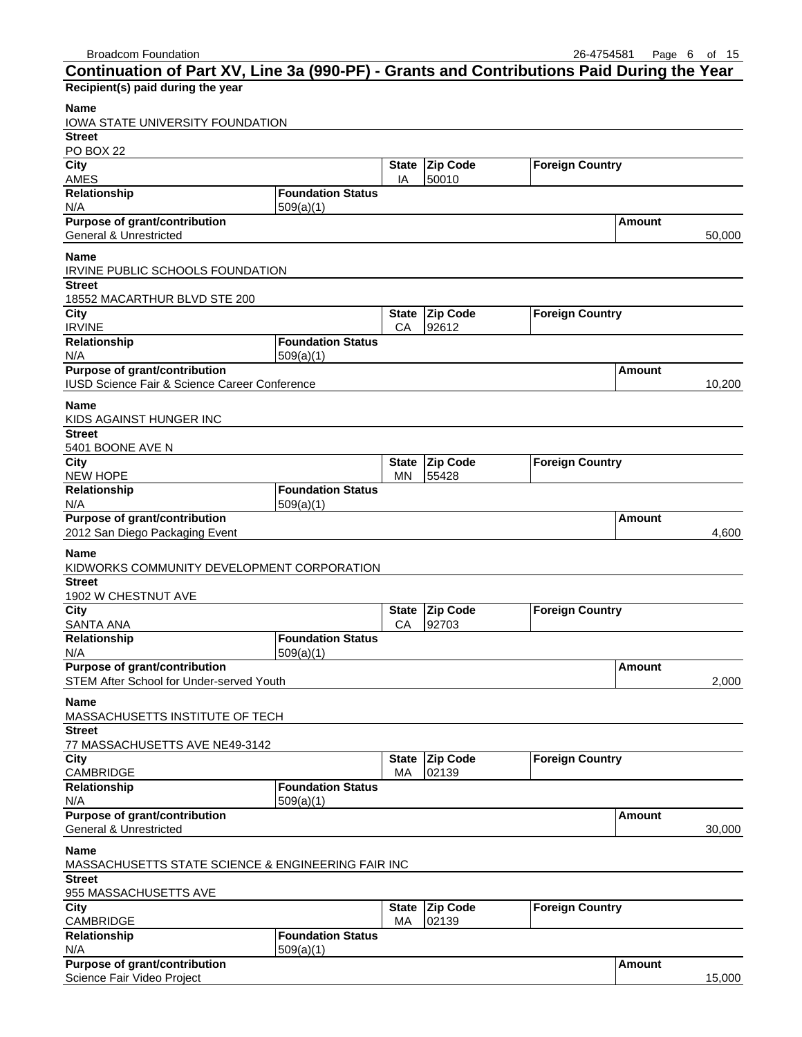## Continuation of Part XV, Line 3a (990-PF) - Grants and Contributions Paid During the Year

**Recipient(s) paid during the year**

| Field | Value |
| --- | --- |
| **Name** | IOWA STATE UNIVERSITY FOUNDATION |
| **Street** | PO BOX 22 |
| **City** | AMES |
| **State** | IA |
| **Zip Code** | 50010 |
| **Foreign Country** | |
| **Relationship** | N/A |
| **Foundation Status** | 509(a)(1) |
| **Purpose of grant/contribution** | General & Unrestricted |
| **Amount** | 50,000 |

| Field | Value |
| --- | --- |
| **Name** | IRVINE PUBLIC SCHOOLS FOUNDATION |
| **Street** | 18552 MACARTHUR BLVD STE 200 |
| **City** | IRVINE |
| **State** | CA |
| **Zip Code** | 92612 |
| **Foreign Country** | |
| **Relationship** | N/A |
| **Foundation Status** | 509(a)(1) |
| **Purpose of grant/contribution** | IUSD Science Fair & Science Career Conference |
| **Amount** | 10,200 |

| Field | Value |
| --- | --- |
| **Name** | KIDS AGAINST HUNGER INC |
| **Street** | 5401 BOONE AVE N |
| **City** | NEW HOPE |
| **State** | MN |
| **Zip Code** | 55428 |
| **Foreign Country** | |
| **Relationship** | N/A |
| **Foundation Status** | 509(a)(1) |
| **Purpose of grant/contribution** | 2012 San Diego Packaging Event |
| **Amount** | 4,600 |

| Field | Value |
| --- | --- |
| **Name** | KIDWORKS COMMUNITY DEVELOPMENT CORPORATION |
| **Street** | 1902 W CHESTNUT AVE |
| **City** | SANTA ANA |
| **State** | CA |
| **Zip Code** | 92703 |
| **Foreign Country** | |
| **Relationship** | N/A |
| **Foundation Status** | 509(a)(1) |
| **Purpose of grant/contribution** | STEM After School for Under-served Youth |
| **Amount** | 2,000 |

| Field | Value |
| --- | --- |
| **Name** | MASSACHUSETTS INSTITUTE OF TECH |
| **Street** | 77 MASSACHUSETTS AVE NE49-3142 |
| **City** | CAMBRIDGE |
| **State** | MA |
| **Zip Code** | 02139 |
| **Foreign Country** | |
| **Relationship** | N/A |
| **Foundation Status** | 509(a)(1) |
| **Purpose of grant/contribution** | General & Unrestricted |
| **Amount** | 30,000 |

| Field | Value |
| --- | --- |
| **Name** | MASSACHUSETTS STATE SCIENCE & ENGINEERING FAIR INC |
| **Street** | 955 MASSACHUSETTS AVE |
| **City** | CAMBRIDGE |
| **State** | MA |
| **Zip Code** | 02139 |
| **Foreign Country** | |
| **Relationship** | N/A |
| **Foundation Status** | 509(a)(1) |
| **Purpose of grant/contribution** | Science Fair Video Project |
| **Amount** | 15,000 |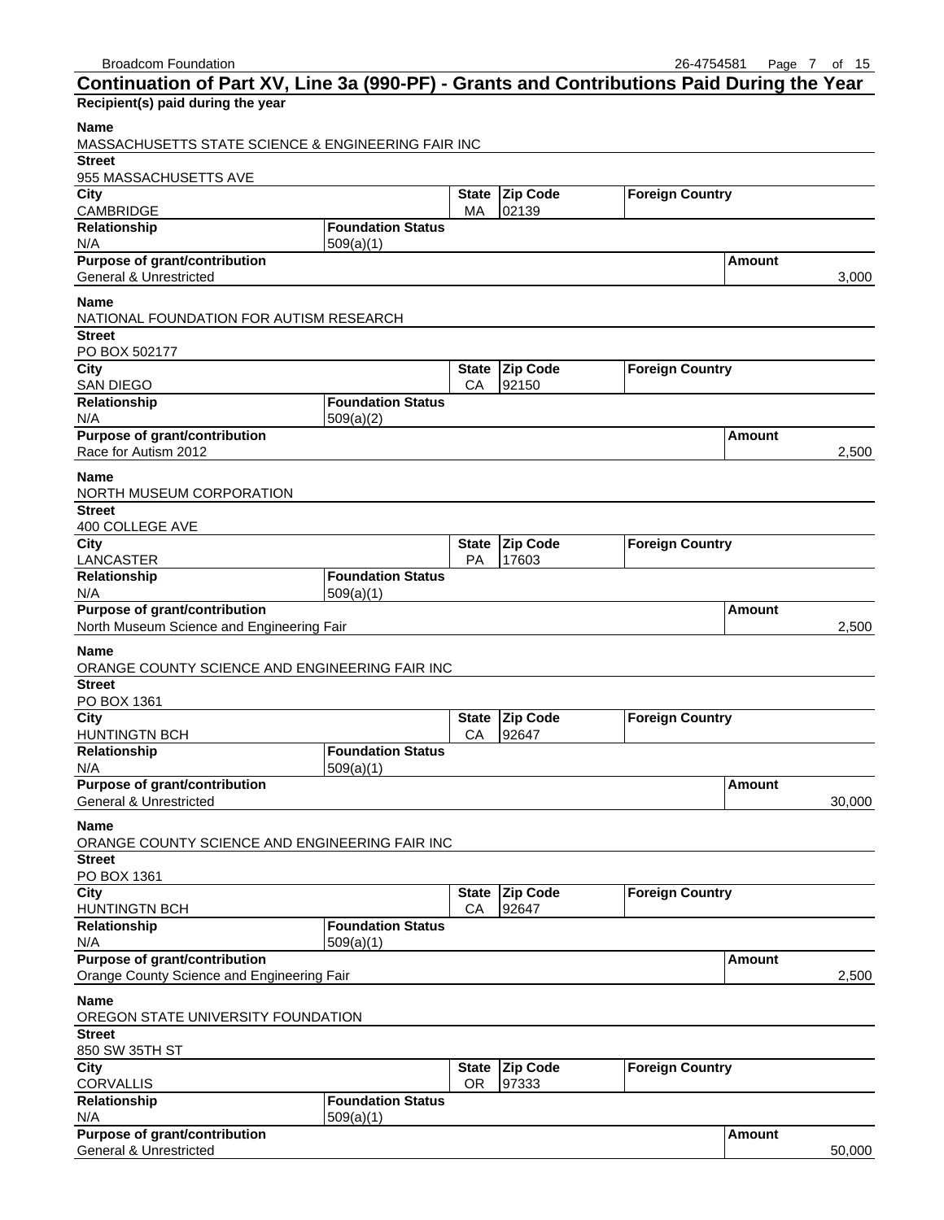## Continuation of Part XV, Line 3a (990-PF) - Grants and Contributions Paid During the Year

**Recipient(s) paid during the year**

| Name | | | | | |
|---|---|---|---|---|---|
| MASSACHUSETTS STATE SCIENCE & ENGINEERING FAIR INC | | | | | |
| **Street** | | | | | |
| 955 MASSACHUSETTS AVE | | | | | |
| **City** | | **State** | **Zip Code** | **Foreign Country** | |
| CAMBRIDGE | | MA | 02139 | | |
| **Relationship** | **Foundation Status** | | | | |
| N/A | 509(a)(1) | | | | |
| **Purpose of grant/contribution** | | | | | **Amount** |
| General & Unrestricted | | | | | 3,000 |

| Name | | | | | |
|---|---|---|---|---|---|
| NATIONAL FOUNDATION FOR AUTISM RESEARCH | | | | | |
| **Street** | | | | | |
| PO BOX 502177 | | | | | |
| **City** | | **State** | **Zip Code** | **Foreign Country** | |
| SAN DIEGO | | CA | 92150 | | |
| **Relationship** | **Foundation Status** | | | | |
| N/A | 509(a)(2) | | | | |
| **Purpose of grant/contribution** | | | | | **Amount** |
| Race for Autism 2012 | | | | | 2,500 |

| Name | | | | | |
|---|---|---|---|---|---|
| NORTH MUSEUM CORPORATION | | | | | |
| **Street** | | | | | |
| 400 COLLEGE AVE | | | | | |
| **City** | | **State** | **Zip Code** | **Foreign Country** | |
| LANCASTER | | PA | 17603 | | |
| **Relationship** | **Foundation Status** | | | | |
| N/A | 509(a)(1) | | | | |
| **Purpose of grant/contribution** | | | | | **Amount** |
| North Museum Science and Engineering Fair | | | | | 2,500 |

| Name | | | | | |
|---|---|---|---|---|---|
| ORANGE COUNTY SCIENCE AND ENGINEERING FAIR INC | | | | | |
| **Street** | | | | | |
| PO BOX 1361 | | | | | |
| **City** | | **State** | **Zip Code** | **Foreign Country** | |
| HUNTINGTN BCH | | CA | 92647 | | |
| **Relationship** | **Foundation Status** | | | | |
| N/A | 509(a)(1) | | | | |
| **Purpose of grant/contribution** | | | | | **Amount** |
| General & Unrestricted | | | | | 30,000 |

| Name | | | | | |
|---|---|---|---|---|---|
| ORANGE COUNTY SCIENCE AND ENGINEERING FAIR INC | | | | | |
| **Street** | | | | | |
| PO BOX 1361 | | | | | |
| **City** | | **State** | **Zip Code** | **Foreign Country** | |
| HUNTINGTN BCH | | CA | 92647 | | |
| **Relationship** | **Foundation Status** | | | | |
| N/A | 509(a)(1) | | | | |
| **Purpose of grant/contribution** | | | | | **Amount** |
| Orange County Science and Engineering Fair | | | | | 2,500 |

| Name | | | | | |
|---|---|---|---|---|---|
| OREGON STATE UNIVERSITY FOUNDATION | | | | | |
| **Street** | | | | | |
| 850 SW 35TH ST | | | | | |
| **City** | | **State** | **Zip Code** | **Foreign Country** | |
| CORVALLIS | | OR | 97333 | | |
| **Relationship** | **Foundation Status** | | | | |
| N/A | 509(a)(1) | | | | |
| **Purpose of grant/contribution** | | | | | **Amount** |
| General & Unrestricted | | | | | 50,000 |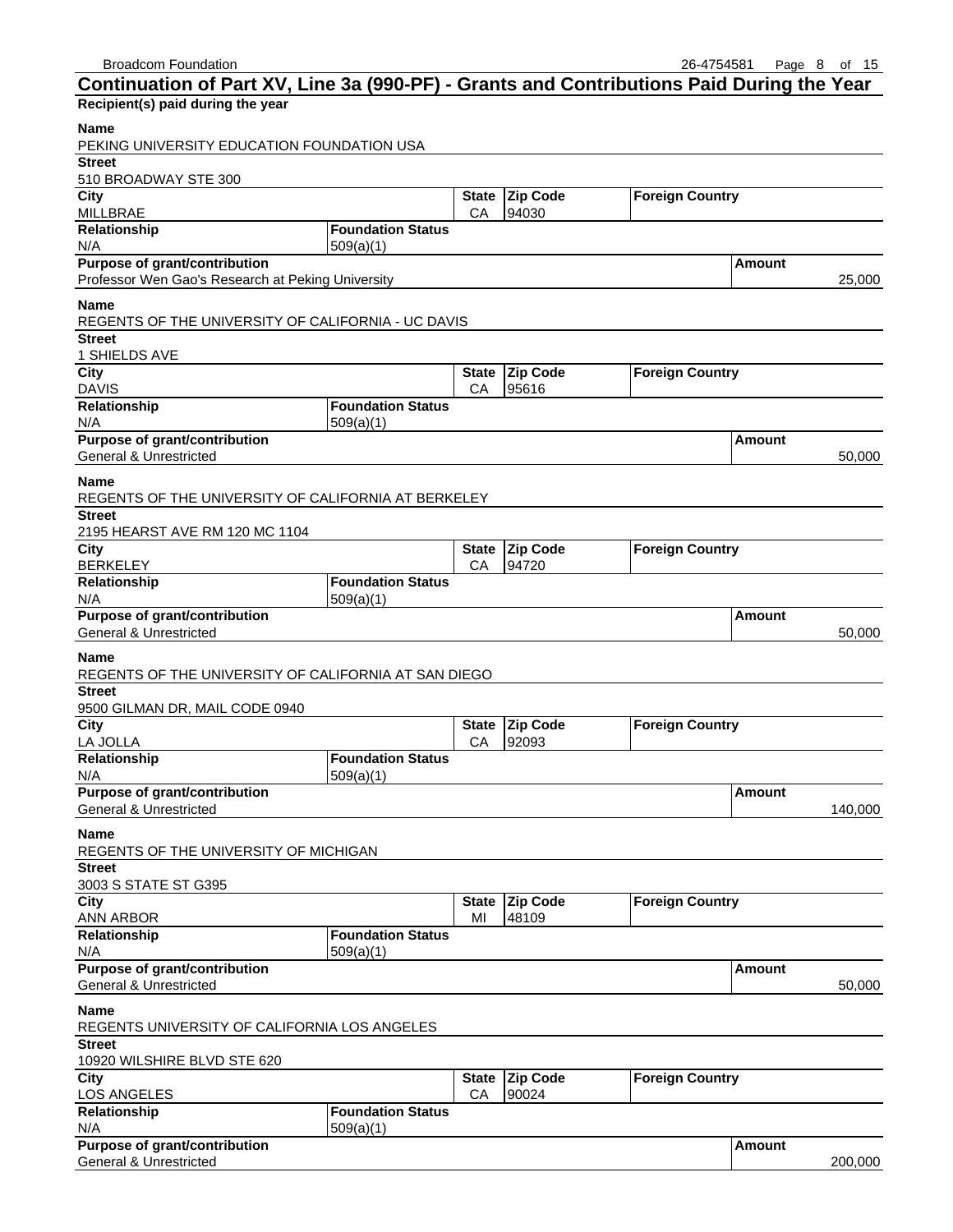## Continuation of Part XV, Line 3a (990-PF) - Grants and Contributions Paid During the Year

**Recipient(s) paid during the year**

| Name | | | | | |
|---|---|---|---|---|---|
| PEKING UNIVERSITY EDUCATION FOUNDATION USA | | | | | |
| **Street** | | | | | |
| 510 BROADWAY STE 300 | | | | | |
| **City** | | **State** | **Zip Code** | **Foreign Country** | |
| MILLBRAE | | CA | 94030 | | |
| **Relationship** | **Foundation Status** | | | | |
| N/A | 509(a)(1) | | | | |
| **Purpose of grant/contribution** | | | | | **Amount** |
| Professor Wen Gao's Research at Peking University | | | | | 25,000 |

| Name | | | | | |
|---|---|---|---|---|---|
| REGENTS OF THE UNIVERSITY OF CALIFORNIA - UC DAVIS | | | | | |
| **Street** | | | | | |
| 1 SHIELDS AVE | | | | | |
| **City** | | **State** | **Zip Code** | **Foreign Country** | |
| DAVIS | | CA | 95616 | | |
| **Relationship** | **Foundation Status** | | | | |
| N/A | 509(a)(1) | | | | |
| **Purpose of grant/contribution** | | | | | **Amount** |
| General & Unrestricted | | | | | 50,000 |

| Name | | | | | |
|---|---|---|---|---|---|
| REGENTS OF THE UNIVERSITY OF CALIFORNIA AT BERKELEY | | | | | |
| **Street** | | | | | |
| 2195 HEARST AVE RM 120 MC 1104 | | | | | |
| **City** | | **State** | **Zip Code** | **Foreign Country** | |
| BERKELEY | | CA | 94720 | | |
| **Relationship** | **Foundation Status** | | | | |
| N/A | 509(a)(1) | | | | |
| **Purpose of grant/contribution** | | | | | **Amount** |
| General & Unrestricted | | | | | 50,000 |

| Name | | | | | |
|---|---|---|---|---|---|
| REGENTS OF THE UNIVERSITY OF CALIFORNIA AT SAN DIEGO | | | | | |
| **Street** | | | | | |
| 9500 GILMAN DR, MAIL CODE 0940 | | | | | |
| **City** | | **State** | **Zip Code** | **Foreign Country** | |
| LA JOLLA | | CA | 92093 | | |
| **Relationship** | **Foundation Status** | | | | |
| N/A | 509(a)(1) | | | | |
| **Purpose of grant/contribution** | | | | | **Amount** |
| General & Unrestricted | | | | | 140,000 |

| Name | | | | | |
|---|---|---|---|---|---|
| REGENTS OF THE UNIVERSITY OF MICHIGAN | | | | | |
| **Street** | | | | | |
| 3003 S STATE ST G395 | | | | | |
| **City** | | **State** | **Zip Code** | **Foreign Country** | |
| ANN ARBOR | | MI | 48109 | | |
| **Relationship** | **Foundation Status** | | | | |
| N/A | 509(a)(1) | | | | |
| **Purpose of grant/contribution** | | | | | **Amount** |
| General & Unrestricted | | | | | 50,000 |

| Name | | | | | |
|---|---|---|---|---|---|
| REGENTS UNIVERSITY OF CALIFORNIA LOS ANGELES | | | | | |
| **Street** | | | | | |
| 10920 WILSHIRE BLVD STE 620 | | | | | |
| **City** | | **State** | **Zip Code** | **Foreign Country** | |
| LOS ANGELES | | CA | 90024 | | |
| **Relationship** | **Foundation Status** | | | | |
| N/A | 509(a)(1) | | | | |
| **Purpose of grant/contribution** | | | | | **Amount** |
| General & Unrestricted | | | | | 200,000 |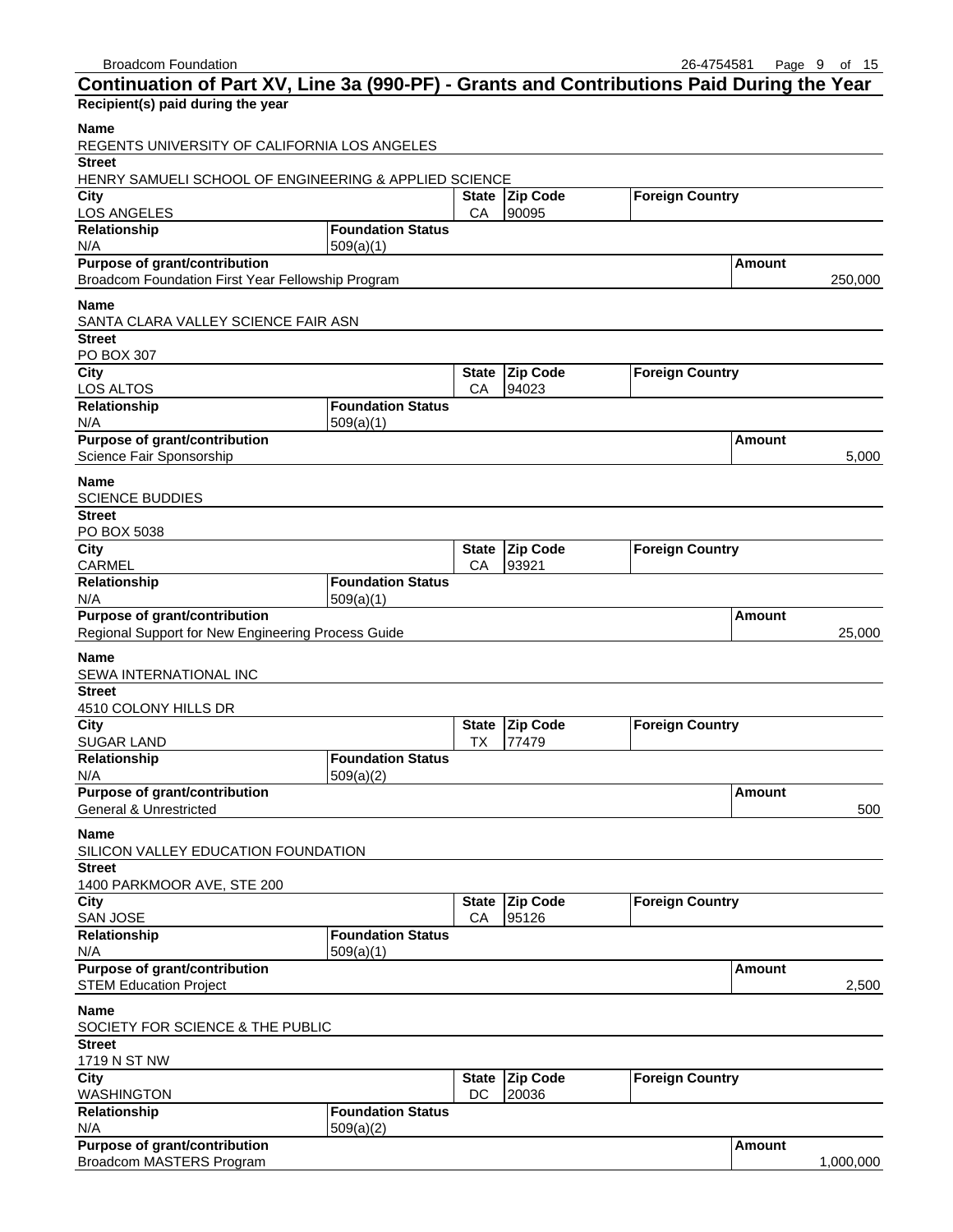## Continuation of Part XV, Line 3a (990-PF) - Grants and Contributions Paid During the Year

**Recipient(s) paid during the year**

| Name | | | | | |
|---|---|---|---|---|---|
| REGENTS UNIVERSITY OF CALIFORNIA LOS ANGELES | | | | | |
| **Street** | | | | | |
| HENRY SAMUELI SCHOOL OF ENGINEERING & APPLIED SCIENCE | | | | | |
| **City** | | **State** | **Zip Code** | **Foreign Country** | |
| LOS ANGELES | | CA | 90095 | | |
| **Relationship** | **Foundation Status** | | | | |
| N/A | 509(a)(1) | | | | |
| **Purpose of grant/contribution** | | | | | **Amount** |
| Broadcom Foundation First Year Fellowship Program | | | | | 250,000 |

| Name | | | | | |
|---|---|---|---|---|---|
| SANTA CLARA VALLEY SCIENCE FAIR ASN | | | | | |
| **Street** | | | | | |
| PO BOX 307 | | | | | |
| **City** | | **State** | **Zip Code** | **Foreign Country** | |
| LOS ALTOS | | CA | 94023 | | |
| **Relationship** | **Foundation Status** | | | | |
| N/A | 509(a)(1) | | | | |
| **Purpose of grant/contribution** | | | | | **Amount** |
| Science Fair Sponsorship | | | | | 5,000 |

| Name | | | | | |
|---|---|---|---|---|---|
| SCIENCE BUDDIES | | | | | |
| **Street** | | | | | |
| PO BOX 5038 | | | | | |
| **City** | | **State** | **Zip Code** | **Foreign Country** | |
| CARMEL | | CA | 93921 | | |
| **Relationship** | **Foundation Status** | | | | |
| N/A | 509(a)(1) | | | | |
| **Purpose of grant/contribution** | | | | | **Amount** |
| Regional Support for New Engineering Process Guide | | | | | 25,000 |

| Name | | | | | |
|---|---|---|---|---|---|
| SEWA INTERNATIONAL INC | | | | | |
| **Street** | | | | | |
| 4510 COLONY HILLS DR | | | | | |
| **City** | | **State** | **Zip Code** | **Foreign Country** | |
| SUGAR LAND | | TX | 77479 | | |
| **Relationship** | **Foundation Status** | | | | |
| N/A | 509(a)(2) | | | | |
| **Purpose of grant/contribution** | | | | | **Amount** |
| General & Unrestricted | | | | | 500 |

| Name | | | | | |
|---|---|---|---|---|---|
| SILICON VALLEY EDUCATION FOUNDATION | | | | | |
| **Street** | | | | | |
| 1400 PARKMOOR AVE, STE 200 | | | | | |
| **City** | | **State** | **Zip Code** | **Foreign Country** | |
| SAN JOSE | | CA | 95126 | | |
| **Relationship** | **Foundation Status** | | | | |
| N/A | 509(a)(1) | | | | |
| **Purpose of grant/contribution** | | | | | **Amount** |
| STEM Education Project | | | | | 2,500 |

| Name | | | | | |
|---|---|---|---|---|---|
| SOCIETY FOR SCIENCE & THE PUBLIC | | | | | |
| **Street** | | | | | |
| 1719 N ST NW | | | | | |
| **City** | | **State** | **Zip Code** | **Foreign Country** | |
| WASHINGTON | | DC | 20036 | | |
| **Relationship** | **Foundation Status** | | | | |
| N/A | 509(a)(2) | | | | |
| **Purpose of grant/contribution** | | | | | **Amount** |
| Broadcom MASTERS Program | | | | | 1,000,000 |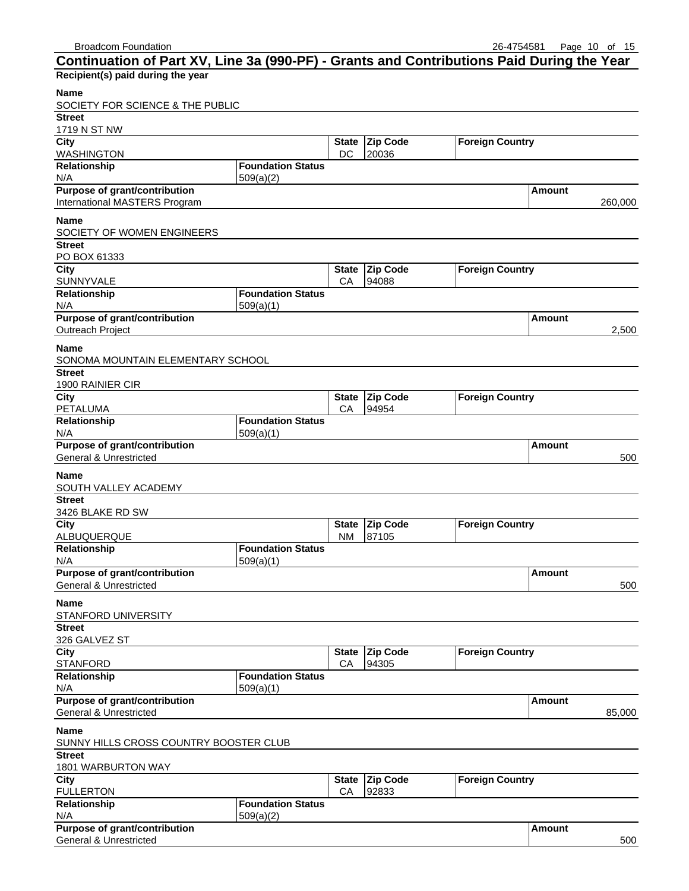## Continuation of Part XV, Line 3a (990-PF) - Grants and Contributions Paid During the Year

**Recipient(s) paid during the year**

| Name | | | | | |
|---|---|---|---|---|---|
| SOCIETY FOR SCIENCE & THE PUBLIC | | | | | |
| **Street** | | | | | |
| 1719 N ST NW | | | | | |
| **City** | | **State** | **Zip Code** | **Foreign Country** | |
| WASHINGTON | | DC | 20036 | | |
| **Relationship** | **Foundation Status** | | | | |
| N/A | 509(a)(2) | | | | |
| **Purpose of grant/contribution** | | | | | **Amount** |
| International MASTERS Program | | | | | 260,000 |

| Name | | | | | |
|---|---|---|---|---|---|
| SOCIETY OF WOMEN ENGINEERS | | | | | |
| **Street** | | | | | |
| PO BOX 61333 | | | | | |
| **City** | | **State** | **Zip Code** | **Foreign Country** | |
| SUNNYVALE | | CA | 94088 | | |
| **Relationship** | **Foundation Status** | | | | |
| N/A | 509(a)(1) | | | | |
| **Purpose of grant/contribution** | | | | | **Amount** |
| Outreach Project | | | | | 2,500 |

| Name | | | | | |
|---|---|---|---|---|---|
| SONOMA MOUNTAIN ELEMENTARY SCHOOL | | | | | |
| **Street** | | | | | |
| 1900 RAINIER CIR | | | | | |
| **City** | | **State** | **Zip Code** | **Foreign Country** | |
| PETALUMA | | CA | 94954 | | |
| **Relationship** | **Foundation Status** | | | | |
| N/A | 509(a)(1) | | | | |
| **Purpose of grant/contribution** | | | | | **Amount** |
| General & Unrestricted | | | | | 500 |

| Name | | | | | |
|---|---|---|---|---|---|
| SOUTH VALLEY ACADEMY | | | | | |
| **Street** | | | | | |
| 3426 BLAKE RD SW | | | | | |
| **City** | | **State** | **Zip Code** | **Foreign Country** | |
| ALBUQUERQUE | | NM | 87105 | | |
| **Relationship** | **Foundation Status** | | | | |
| N/A | 509(a)(1) | | | | |
| **Purpose of grant/contribution** | | | | | **Amount** |
| General & Unrestricted | | | | | 500 |

| Name | | | | | |
|---|---|---|---|---|---|
| STANFORD UNIVERSITY | | | | | |
| **Street** | | | | | |
| 326 GALVEZ ST | | | | | |
| **City** | | **State** | **Zip Code** | **Foreign Country** | |
| STANFORD | | CA | 94305 | | |
| **Relationship** | **Foundation Status** | | | | |
| N/A | 509(a)(1) | | | | |
| **Purpose of grant/contribution** | | | | | **Amount** |
| General & Unrestricted | | | | | 85,000 |

| Name | | | | | |
|---|---|---|---|---|---|
| SUNNY HILLS CROSS COUNTRY BOOSTER CLUB | | | | | |
| **Street** | | | | | |
| 1801 WARBURTON WAY | | | | | |
| **City** | | **State** | **Zip Code** | **Foreign Country** | |
| FULLERTON | | CA | 92833 | | |
| **Relationship** | **Foundation Status** | | | | |
| N/A | 509(a)(2) | | | | |
| **Purpose of grant/contribution** | | | | | **Amount** |
| General & Unrestricted | | | | | 500 |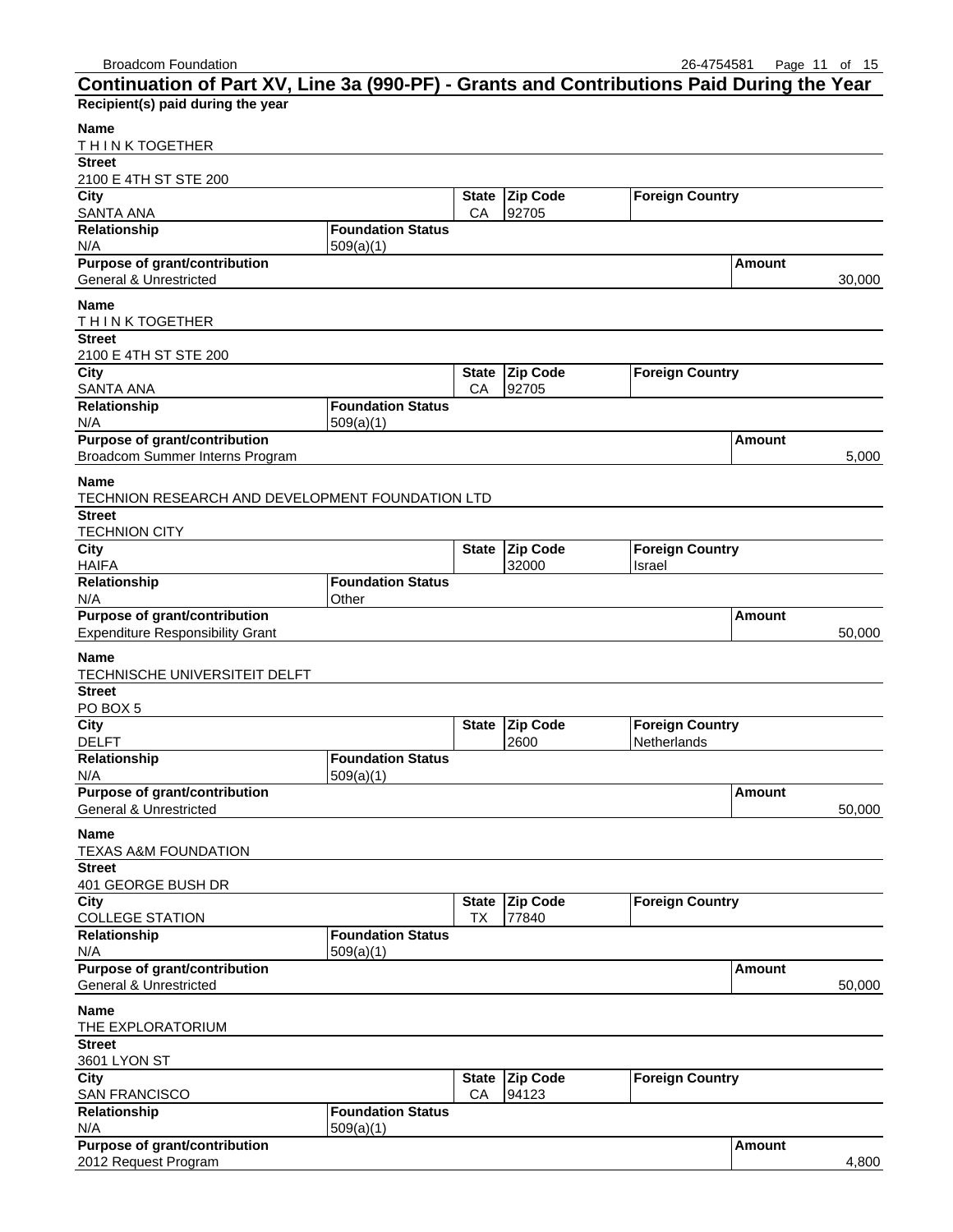## Continuation of Part XV, Line 3a (990-PF) - Grants and Contributions Paid During the Year

**Recipient(s) paid during the year**

| Name | | | | | |
|---|---|---|---|---|---|
| T H I N K TOGETHER | | | | | |
| **Street** | | | | | |
| 2100 E 4TH ST STE 200 | | | | | |
| **City** | | **State** | **Zip Code** | **Foreign Country** | |
| SANTA ANA | | CA | 92705 | | |
| **Relationship** | **Foundation Status** | | | | |
| N/A | 509(a)(1) | | | | |
| **Purpose of grant/contribution** | | | | | **Amount** |
| General & Unrestricted | | | | | 30,000 |

| Name | | | | | |
|---|---|---|---|---|---|
| T H I N K TOGETHER | | | | | |
| **Street** | | | | | |
| 2100 E 4TH ST STE 200 | | | | | |
| **City** | | **State** | **Zip Code** | **Foreign Country** | |
| SANTA ANA | | CA | 92705 | | |
| **Relationship** | **Foundation Status** | | | | |
| N/A | 509(a)(1) | | | | |
| **Purpose of grant/contribution** | | | | | **Amount** |
| Broadcom Summer Interns Program | | | | | 5,000 |

| Name | | | | | |
|---|---|---|---|---|---|
| TECHNION RESEARCH AND DEVELOPMENT FOUNDATION LTD | | | | | |
| **Street** | | | | | |
| TECHNION CITY | | | | | |
| **City** | | **State** | **Zip Code** | **Foreign Country** | |
| HAIFA | | | 32000 | Israel | |
| **Relationship** | **Foundation Status** | | | | |
| N/A | Other | | | | |
| **Purpose of grant/contribution** | | | | | **Amount** |
| Expenditure Responsibility Grant | | | | | 50,000 |

| Name | | | | | |
|---|---|---|---|---|---|
| TECHNISCHE UNIVERSITEIT DELFT | | | | | |
| **Street** | | | | | |
| PO BOX 5 | | | | | |
| **City** | | **State** | **Zip Code** | **Foreign Country** | |
| DELFT | | | 2600 | Netherlands | |
| **Relationship** | **Foundation Status** | | | | |
| N/A | 509(a)(1) | | | | |
| **Purpose of grant/contribution** | | | | | **Amount** |
| General & Unrestricted | | | | | 50,000 |

| Name | | | | | |
|---|---|---|---|---|---|
| TEXAS A&M FOUNDATION | | | | | |
| **Street** | | | | | |
| 401 GEORGE BUSH DR | | | | | |
| **City** | | **State** | **Zip Code** | **Foreign Country** | |
| COLLEGE STATION | | TX | 77840 | | |
| **Relationship** | **Foundation Status** | | | | |
| N/A | 509(a)(1) | | | | |
| **Purpose of grant/contribution** | | | | | **Amount** |
| General & Unrestricted | | | | | 50,000 |

| Name | | | | | |
|---|---|---|---|---|---|
| THE EXPLORATORIUM | | | | | |
| **Street** | | | | | |
| 3601 LYON ST | | | | | |
| **City** | | **State** | **Zip Code** | **Foreign Country** | |
| SAN FRANCISCO | | CA | 94123 | | |
| **Relationship** | **Foundation Status** | | | | |
| N/A | 509(a)(1) | | | | |
| **Purpose of grant/contribution** | | | | | **Amount** |
| 2012 Request Program | | | | | 4,800 |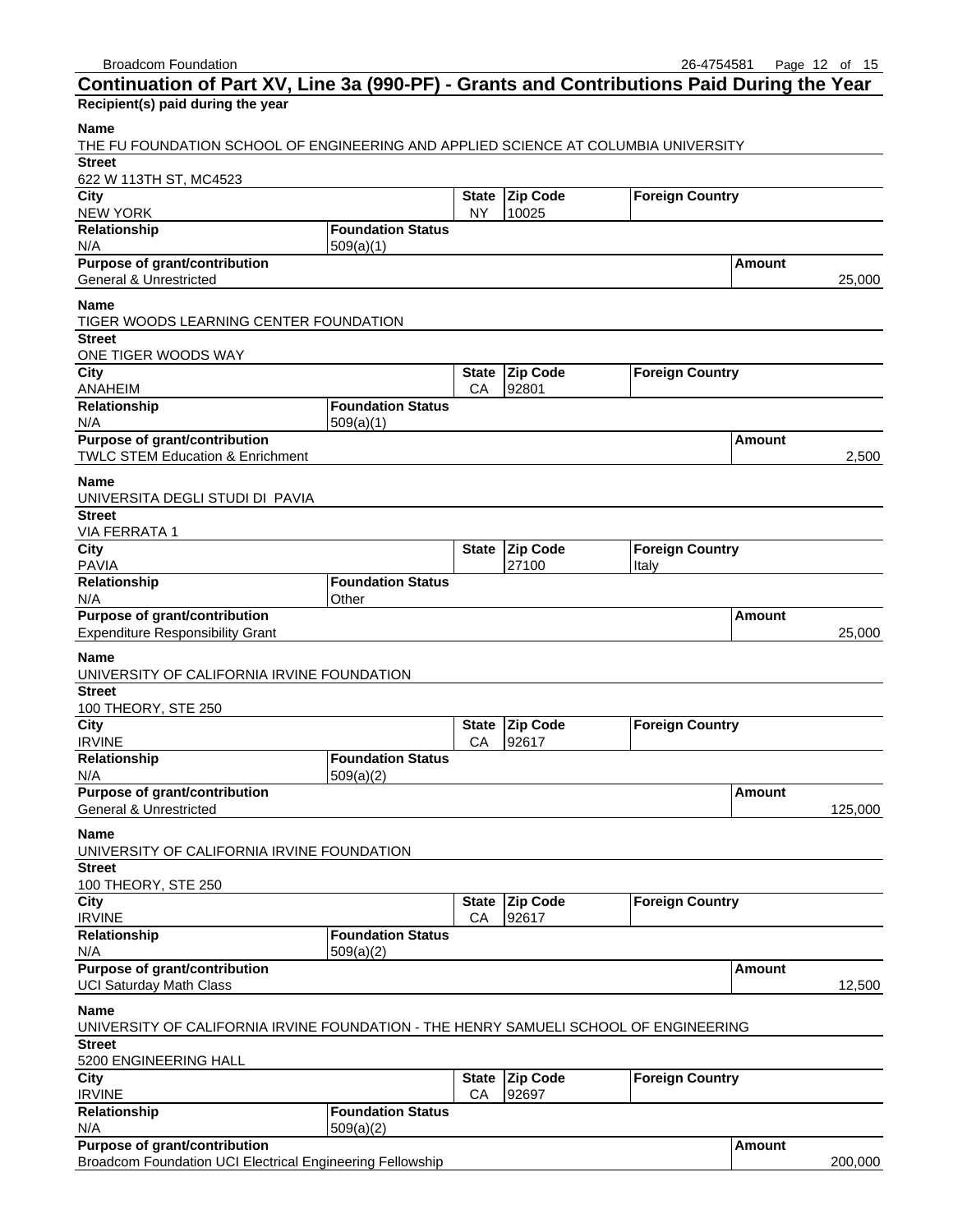## Continuation of Part XV, Line 3a (990-PF) - Grants and Contributions Paid During the Year

**Recipient(s) paid during the year**

| Name | | | | | |
|---|---|---|---|---|---|
| THE FU FOUNDATION SCHOOL OF ENGINEERING AND APPLIED SCIENCE AT COLUMBIA UNIVERSITY | | | | | |
| **Street** | | | | | |
| 622 W 113TH ST, MC4523 | | | | | |
| **City** | | **State** | **Zip Code** | **Foreign Country** | |
| NEW YORK | | NY | 10025 | | |
| **Relationship** | **Foundation Status** | | | | |
| N/A | 509(a)(1) | | | | |
| **Purpose of grant/contribution** | | | | | **Amount** |
| General & Unrestricted | | | | | 25,000 |

| Name | | | | | |
|---|---|---|---|---|---|
| TIGER WOODS LEARNING CENTER FOUNDATION | | | | | |
| **Street** | | | | | |
| ONE TIGER WOODS WAY | | | | | |
| **City** | | **State** | **Zip Code** | **Foreign Country** | |
| ANAHEIM | | CA | 92801 | | |
| **Relationship** | **Foundation Status** | | | | |
| N/A | 509(a)(1) | | | | |
| **Purpose of grant/contribution** | | | | | **Amount** |
| TWLC STEM Education & Enrichment | | | | | 2,500 |

| Name | | | | | |
|---|---|---|---|---|---|
| UNIVERSITA DEGLI STUDI DI PAVIA | | | | | |
| **Street** | | | | | |
| VIA FERRATA 1 | | | | | |
| **City** | | **State** | **Zip Code** | **Foreign Country** | |
| PAVIA | | | 27100 | Italy | |
| **Relationship** | **Foundation Status** | | | | |
| N/A | Other | | | | |
| **Purpose of grant/contribution** | | | | | **Amount** |
| Expenditure Responsibility Grant | | | | | 25,000 |

| Name | | | | | |
|---|---|---|---|---|---|
| UNIVERSITY OF CALIFORNIA IRVINE FOUNDATION | | | | | |
| **Street** | | | | | |
| 100 THEORY, STE 250 | | | | | |
| **City** | | **State** | **Zip Code** | **Foreign Country** | |
| IRVINE | | CA | 92617 | | |
| **Relationship** | **Foundation Status** | | | | |
| N/A | 509(a)(2) | | | | |
| **Purpose of grant/contribution** | | | | | **Amount** |
| General & Unrestricted | | | | | 125,000 |

| Name | | | | | |
|---|---|---|---|---|---|
| UNIVERSITY OF CALIFORNIA IRVINE FOUNDATION | | | | | |
| **Street** | | | | | |
| 100 THEORY, STE 250 | | | | | |
| **City** | | **State** | **Zip Code** | **Foreign Country** | |
| IRVINE | | CA | 92617 | | |
| **Relationship** | **Foundation Status** | | | | |
| N/A | 509(a)(2) | | | | |
| **Purpose of grant/contribution** | | | | | **Amount** |
| UCI Saturday Math Class | | | | | 12,500 |

| Name | | | | | |
|---|---|---|---|---|---|
| UNIVERSITY OF CALIFORNIA IRVINE FOUNDATION - THE HENRY SAMUELI SCHOOL OF ENGINEERING | | | | | |
| **Street** | | | | | |
| 5200 ENGINEERING HALL | | | | | |
| **City** | | **State** | **Zip Code** | **Foreign Country** | |
| IRVINE | | CA | 92697 | | |
| **Relationship** | **Foundation Status** | | | | |
| N/A | 509(a)(2) | | | | |
| **Purpose of grant/contribution** | | | | | **Amount** |
| Broadcom Foundation UCI Electrical Engineering Fellowship | | | | | 200,000 |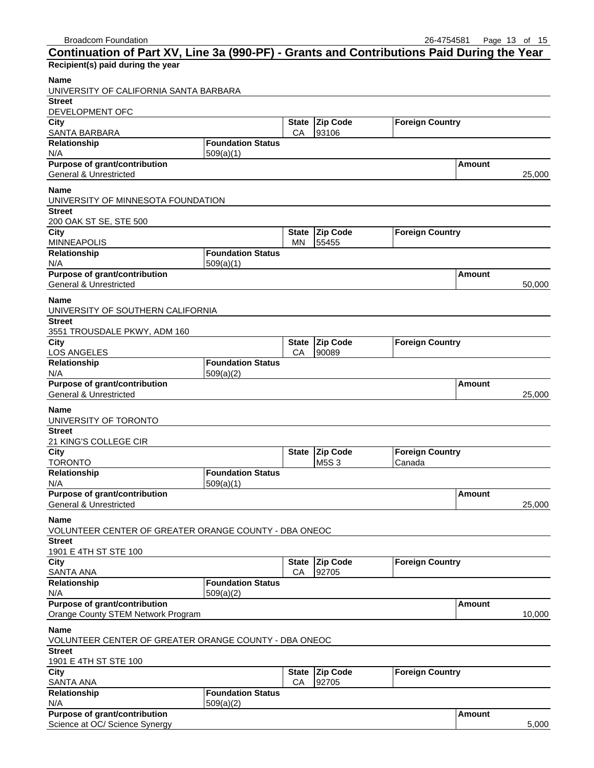## Continuation of Part XV, Line 3a (990-PF) - Grants and Contributions Paid During the Year

**Recipient(s) paid during the year**

| Name | | | | | |
|---|---|---|---|---|---|
| UNIVERSITY OF CALIFORNIA SANTA BARBARA | | | | | |
| **Street** | | | | | |
| DEVELOPMENT OFC | | | | | |
| **City** | | **State** | **Zip Code** | **Foreign Country** | |
| SANTA BARBARA | | CA | 93106 | | |
| **Relationship** | **Foundation Status** | | | | |
| N/A | 509(a)(1) | | | | |
| **Purpose of grant/contribution** | | | | | **Amount** |
| General & Unrestricted | | | | | 25,000 |

| Name | | | | | |
|---|---|---|---|---|---|
| UNIVERSITY OF MINNESOTA FOUNDATION | | | | | |
| **Street** | | | | | |
| 200 OAK ST SE, STE 500 | | | | | |
| **City** | | **State** | **Zip Code** | **Foreign Country** | |
| MINNEAPOLIS | | MN | 55455 | | |
| **Relationship** | **Foundation Status** | | | | |
| N/A | 509(a)(1) | | | | |
| **Purpose of grant/contribution** | | | | | **Amount** |
| General & Unrestricted | | | | | 50,000 |

| Name | | | | | |
|---|---|---|---|---|---|
| UNIVERSITY OF SOUTHERN CALIFORNIA | | | | | |
| **Street** | | | | | |
| 3551 TROUSDALE PKWY, ADM 160 | | | | | |
| **City** | | **State** | **Zip Code** | **Foreign Country** | |
| LOS ANGELES | | CA | 90089 | | |
| **Relationship** | **Foundation Status** | | | | |
| N/A | 509(a)(2) | | | | |
| **Purpose of grant/contribution** | | | | | **Amount** |
| General & Unrestricted | | | | | 25,000 |

| Name | | | | | |
|---|---|---|---|---|---|
| UNIVERSITY OF TORONTO | | | | | |
| **Street** | | | | | |
| 21 KING'S COLLEGE CIR | | | | | |
| **City** | | **State** | **Zip Code** | **Foreign Country** | |
| TORONTO | | | M5S 3 | Canada | |
| **Relationship** | **Foundation Status** | | | | |
| N/A | 509(a)(1) | | | | |
| **Purpose of grant/contribution** | | | | | **Amount** |
| General & Unrestricted | | | | | 25,000 |

| Name | | | | | |
|---|---|---|---|---|---|
| VOLUNTEER CENTER OF GREATER ORANGE COUNTY - DBA ONEOC | | | | | |
| **Street** | | | | | |
| 1901 E 4TH ST STE 100 | | | | | |
| **City** | | **State** | **Zip Code** | **Foreign Country** | |
| SANTA ANA | | CA | 92705 | | |
| **Relationship** | **Foundation Status** | | | | |
| N/A | 509(a)(2) | | | | |
| **Purpose of grant/contribution** | | | | | **Amount** |
| Orange County STEM Network Program | | | | | 10,000 |

| Name | | | | | |
|---|---|---|---|---|---|
| VOLUNTEER CENTER OF GREATER ORANGE COUNTY - DBA ONEOC | | | | | |
| **Street** | | | | | |
| 1901 E 4TH ST STE 100 | | | | | |
| **City** | | **State** | **Zip Code** | **Foreign Country** | |
| SANTA ANA | | CA | 92705 | | |
| **Relationship** | **Foundation Status** | | | | |
| N/A | 509(a)(2) | | | | |
| **Purpose of grant/contribution** | | | | | **Amount** |
| Science at OC/ Science Synergy | | | | | 5,000 |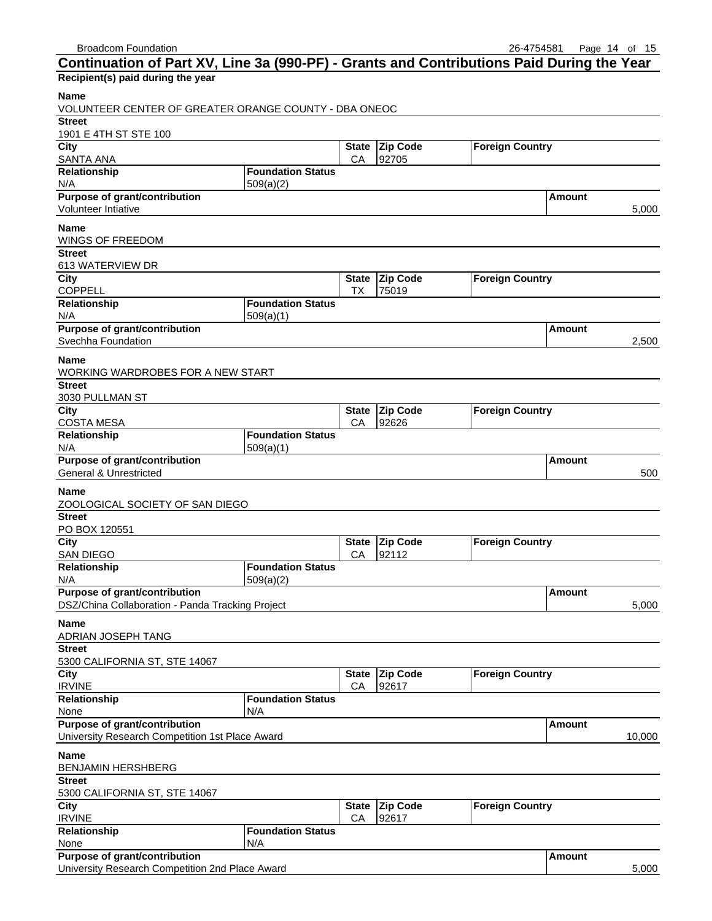## Continuation of Part XV, Line 3a (990-PF) - Grants and Contributions Paid During the Year

**Recipient(s) paid during the year**

| Name | | | | | |
|---|---|---|---|---|---|
| VOLUNTEER CENTER OF GREATER ORANGE COUNTY - DBA ONEOC | | | | | |
| **Street** | | | | | |
| 1901 E 4TH ST STE 100 | | | | | |
| **City** | | **State** | **Zip Code** | **Foreign Country** | |
| SANTA ANA | | CA | 92705 | | |
| **Relationship** | **Foundation Status** | | | | |
| N/A | 509(a)(2) | | | | |
| **Purpose of grant/contribution** | | | | | **Amount** |
| Volunteer Intiative | | | | | 5,000 |

| Name | | | | | |
|---|---|---|---|---|---|
| WINGS OF FREEDOM | | | | | |
| **Street** | | | | | |
| 613 WATERVIEW DR | | | | | |
| **City** | | **State** | **Zip Code** | **Foreign Country** | |
| COPPELL | | TX | 75019 | | |
| **Relationship** | **Foundation Status** | | | | |
| N/A | 509(a)(1) | | | | |
| **Purpose of grant/contribution** | | | | | **Amount** |
| Svechha Foundation | | | | | 2,500 |

| Name | | | | | |
|---|---|---|---|---|---|
| WORKING WARDROBES FOR A NEW START | | | | | |
| **Street** | | | | | |
| 3030 PULLMAN ST | | | | | |
| **City** | | **State** | **Zip Code** | **Foreign Country** | |
| COSTA MESA | | CA | 92626 | | |
| **Relationship** | **Foundation Status** | | | | |
| N/A | 509(a)(1) | | | | |
| **Purpose of grant/contribution** | | | | | **Amount** |
| General & Unrestricted | | | | | 500 |

| Name | | | | | |
|---|---|---|---|---|---|
| ZOOLOGICAL SOCIETY OF SAN DIEGO | | | | | |
| **Street** | | | | | |
| PO BOX 120551 | | | | | |
| **City** | | **State** | **Zip Code** | **Foreign Country** | |
| SAN DIEGO | | CA | 92112 | | |
| **Relationship** | **Foundation Status** | | | | |
| N/A | 509(a)(2) | | | | |
| **Purpose of grant/contribution** | | | | | **Amount** |
| DSZ/China Collaboration - Panda Tracking Project | | | | | 5,000 |

| Name | | | | | |
|---|---|---|---|---|---|
| ADRIAN JOSEPH TANG | | | | | |
| **Street** | | | | | |
| 5300 CALIFORNIA ST, STE 14067 | | | | | |
| **City** | | **State** | **Zip Code** | **Foreign Country** | |
| IRVINE | | CA | 92617 | | |
| **Relationship** | **Foundation Status** | | | | |
| None | N/A | | | | |
| **Purpose of grant/contribution** | | | | | **Amount** |
| University Research Competition 1st Place Award | | | | | 10,000 |

| Name | | | | | |
|---|---|---|---|---|---|
| BENJAMIN HERSHBERG | | | | | |
| **Street** | | | | | |
| 5300 CALIFORNIA ST, STE 14067 | | | | | |
| **City** | | **State** | **Zip Code** | **Foreign Country** | |
| IRVINE | | CA | 92617 | | |
| **Relationship** | **Foundation Status** | | | | |
| None | N/A | | | | |
| **Purpose of grant/contribution** | | | | | **Amount** |
| University Research Competition 2nd Place Award | | | | | 5,000 |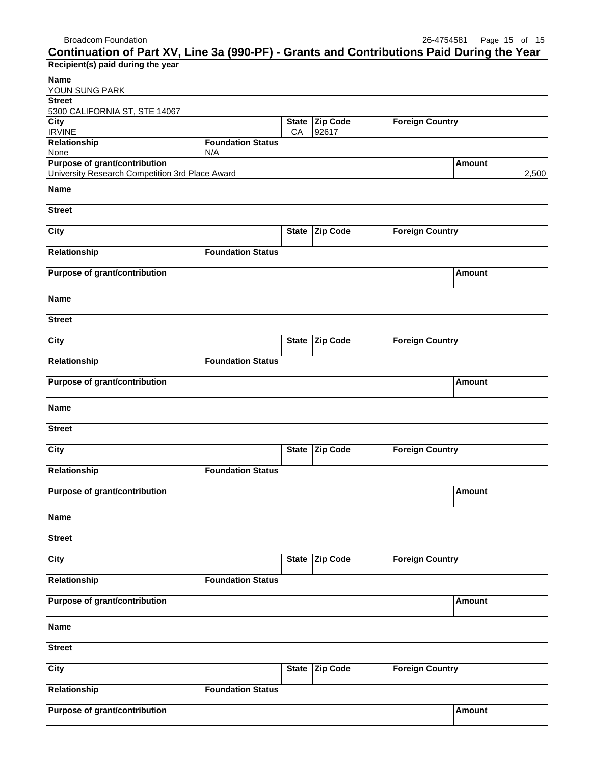## Continuation of Part XV, Line 3a (990-PF) - Grants and Contributions Paid During the Year

**Recipient(s) paid during the year**

| Name | | | | | |
|---|---|---|---|---|---|
| YOUN SUNG PARK | | | | | |
| **Street** | | | | | |
| 5300 CALIFORNIA ST, STE 14067 | | | | | |
| **City** | | **State** | **Zip Code** | **Foreign Country** | |
| IRVINE | | CA | 92617 | | |
| **Relationship** | **Foundation Status** | | | | |
| None | N/A | | | | |
| **Purpose of grant/contribution** | | | | | **Amount** |
| University Research Competition 3rd Place Award | | | | | 2,500 |

| Name | | | | | |
|---|---|---|---|---|---|
| **Street** | | | | | |
| **City** | | **State** | **Zip Code** | **Foreign Country** | |
| **Relationship** | **Foundation Status** | | | | |
| **Purpose of grant/contribution** | | | | | **Amount** |

| Name | | | | | |
|---|---|---|---|---|---|
| **Street** | | | | | |
| **City** | | **State** | **Zip Code** | **Foreign Country** | |
| **Relationship** | **Foundation Status** | | | | |
| **Purpose of grant/contribution** | | | | | **Amount** |

| Name | | | | | |
|---|---|---|---|---|---|
| **Street** | | | | | |
| **City** | | **State** | **Zip Code** | **Foreign Country** | |
| **Relationship** | **Foundation Status** | | | | |
| **Purpose of grant/contribution** | | | | | **Amount** |

| Name | | | | | |
|---|---|---|---|---|---|
| **Street** | | | | | |
| **City** | | **State** | **Zip Code** | **Foreign Country** | |
| **Relationship** | **Foundation Status** | | | | |
| **Purpose of grant/contribution** | | | | | **Amount** |

| Name | | | | | |
|---|---|---|---|---|---|
| **Street** | | | | | |
| **City** | | **State** | **Zip Code** | **Foreign Country** | |
| **Relationship** | **Foundation Status** | | | | |
| **Purpose of grant/contribution** | | | | | **Amount** |